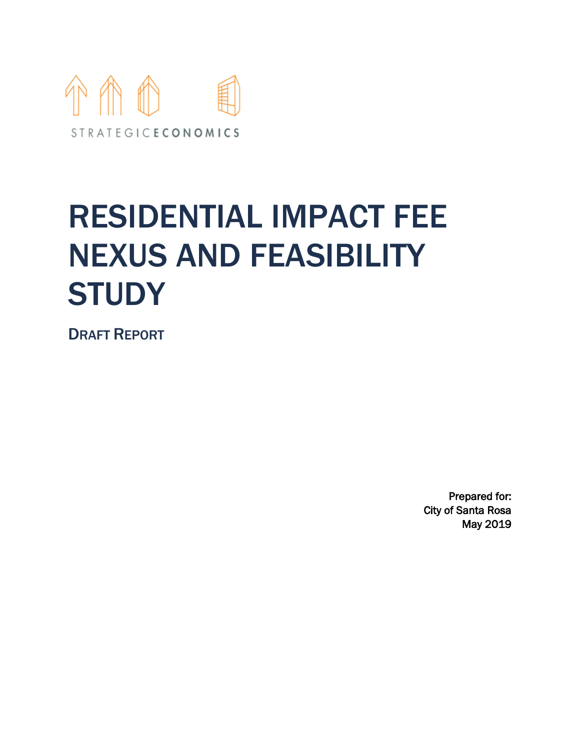STRATEGICECONOMICS

# RESIDENTIAL IMPACT FEE NEXUS AND FEASIBILITY STUDY

## DRAFT REPORT

Prepared for:
City of Santa Rosa
May 2019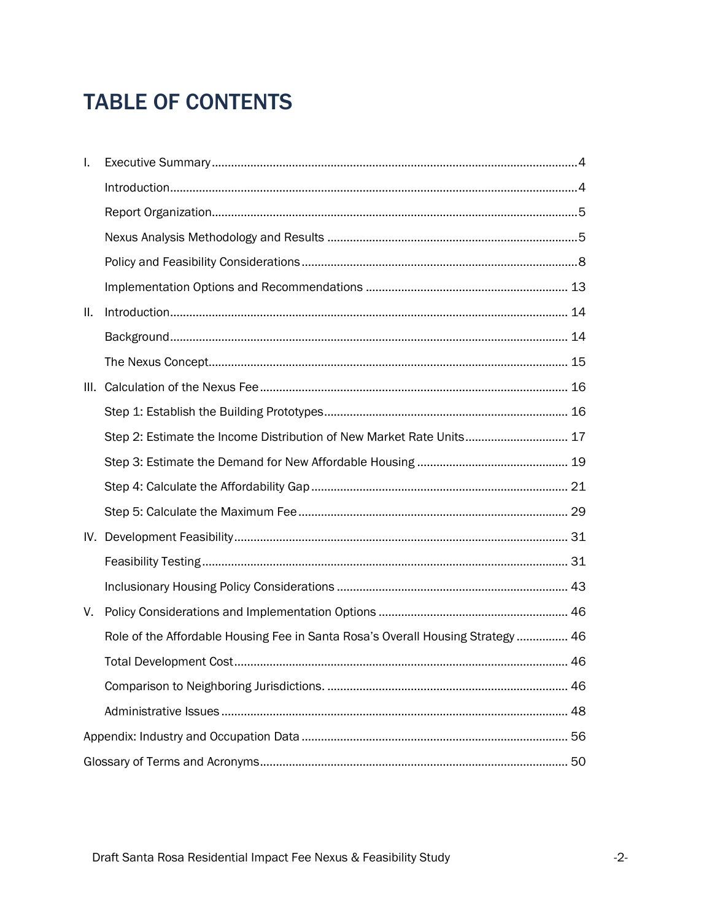# TABLE OF CONTENTS

I. Executive Summary ..... 4

- Introduction ..... 4
- Report Organization ..... 5
- Nexus Analysis Methodology and Results ..... 5
- Policy and Feasibility Considerations ..... 8
- Implementation Options and Recommendations ..... 13

II. Introduction ..... 14

- Background ..... 14
- The Nexus Concept ..... 15

III. Calculation of the Nexus Fee ..... 16

- Step 1: Establish the Building Prototypes ..... 16
- Step 2: Estimate the Income Distribution of New Market Rate Units ..... 17
- Step 3: Estimate the Demand for New Affordable Housing ..... 19
- Step 4: Calculate the Affordability Gap ..... 21
- Step 5: Calculate the Maximum Fee ..... 29

IV. Development Feasibility ..... 31

- Feasibility Testing ..... 31
- Inclusionary Housing Policy Considerations ..... 43

V. Policy Considerations and Implementation Options ..... 46

- Role of the Affordable Housing Fee in Santa Rosa's Overall Housing Strategy ..... 46
- Total Development Cost ..... 46
- Comparison to Neighboring Jurisdictions. ..... 46
- Administrative Issues ..... 48

Appendix: Industry and Occupation Data ..... 56

Glossary of Terms and Acronyms ..... 50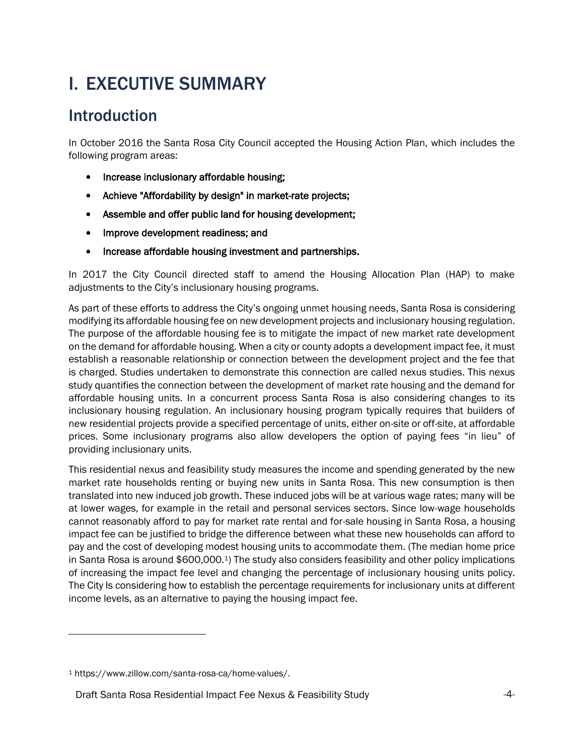# I. EXECUTIVE SUMMARY

## Introduction

In October 2016 the Santa Rosa City Council accepted the Housing Action Plan, which includes the following program areas:

- Increase inclusionary affordable housing;
- Achieve "Affordability by design" in market-rate projects;
- Assemble and offer public land for housing development;
- Improve development readiness; and
- Increase affordable housing investment and partnerships.

In 2017 the City Council directed staff to amend the Housing Allocation Plan (HAP) to make adjustments to the City's inclusionary housing programs.

As part of these efforts to address the City's ongoing unmet housing needs, Santa Rosa is considering modifying its affordable housing fee on new development projects and inclusionary housing regulation. The purpose of the affordable housing fee is to mitigate the impact of new market rate development on the demand for affordable housing. When a city or county adopts a development impact fee, it must establish a reasonable relationship or connection between the development project and the fee that is charged. Studies undertaken to demonstrate this connection are called nexus studies. This nexus study quantifies the connection between the development of market rate housing and the demand for affordable housing units. In a concurrent process Santa Rosa is also considering changes to its inclusionary housing regulation. An inclusionary housing program typically requires that builders of new residential projects provide a specified percentage of units, either on-site or off-site, at affordable prices. Some inclusionary programs also allow developers the option of paying fees "in lieu" of providing inclusionary units.

This residential nexus and feasibility study measures the income and spending generated by the new market rate households renting or buying new units in Santa Rosa. This new consumption is then translated into new induced job growth. These induced jobs will be at various wage rates; many will be at lower wages, for example in the retail and personal services sectors. Since low-wage households cannot reasonably afford to pay for market rate rental and for-sale housing in Santa Rosa, a housing impact fee can be justified to bridge the difference between what these new households can afford to pay and the cost of developing modest housing units to accommodate them. (The median home price in Santa Rosa is around $600,000.[1]) The study also considers feasibility and other policy implications of increasing the impact fee level and changing the percentage of inclusionary housing units policy. The City Is considering how to establish the percentage requirements for inclusionary units at different income levels, as an alternative to paying the housing impact fee.

[1] https://www.zillow.com/santa-rosa-ca/home-values/.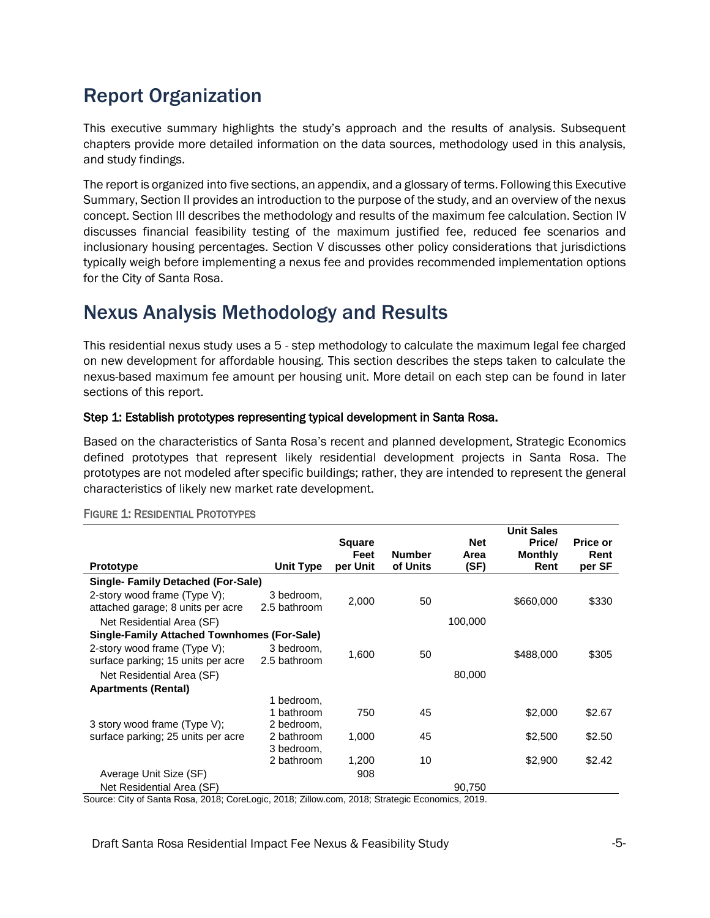## Report Organization

This executive summary highlights the study's approach and the results of analysis. Subsequent chapters provide more detailed information on the data sources, methodology used in this analysis, and study findings.

The report is organized into five sections, an appendix, and a glossary of terms. Following this Executive Summary, Section II provides an introduction to the purpose of the study, and an overview of the nexus concept. Section III describes the methodology and results of the maximum fee calculation. Section IV discusses financial feasibility testing of the maximum justified fee, reduced fee scenarios and inclusionary housing percentages. Section V discusses other policy considerations that jurisdictions typically weigh before implementing a nexus fee and provides recommended implementation options for the City of Santa Rosa.

## Nexus Analysis Methodology and Results

This residential nexus study uses a 5 - step methodology to calculate the maximum legal fee charged on new development for affordable housing. This section describes the steps taken to calculate the nexus-based maximum fee amount per housing unit. More detail on each step can be found in later sections of this report.

**Step 1: Establish prototypes representing typical development in Santa Rosa.**

Based on the characteristics of Santa Rosa's recent and planned development, Strategic Economics defined prototypes that represent likely residential development projects in Santa Rosa. The prototypes are not modeled after specific buildings; rather, they are intended to represent the general characteristics of likely new market rate development.

FIGURE 1: RESIDENTIAL PROTOTYPES

| Prototype | Unit Type | Square Feet per Unit | Number of Units | Net Area (SF) | Unit Sales Price/ Monthly Rent | Price or Rent per SF |
|---|---|---|---|---|---|---|
| **Single- Family Detached (For-Sale)** | | | | | | |
| 2-story wood frame (Type V); attached garage; 8 units per acre | 3 bedroom, 2.5 bathroom | 2,000 | 50 | | $660,000 | $330 |
| Net Residential Area (SF) | | | | 100,000 | | |
| **Single-Family Attached Townhomes (For-Sale)** | | | | | | |
| 2-story wood frame (Type V); surface parking; 15 units per acre | 3 bedroom, 2.5 bathroom | 1,600 | 50 | | $488,000 | $305 |
| Net Residential Area (SF) | | | | 80,000 | | |
| **Apartments (Rental)** | | | | | | |
| 3 story wood frame (Type V); surface parking; 25 units per acre | 1 bedroom, 1 bathroom | 750 | 45 | | $2,000 | $2.67 |
| | 2 bedroom, 2 bathroom | 1,000 | 45 | | $2,500 | $2.50 |
| | 3 bedroom, 2 bathroom | 1,200 | 10 | | $2,900 | $2.42 |
| Average Unit Size (SF) | | 908 | | | | |
| Net Residential Area (SF) | | | | 90,750 | | |

Source: City of Santa Rosa, 2018; CoreLogic, 2018; Zillow.com, 2018; Strategic Economics, 2019.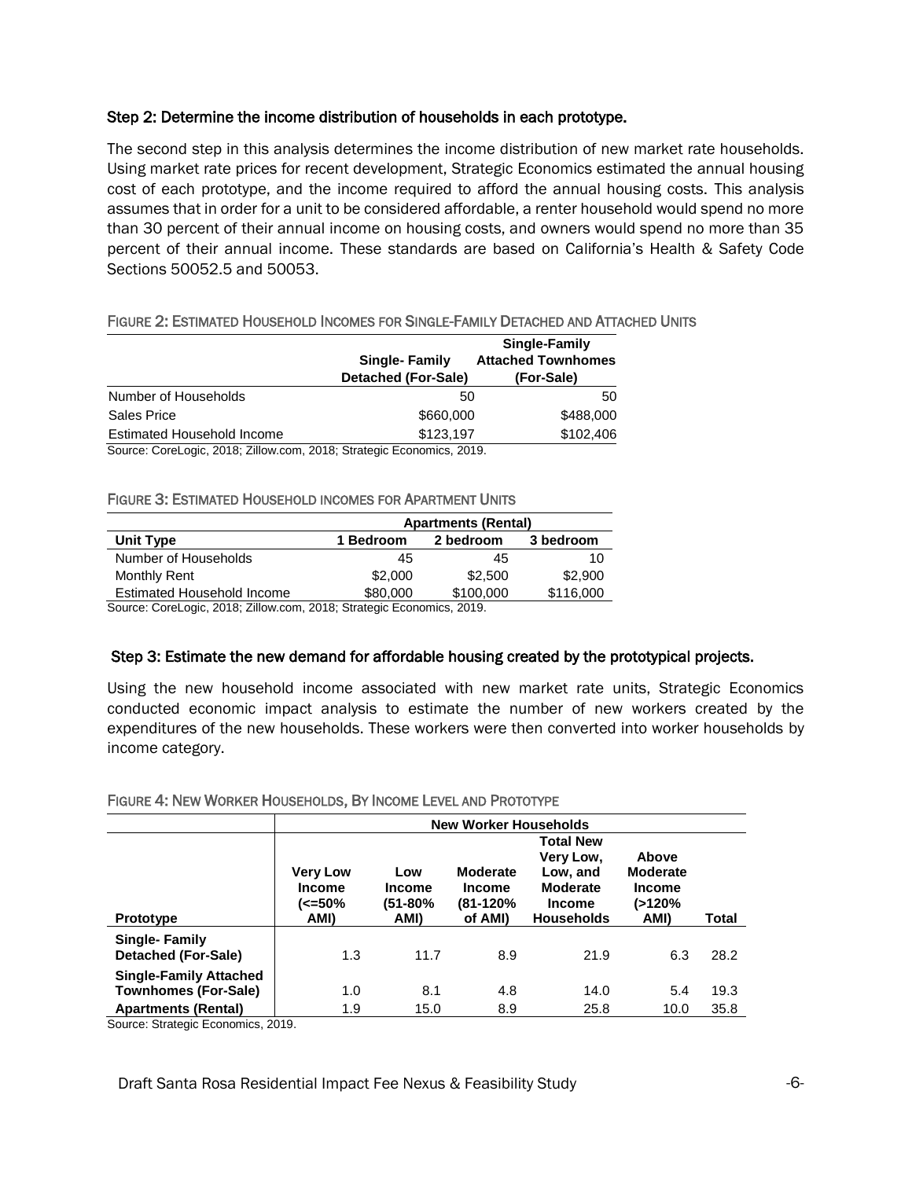### Step 2: Determine the income distribution of households in each prototype.

The second step in this analysis determines the income distribution of new market rate households. Using market rate prices for recent development, Strategic Economics estimated the annual housing cost of each prototype, and the income required to afford the annual housing costs. This analysis assumes that in order for a unit to be considered affordable, a renter household would spend no more than 30 percent of their annual income on housing costs, and owners would spend no more than 35 percent of their annual income. These standards are based on California's Health & Safety Code Sections 50052.5 and 50053.

FIGURE 2: ESTIMATED HOUSEHOLD INCOMES FOR SINGLE-FAMILY DETACHED AND ATTACHED UNITS

| | Single- Family Detached (For-Sale) | Single-Family Attached Townhomes (For-Sale) |
|---|---|---|
| Number of Households | 50 | 50 |
| Sales Price | $660,000 | $488,000 |
| Estimated Household Income | $123,197 | $102,406 |

Source: CoreLogic, 2018; Zillow.com, 2018; Strategic Economics, 2019.

FIGURE 3: ESTIMATED HOUSEHOLD INCOMES FOR APARTMENT UNITS

| | Apartments (Rental) | | |
|---|---|---|---|
| Unit Type | 1 Bedroom | 2 bedroom | 3 bedroom |
| Number of Households | 45 | 45 | 10 |
| Monthly Rent | $2,000 | $2,500 | $2,900 |
| Estimated Household Income | $80,000 | $100,000 | $116,000 |

Source: CoreLogic, 2018; Zillow.com, 2018; Strategic Economics, 2019.

### Step 3: Estimate the new demand for affordable housing created by the prototypical projects.

Using the new household income associated with new market rate units, Strategic Economics conducted economic impact analysis to estimate the number of new workers created by the expenditures of the new households. These workers were then converted into worker households by income category.

FIGURE 4: NEW WORKER HOUSEHOLDS, BY INCOME LEVEL AND PROTOTYPE

| | New Worker Households | | | | | |
|---|---|---|---|---|---|---|
| Prototype | Very Low Income (<=50% AMI) | Low Income (51-80% AMI) | Moderate Income (81-120% of AMI) | Total New Very Low, Low, and Moderate Income Households | Above Moderate Income (>120% AMI) | Total |
| Single- Family Detached (For-Sale) | 1.3 | 11.7 | 8.9 | 21.9 | 6.3 | 28.2 |
| Single-Family Attached Townhomes (For-Sale) | 1.0 | 8.1 | 4.8 | 14.0 | 5.4 | 19.3 |
| Apartments (Rental) | 1.9 | 15.0 | 8.9 | 25.8 | 10.0 | 35.8 |

Source: Strategic Economics, 2019.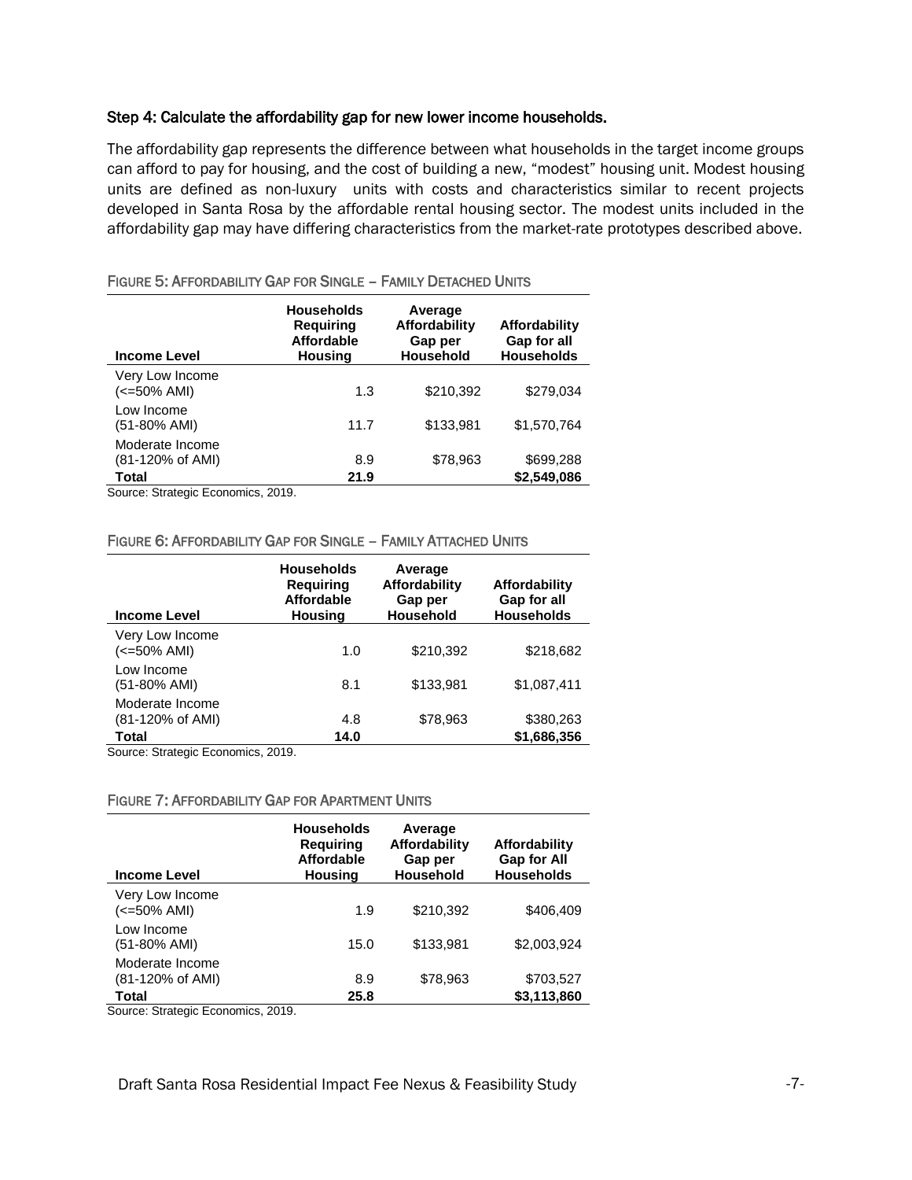### Step 4: Calculate the affordability gap for new lower income households.

The affordability gap represents the difference between what households in the target income groups can afford to pay for housing, and the cost of building a new, "modest" housing unit. Modest housing units are defined as non-luxury units with costs and characteristics similar to recent projects developed in Santa Rosa by the affordable rental housing sector. The modest units included in the affordability gap may have differing characteristics from the market-rate prototypes described above.

FIGURE 5: AFFORDABILITY GAP FOR SINGLE – FAMILY DETACHED UNITS

| Income Level | Households Requiring Affordable Housing | Average Affordability Gap per Household | Affordability Gap for all Households |
|---|---|---|---|
| Very Low Income (<=50% AMI) | 1.3 | $210,392 | $279,034 |
| Low Income (51-80% AMI) | 11.7 | $133,981 | $1,570,764 |
| Moderate Income (81-120% of AMI) | 8.9 | $78,963 | $699,288 |
| **Total** | **21.9** | | **$2,549,086** |

Source: Strategic Economics, 2019.

FIGURE 6: AFFORDABILITY GAP FOR SINGLE – FAMILY ATTACHED UNITS

| Income Level | Households Requiring Affordable Housing | Average Affordability Gap per Household | Affordability Gap for all Households |
|---|---|---|---|
| Very Low Income (<=50% AMI) | 1.0 | $210,392 | $218,682 |
| Low Income (51-80% AMI) | 8.1 | $133,981 | $1,087,411 |
| Moderate Income (81-120% of AMI) | 4.8 | $78,963 | $380,263 |
| **Total** | **14.0** | | **$1,686,356** |

Source: Strategic Economics, 2019.

FIGURE 7: AFFORDABILITY GAP FOR APARTMENT UNITS

| Income Level | Households Requiring Affordable Housing | Average Affordability Gap per Household | Affordability Gap for All Households |
|---|---|---|---|
| Very Low Income (<=50% AMI) | 1.9 | $210,392 | $406,409 |
| Low Income (51-80% AMI) | 15.0 | $133,981 | $2,003,924 |
| Moderate Income (81-120% of AMI) | 8.9 | $78,963 | $703,527 |
| **Total** | **25.8** | | **$3,113,860** |

Source: Strategic Economics, 2019.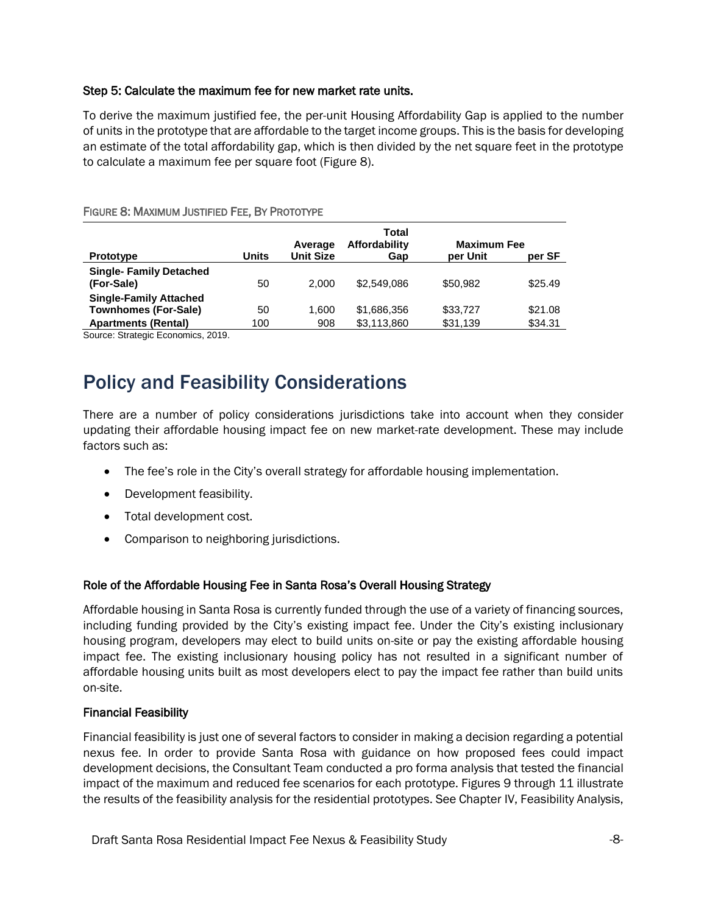#### Step 5: Calculate the maximum fee for new market rate units.

To derive the maximum justified fee, the per-unit Housing Affordability Gap is applied to the number of units in the prototype that are affordable to the target income groups. This is the basis for developing an estimate of the total affordability gap, which is then divided by the net square feet in the prototype to calculate a maximum fee per square foot (Figure 8).

FIGURE 8: MAXIMUM JUSTIFIED FEE, BY PROTOTYPE

| Prototype | Units | Average Unit Size | Total Affordability Gap | Maximum Fee per Unit | per SF |
|---|---|---|---|---|---|
| **Single- Family Detached (For-Sale)** | 50 | 2,000 | $2,549,086 | $50,982 | $25.49 |
| **Single-Family Attached Townhomes (For-Sale)** | 50 | 1,600 | $1,686,356 | $33,727 | $21.08 |
| **Apartments (Rental)** | 100 | 908 | $3,113,860 | $31,139 | $34.31 |

Source: Strategic Economics, 2019.

## Policy and Feasibility Considerations

There are a number of policy considerations jurisdictions take into account when they consider updating their affordable housing impact fee on new market-rate development. These may include factors such as:

- The fee's role in the City's overall strategy for affordable housing implementation.
- Development feasibility.
- Total development cost.
- Comparison to neighboring jurisdictions.

#### Role of the Affordable Housing Fee in Santa Rosa's Overall Housing Strategy

Affordable housing in Santa Rosa is currently funded through the use of a variety of financing sources, including funding provided by the City's existing impact fee. Under the City's existing inclusionary housing program, developers may elect to build units on-site or pay the existing affordable housing impact fee. The existing inclusionary housing policy has not resulted in a significant number of affordable housing units built as most developers elect to pay the impact fee rather than build units on-site.

#### Financial Feasibility

Financial feasibility is just one of several factors to consider in making a decision regarding a potential nexus fee. In order to provide Santa Rosa with guidance on how proposed fees could impact development decisions, the Consultant Team conducted a pro forma analysis that tested the financial impact of the maximum and reduced fee scenarios for each prototype. Figures 9 through 11 illustrate the results of the feasibility analysis for the residential prototypes. See Chapter IV, Feasibility Analysis,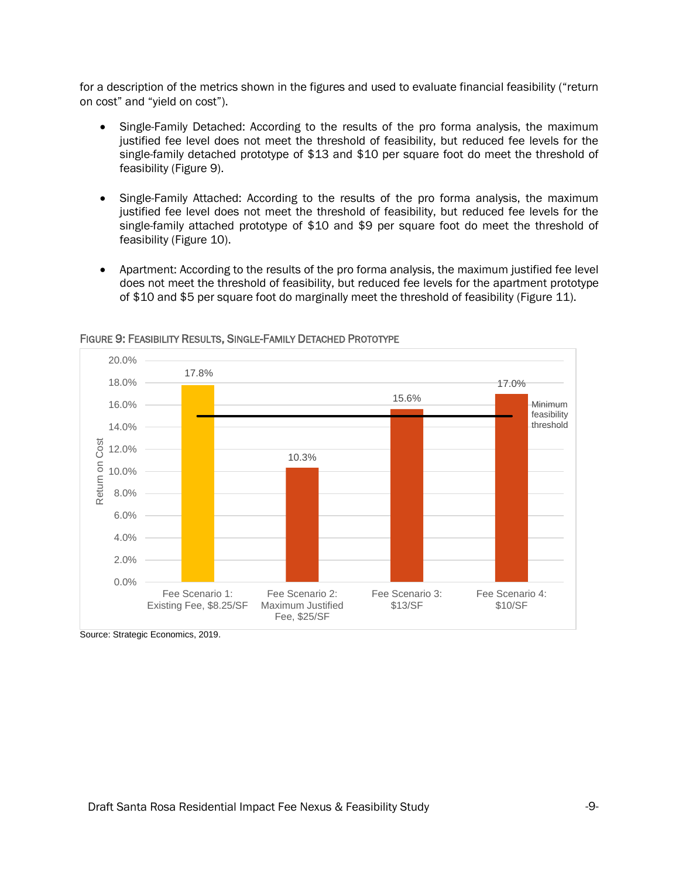for a description of the metrics shown in the figures and used to evaluate financial feasibility ("return on cost" and "yield on cost").

- Single-Family Detached: According to the results of the pro forma analysis, the maximum justified fee level does not meet the threshold of feasibility, but reduced fee levels for the single-family detached prototype of $13 and $10 per square foot do meet the threshold of feasibility (Figure 9).

- Single-Family Attached: According to the results of the pro forma analysis, the maximum justified fee level does not meet the threshold of feasibility, but reduced fee levels for the single-family attached prototype of $10 and $9 per square foot do meet the threshold of feasibility (Figure 10).

- Apartment: According to the results of the pro forma analysis, the maximum justified fee level does not meet the threshold of feasibility, but reduced fee levels for the apartment prototype of $10 and $5 per square foot do marginally meet the threshold of feasibility (Figure 11).

FIGURE 9: FEASIBILITY RESULTS, SINGLE-FAMILY DETACHED PROTOTYPE

| Fee Scenario | Return on Cost |
|---|---|
| Fee Scenario 1: Existing Fee, $8.25/SF | 17.8% |
| Fee Scenario 2: Maximum Justified Fee, $25/SF | 10.3% |
| Fee Scenario 3: $13/SF | 15.6% |
| Fee Scenario 4: $10/SF | 17.0% |

Minimum feasibility threshold: 15.0%

Source: Strategic Economics, 2019.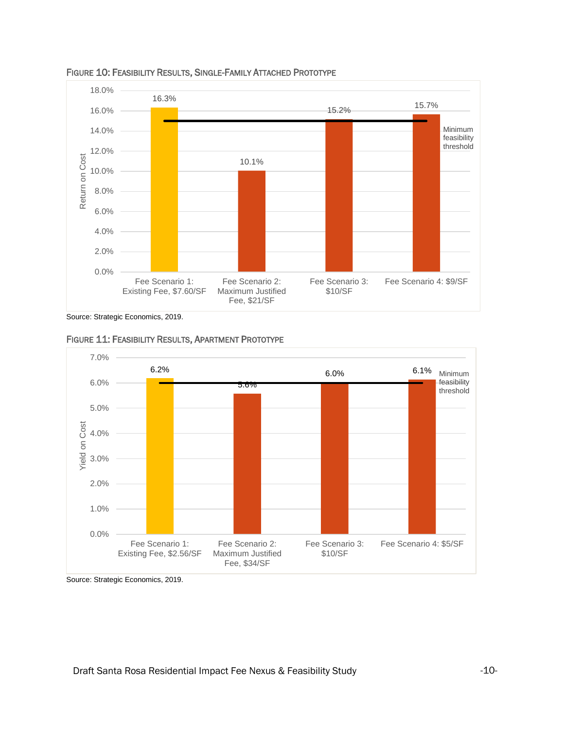FIGURE 10: FEASIBILITY RESULTS, SINGLE-FAMILY ATTACHED PROTOTYPE

| Fee Scenario | Return on Cost |
|---|---|
| Fee Scenario 1: Existing Fee, $7.60/SF | 16.3% |
| Fee Scenario 2: Maximum Justified Fee, $21/SF | 10.1% |
| Fee Scenario 3: $10/SF | 15.2% |
| Fee Scenario 4: $9/SF | 15.7% |

Minimum feasibility threshold

Source: Strategic Economics, 2019.

FIGURE 11: FEASIBILITY RESULTS, APARTMENT PROTOTYPE

| Fee Scenario | Yield on Cost |
|---|---|
| Fee Scenario 1: Existing Fee, $2.56/SF | 6.2% |
| Fee Scenario 2: Maximum Justified Fee, $34/SF | 5.6% |
| Fee Scenario 3: $10/SF | 6.0% |
| Fee Scenario 4: $5/SF | 6.1% |

Minimum feasibility threshold

Source: Strategic Economics, 2019.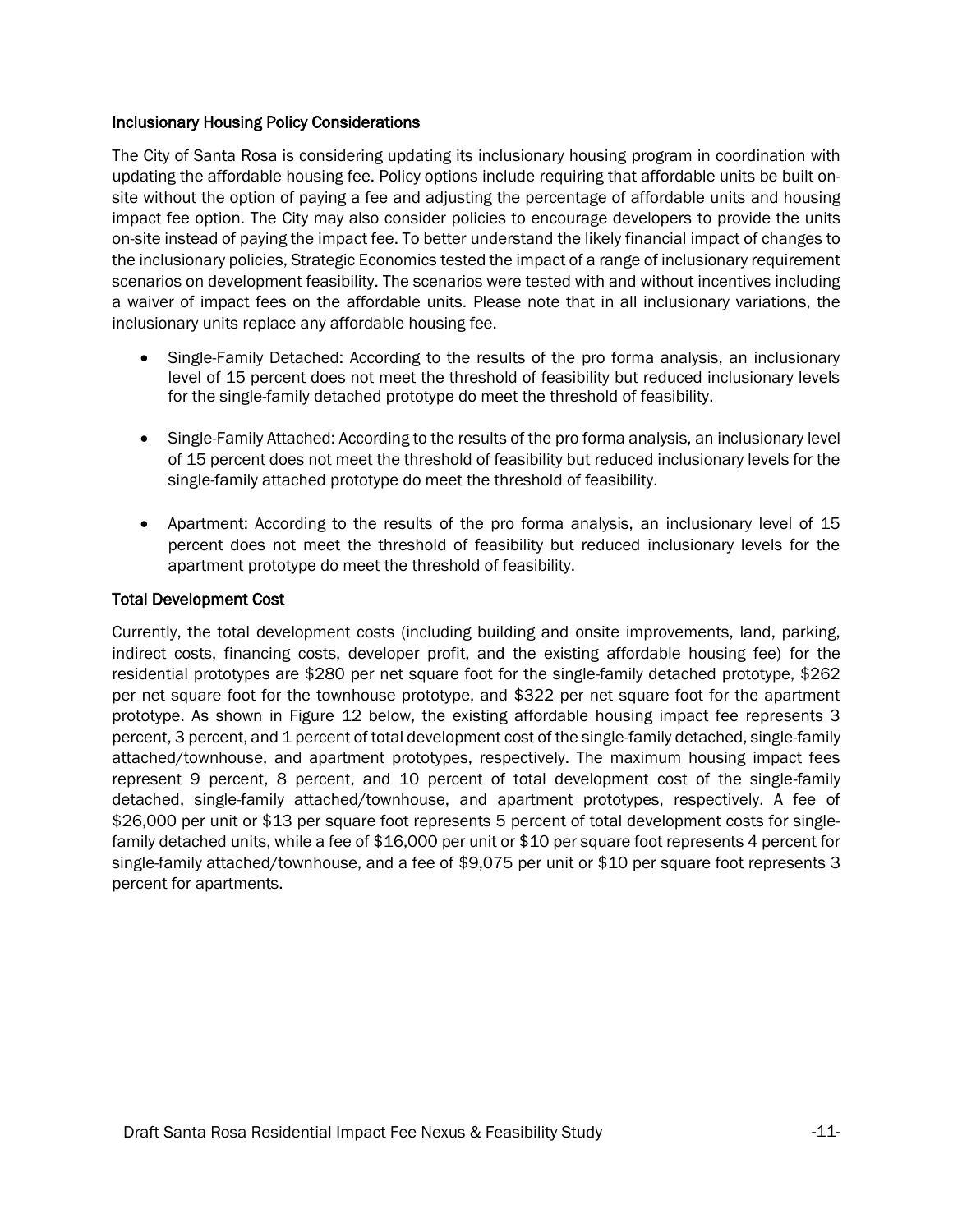### Inclusionary Housing Policy Considerations

The City of Santa Rosa is considering updating its inclusionary housing program in coordination with updating the affordable housing fee. Policy options include requiring that affordable units be built on-site without the option of paying a fee and adjusting the percentage of affordable units and housing impact fee option. The City may also consider policies to encourage developers to provide the units on-site instead of paying the impact fee. To better understand the likely financial impact of changes to the inclusionary policies, Strategic Economics tested the impact of a range of inclusionary requirement scenarios on development feasibility. The scenarios were tested with and without incentives including a waiver of impact fees on the affordable units. Please note that in all inclusionary variations, the inclusionary units replace any affordable housing fee.

- Single-Family Detached: According to the results of the pro forma analysis, an inclusionary level of 15 percent does not meet the threshold of feasibility but reduced inclusionary levels for the single-family detached prototype do meet the threshold of feasibility.
- Single-Family Attached: According to the results of the pro forma analysis, an inclusionary level of 15 percent does not meet the threshold of feasibility but reduced inclusionary levels for the single-family attached prototype do meet the threshold of feasibility.
- Apartment: According to the results of the pro forma analysis, an inclusionary level of 15 percent does not meet the threshold of feasibility but reduced inclusionary levels for the apartment prototype do meet the threshold of feasibility.

### Total Development Cost

Currently, the total development costs (including building and onsite improvements, land, parking, indirect costs, financing costs, developer profit, and the existing affordable housing fee) for the residential prototypes are $280 per net square foot for the single-family detached prototype, $262 per net square foot for the townhouse prototype, and $322 per net square foot for the apartment prototype. As shown in Figure 12 below, the existing affordable housing impact fee represents 3 percent, 3 percent, and 1 percent of total development cost of the single-family detached, single-family attached/townhouse, and apartment prototypes, respectively. The maximum housing impact fees represent 9 percent, 8 percent, and 10 percent of total development cost of the single-family detached, single-family attached/townhouse, and apartment prototypes, respectively. A fee of $26,000 per unit or $13 per square foot represents 5 percent of total development costs for single-family detached units, while a fee of $16,000 per unit or $10 per square foot represents 4 percent for single-family attached/townhouse, and a fee of $9,075 per unit or $10 per square foot represents 3 percent for apartments.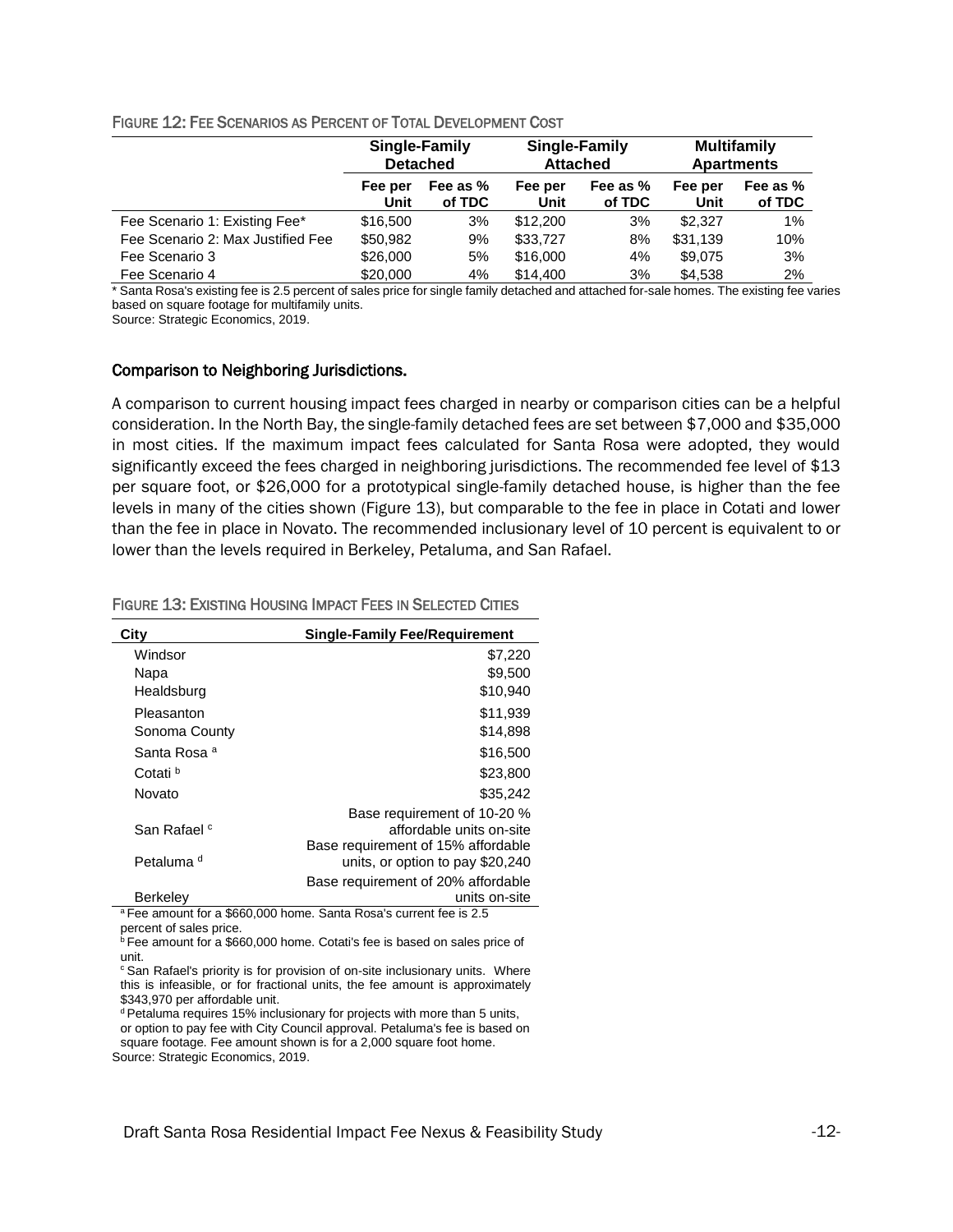FIGURE 12: FEE SCENARIOS AS PERCENT OF TOTAL DEVELOPMENT COST

| | Single-Family Detached | | Single-Family Attached | | Multifamily Apartments | |
|---|---|---|---|---|---|---|
| | Fee per Unit | Fee as % of TDC | Fee per Unit | Fee as % of TDC | Fee per Unit | Fee as % of TDC |
| Fee Scenario 1: Existing Fee* | $16,500 | 3% | $12,200 | 3% | $2,327 | 1% |
| Fee Scenario 2: Max Justified Fee | $50,982 | 9% | $33,727 | 8% | $31,139 | 10% |
| Fee Scenario 3 | $26,000 | 5% | $16,000 | 4% | $9,075 | 3% |
| Fee Scenario 4 | $20,000 | 4% | $14,400 | 3% | $4,538 | 2% |

* Santa Rosa's existing fee is 2.5 percent of sales price for single family detached and attached for-sale homes. The existing fee varies based on square footage for multifamily units.

Source: Strategic Economics, 2019.

### Comparison to Neighboring Jurisdictions.

A comparison to current housing impact fees charged in nearby or comparison cities can be a helpful consideration. In the North Bay, the single-family detached fees are set between $7,000 and $35,000 in most cities. If the maximum impact fees calculated for Santa Rosa were adopted, they would significantly exceed the fees charged in neighboring jurisdictions. The recommended fee level of $13 per square foot, or $26,000 for a prototypical single-family detached house, is higher than the fee levels in many of the cities shown (Figure 13), but comparable to the fee in place in Cotati and lower than the fee in place in Novato. The recommended inclusionary level of 10 percent is equivalent to or lower than the levels required in Berkeley, Petaluma, and San Rafael.

FIGURE 13: EXISTING HOUSING IMPACT FEES IN SELECTED CITIES

| City | Single-Family Fee/Requirement |
|---|---|
| Windsor | $7,220 |
| Napa | $9,500 |
| Healdsburg | $10,940 |
| Pleasanton | $11,939 |
| Sonoma County | $14,898 |
| Santa Rosa [a] | $16,500 |
| Cotati [b] | $23,800 |
| Novato | $35,242 |
| San Rafael [c] | Base requirement of 10-20 % affordable units on-site |
| Petaluma [d] | Base requirement of 15% affordable units, or option to pay $20,240 |
| Berkeley | Base requirement of 20% affordable units on-site |

[a] Fee amount for a $660,000 home. Santa Rosa's current fee is 2.5 percent of sales price.

[b] Fee amount for a $660,000 home. Cotati's fee is based on sales price of unit.

[c] San Rafael's priority is for provision of on-site inclusionary units. Where this is infeasible, or for fractional units, the fee amount is approximately $343,970 per affordable unit.

[d] Petaluma requires 15% inclusionary for projects with more than 5 units, or option to pay fee with City Council approval. Petaluma's fee is based on square footage. Fee amount shown is for a 2,000 square foot home.

Source: Strategic Economics, 2019.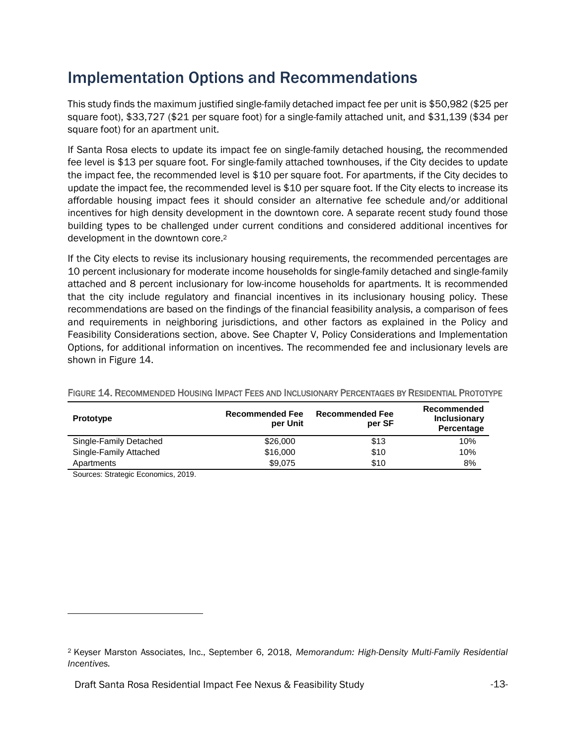## Implementation Options and Recommendations

This study finds the maximum justified single-family detached impact fee per unit is $50,982 ($25 per square foot), $33,727 ($21 per square foot) for a single-family attached unit, and $31,139 ($34 per square foot) for an apartment unit.

If Santa Rosa elects to update its impact fee on single-family detached housing, the recommended fee level is $13 per square foot. For single-family attached townhouses, if the City decides to update the impact fee, the recommended level is $10 per square foot. For apartments, if the City decides to update the impact fee, the recommended level is $10 per square foot. If the City elects to increase its affordable housing impact fees it should consider an alternative fee schedule and/or additional incentives for high density development in the downtown core. A separate recent study found those building types to be challenged under current conditions and considered additional incentives for development in the downtown core.[2]

If the City elects to revise its inclusionary housing requirements, the recommended percentages are 10 percent inclusionary for moderate income households for single-family detached and single-family attached and 8 percent inclusionary for low-income households for apartments. It is recommended that the city include regulatory and financial incentives in its inclusionary housing policy. These recommendations are based on the findings of the financial feasibility analysis, a comparison of fees and requirements in neighboring jurisdictions, and other factors as explained in the Policy and Feasibility Considerations section, above. See Chapter V, Policy Considerations and Implementation Options, for additional information on incentives. The recommended fee and inclusionary levels are shown in Figure 14.

FIGURE 14. RECOMMENDED HOUSING IMPACT FEES AND INCLUSIONARY PERCENTAGES BY RESIDENTIAL PROTOTYPE

| Prototype | Recommended Fee per Unit | Recommended Fee per SF | Recommended Inclusionary Percentage |
|---|---|---|---|
| Single-Family Detached | $26,000 | $13 | 10% |
| Single-Family Attached | $16,000 | $10 | 10% |
| Apartments | $9,075 | $10 | 8% |

Sources: Strategic Economics, 2019.

[2] Keyser Marston Associates, Inc., September 6, 2018, *Memorandum: High-Density Multi-Family Residential Incentives.*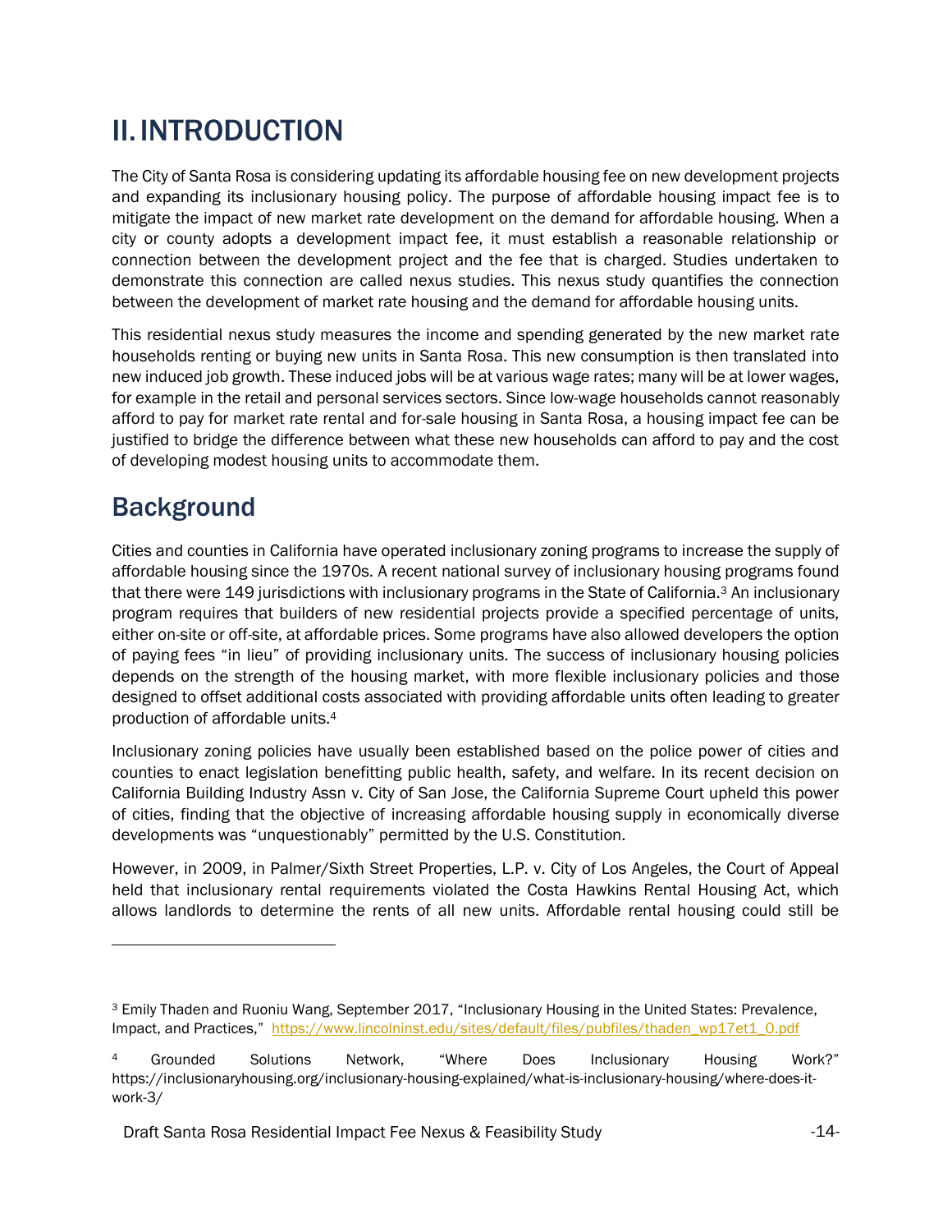# II. INTRODUCTION

The City of Santa Rosa is considering updating its affordable housing fee on new development projects and expanding its inclusionary housing policy. The purpose of affordable housing impact fee is to mitigate the impact of new market rate development on the demand for affordable housing. When a city or county adopts a development impact fee, it must establish a reasonable relationship or connection between the development project and the fee that is charged. Studies undertaken to demonstrate this connection are called nexus studies. This nexus study quantifies the connection between the development of market rate housing and the demand for affordable housing units.

This residential nexus study measures the income and spending generated by the new market rate households renting or buying new units in Santa Rosa. This new consumption is then translated into new induced job growth. These induced jobs will be at various wage rates; many will be at lower wages, for example in the retail and personal services sectors. Since low-wage households cannot reasonably afford to pay for market rate rental and for-sale housing in Santa Rosa, a housing impact fee can be justified to bridge the difference between what these new households can afford to pay and the cost of developing modest housing units to accommodate them.

## Background

Cities and counties in California have operated inclusionary zoning programs to increase the supply of affordable housing since the 1970s. A recent national survey of inclusionary housing programs found that there were 149 jurisdictions with inclusionary programs in the State of California.[3] An inclusionary program requires that builders of new residential projects provide a specified percentage of units, either on-site or off-site, at affordable prices. Some programs have also allowed developers the option of paying fees "in lieu" of providing inclusionary units. The success of inclusionary housing policies depends on the strength of the housing market, with more flexible inclusionary policies and those designed to offset additional costs associated with providing affordable units often leading to greater production of affordable units.[4]

Inclusionary zoning policies have usually been established based on the police power of cities and counties to enact legislation benefitting public health, safety, and welfare. In its recent decision on California Building Industry Assn v. City of San Jose, the California Supreme Court upheld this power of cities, finding that the objective of increasing affordable housing supply in economically diverse developments was "unquestionably" permitted by the U.S. Constitution.

However, in 2009, in Palmer/Sixth Street Properties, L.P. v. City of Los Angeles, the Court of Appeal held that inclusionary rental requirements violated the Costa Hawkins Rental Housing Act, which allows landlords to determine the rents of all new units. Affordable rental housing could still be

---

[3] Emily Thaden and Ruoniu Wang, September 2017, "Inclusionary Housing in the United States: Prevalence, Impact, and Practices," https://www.lincolninst.edu/sites/default/files/pubfiles/thaden_wp17et1_0.pdf

[4] Grounded Solutions Network, "Where Does Inclusionary Housing Work?" https://inclusionaryhousing.org/inclusionary-housing-explained/what-is-inclusionary-housing/where-does-it-work-3/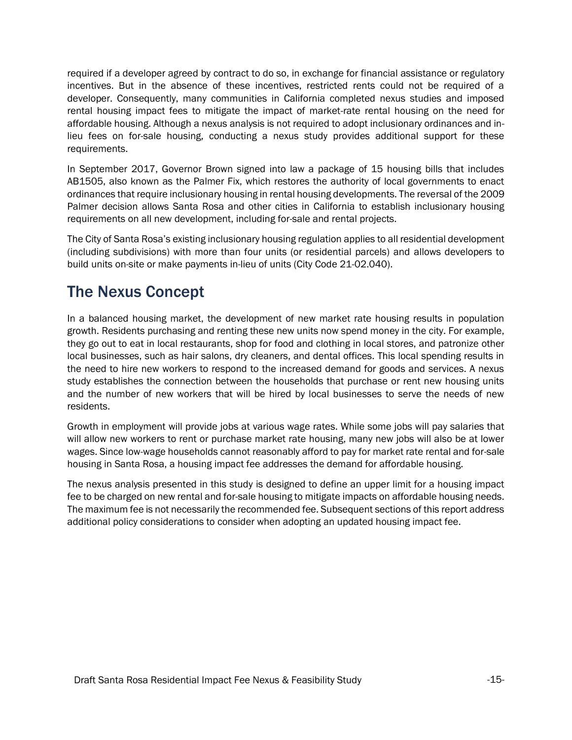required if a developer agreed by contract to do so, in exchange for financial assistance or regulatory incentives. But in the absence of these incentives, restricted rents could not be required of a developer. Consequently, many communities in California completed nexus studies and imposed rental housing impact fees to mitigate the impact of market-rate rental housing on the need for affordable housing. Although a nexus analysis is not required to adopt inclusionary ordinances and in-lieu fees on for-sale housing, conducting a nexus study provides additional support for these requirements.

In September 2017, Governor Brown signed into law a package of 15 housing bills that includes AB1505, also known as the Palmer Fix, which restores the authority of local governments to enact ordinances that require inclusionary housing in rental housing developments. The reversal of the 2009 Palmer decision allows Santa Rosa and other cities in California to establish inclusionary housing requirements on all new development, including for-sale and rental projects.

The City of Santa Rosa's existing inclusionary housing regulation applies to all residential development (including subdivisions) with more than four units (or residential parcels) and allows developers to build units on-site or make payments in-lieu of units (City Code 21-02.040).

## The Nexus Concept

In a balanced housing market, the development of new market rate housing results in population growth. Residents purchasing and renting these new units now spend money in the city. For example, they go out to eat in local restaurants, shop for food and clothing in local stores, and patronize other local businesses, such as hair salons, dry cleaners, and dental offices. This local spending results in the need to hire new workers to respond to the increased demand for goods and services. A nexus study establishes the connection between the households that purchase or rent new housing units and the number of new workers that will be hired by local businesses to serve the needs of new residents.

Growth in employment will provide jobs at various wage rates. While some jobs will pay salaries that will allow new workers to rent or purchase market rate housing, many new jobs will also be at lower wages. Since low-wage households cannot reasonably afford to pay for market rate rental and for-sale housing in Santa Rosa, a housing impact fee addresses the demand for affordable housing.

The nexus analysis presented in this study is designed to define an upper limit for a housing impact fee to be charged on new rental and for-sale housing to mitigate impacts on affordable housing needs. The maximum fee is not necessarily the recommended fee. Subsequent sections of this report address additional policy considerations to consider when adopting an updated housing impact fee.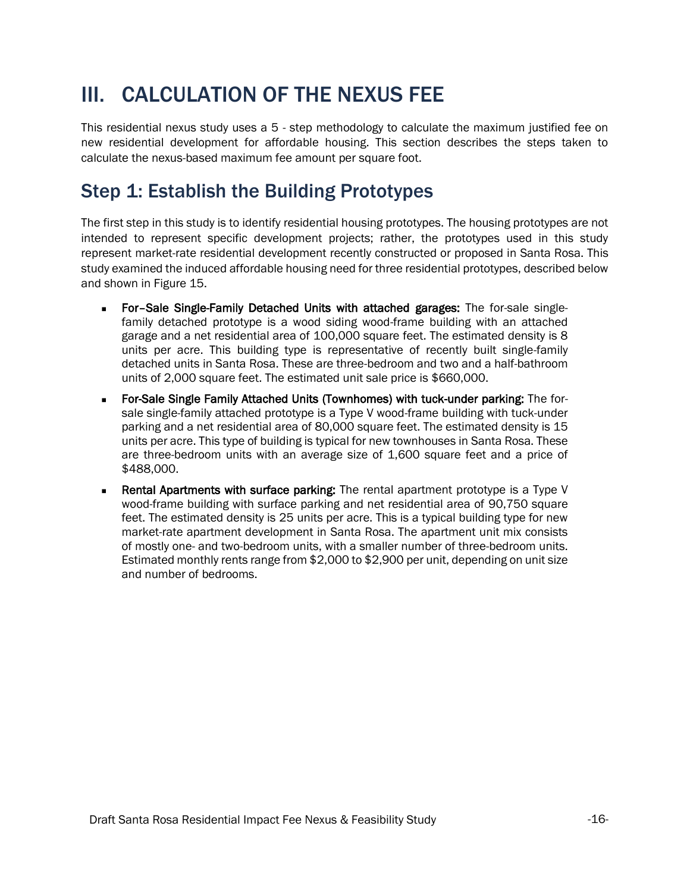# III. CALCULATION OF THE NEXUS FEE

This residential nexus study uses a 5 - step methodology to calculate the maximum justified fee on new residential development for affordable housing. This section describes the steps taken to calculate the nexus-based maximum fee amount per square foot.

## Step 1: Establish the Building Prototypes

The first step in this study is to identify residential housing prototypes. The housing prototypes are not intended to represent specific development projects; rather, the prototypes used in this study represent market-rate residential development recently constructed or proposed in Santa Rosa. This study examined the induced affordable housing need for three residential prototypes, described below and shown in Figure 15.

- **For–Sale Single-Family Detached Units with attached garages:** The for-sale single-family detached prototype is a wood siding wood-frame building with an attached garage and a net residential area of 100,000 square feet. The estimated density is 8 units per acre. This building type is representative of recently built single-family detached units in Santa Rosa. These are three-bedroom and two and a half-bathroom units of 2,000 square feet. The estimated unit sale price is $660,000.
- **For-Sale Single Family Attached Units (Townhomes) with tuck-under parking:** The for-sale single-family attached prototype is a Type V wood-frame building with tuck-under parking and a net residential area of 80,000 square feet. The estimated density is 15 units per acre. This type of building is typical for new townhouses in Santa Rosa. These are three-bedroom units with an average size of 1,600 square feet and a price of $488,000.
- **Rental Apartments with surface parking:** The rental apartment prototype is a Type V wood-frame building with surface parking and net residential area of 90,750 square feet. The estimated density is 25 units per acre. This is a typical building type for new market-rate apartment development in Santa Rosa. The apartment unit mix consists of mostly one- and two-bedroom units, with a smaller number of three-bedroom units. Estimated monthly rents range from $2,000 to $2,900 per unit, depending on unit size and number of bedrooms.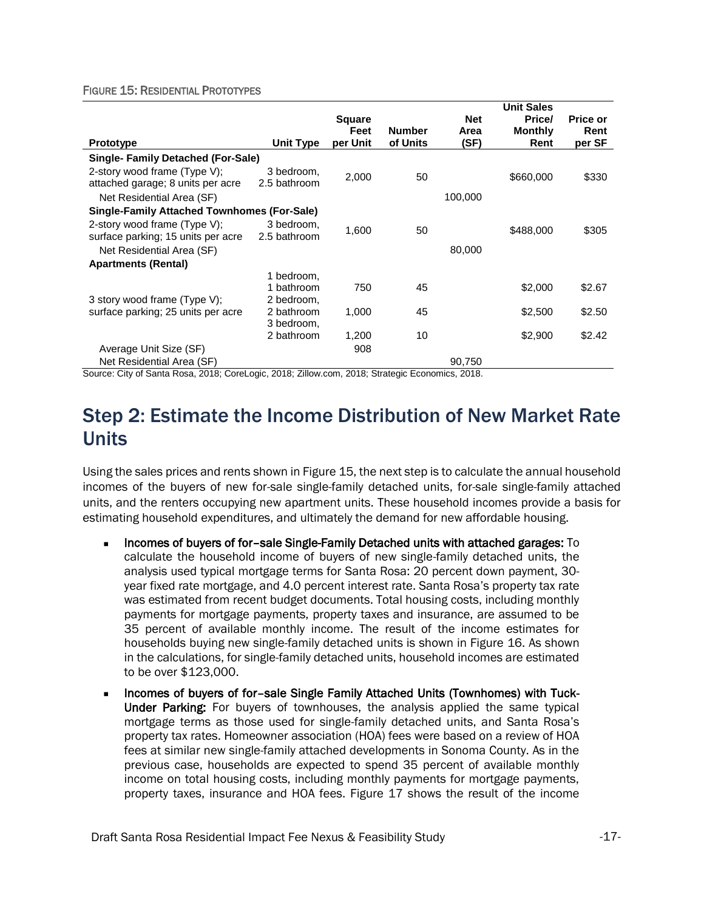FIGURE 15: RESIDENTIAL PROTOTYPES

| Prototype | Unit Type | Square Feet per Unit | Number of Units | Net Area (SF) | Unit Sales Price/ Monthly Rent | Price or Rent per SF |
|---|---|---|---|---|---|---|
| **Single- Family Detached (For-Sale)** | | | | | | |
| 2-story wood frame (Type V); attached garage; 8 units per acre | 3 bedroom, 2.5 bathroom | 2,000 | 50 | | $660,000 | $330 |
| Net Residential Area (SF) | | | | 100,000 | | |
| **Single-Family Attached Townhomes (For-Sale)** | | | | | | |
| 2-story wood frame (Type V); surface parking; 15 units per acre | 3 bedroom, 2.5 bathroom | 1,600 | 50 | | $488,000 | $305 |
| Net Residential Area (SF) | | | | 80,000 | | |
| **Apartments (Rental)** | | | | | | |
| | 1 bedroom, 1 bathroom | 750 | 45 | | $2,000 | $2.67 |
| 3 story wood frame (Type V); surface parking; 25 units per acre | 2 bedroom, 2 bathroom | 1,000 | 45 | | $2,500 | $2.50 |
| | 3 bedroom, 2 bathroom | 1,200 | 10 | | $2,900 | $2.42 |
| Average Unit Size (SF) | | 908 | | | | |
| Net Residential Area (SF) | | | | 90,750 | | |

Source: City of Santa Rosa, 2018; CoreLogic, 2018; Zillow.com, 2018; Strategic Economics, 2018.

# Step 2: Estimate the Income Distribution of New Market Rate Units

Using the sales prices and rents shown in Figure 15, the next step is to calculate the annual household incomes of the buyers of new for-sale single-family detached units, for-sale single-family attached units, and the renters occupying new apartment units. These household incomes provide a basis for estimating household expenditures, and ultimately the demand for new affordable housing.

- **Incomes of buyers of for–sale Single-Family Detached units with attached garages:** To calculate the household income of buyers of new single-family detached units, the analysis used typical mortgage terms for Santa Rosa: 20 percent down payment, 30-year fixed rate mortgage, and 4.0 percent interest rate. Santa Rosa's property tax rate was estimated from recent budget documents. Total housing costs, including monthly payments for mortgage payments, property taxes and insurance, are assumed to be 35 percent of available monthly income. The result of the income estimates for households buying new single-family detached units is shown in Figure 16. As shown in the calculations, for single-family detached units, household incomes are estimated to be over $123,000.
- **Incomes of buyers of for–sale Single Family Attached Units (Townhomes) with Tuck-Under Parking:** For buyers of townhouses, the analysis applied the same typical mortgage terms as those used for single-family detached units, and Santa Rosa's property tax rates. Homeowner association (HOA) fees were based on a review of HOA fees at similar new single-family attached developments in Sonoma County. As in the previous case, households are expected to spend 35 percent of available monthly income on total housing costs, including monthly payments for mortgage payments, property taxes, insurance and HOA fees. Figure 17 shows the result of the income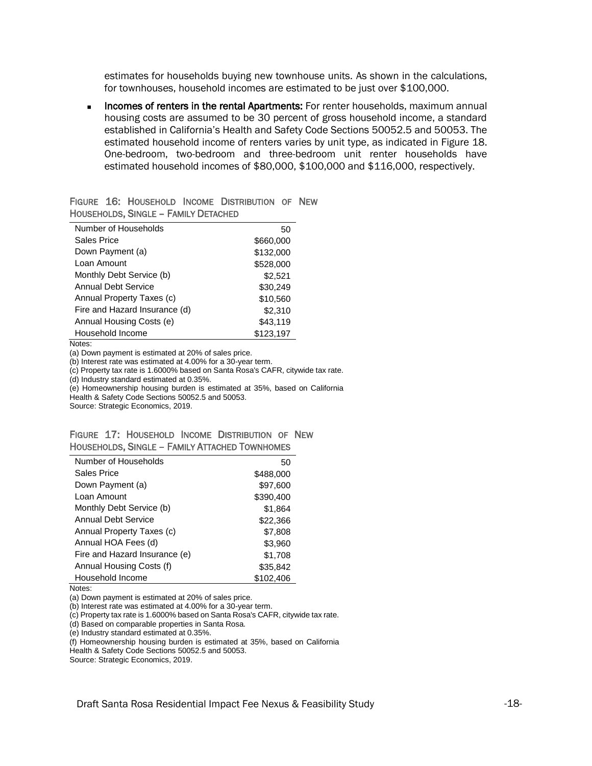estimates for households buying new townhouse units. As shown in the calculations, for townhouses, household incomes are estimated to be just over $100,000.

- **Incomes of renters in the rental Apartments:** For renter households, maximum annual housing costs are assumed to be 30 percent of gross household income, a standard established in California's Health and Safety Code Sections 50052.5 and 50053. The estimated household income of renters varies by unit type, as indicated in Figure 18. One-bedroom, two-bedroom and three-bedroom unit renter households have estimated household incomes of $80,000, $100,000 and $116,000, respectively.

FIGURE 16: HOUSEHOLD INCOME DISTRIBUTION OF NEW HOUSEHOLDS, SINGLE – FAMILY DETACHED

| | |
|---|---|
| Number of Households | 50 |
| Sales Price | $660,000 |
| Down Payment (a) | $132,000 |
| Loan Amount | $528,000 |
| Monthly Debt Service (b) | $2,521 |
| Annual Debt Service | $30,249 |
| Annual Property Taxes (c) | $10,560 |
| Fire and Hazard Insurance (d) | $2,310 |
| Annual Housing Costs (e) | $43,119 |
| Household Income | $123,197 |

Notes:
(a) Down payment is estimated at 20% of sales price.
(b) Interest rate was estimated at 4.00% for a 30-year term.
(c) Property tax rate is 1.6000% based on Santa Rosa's CAFR, citywide tax rate.
(d) Industry standard estimated at 0.35%.
(e) Homeownership housing burden is estimated at 35%, based on California Health & Safety Code Sections 50052.5 and 50053.
Source: Strategic Economics, 2019.

FIGURE 17: HOUSEHOLD INCOME DISTRIBUTION OF NEW HOUSEHOLDS, SINGLE – FAMILY ATTACHED TOWNHOMES

| | |
|---|---|
| Number of Households | 50 |
| Sales Price | $488,000 |
| Down Payment (a) | $97,600 |
| Loan Amount | $390,400 |
| Monthly Debt Service (b) | $1,864 |
| Annual Debt Service | $22,366 |
| Annual Property Taxes (c) | $7,808 |
| Annual HOA Fees (d) | $3,960 |
| Fire and Hazard Insurance (e) | $1,708 |
| Annual Housing Costs (f) | $35,842 |
| Household Income | $102,406 |

Notes:
(a) Down payment is estimated at 20% of sales price.
(b) Interest rate was estimated at 4.00% for a 30-year term.
(c) Property tax rate is 1.6000% based on Santa Rosa's CAFR, citywide tax rate.
(d) Based on comparable properties in Santa Rosa.
(e) Industry standard estimated at 0.35%.
(f) Homeownership housing burden is estimated at 35%, based on California Health & Safety Code Sections 50052.5 and 50053.
Source: Strategic Economics, 2019.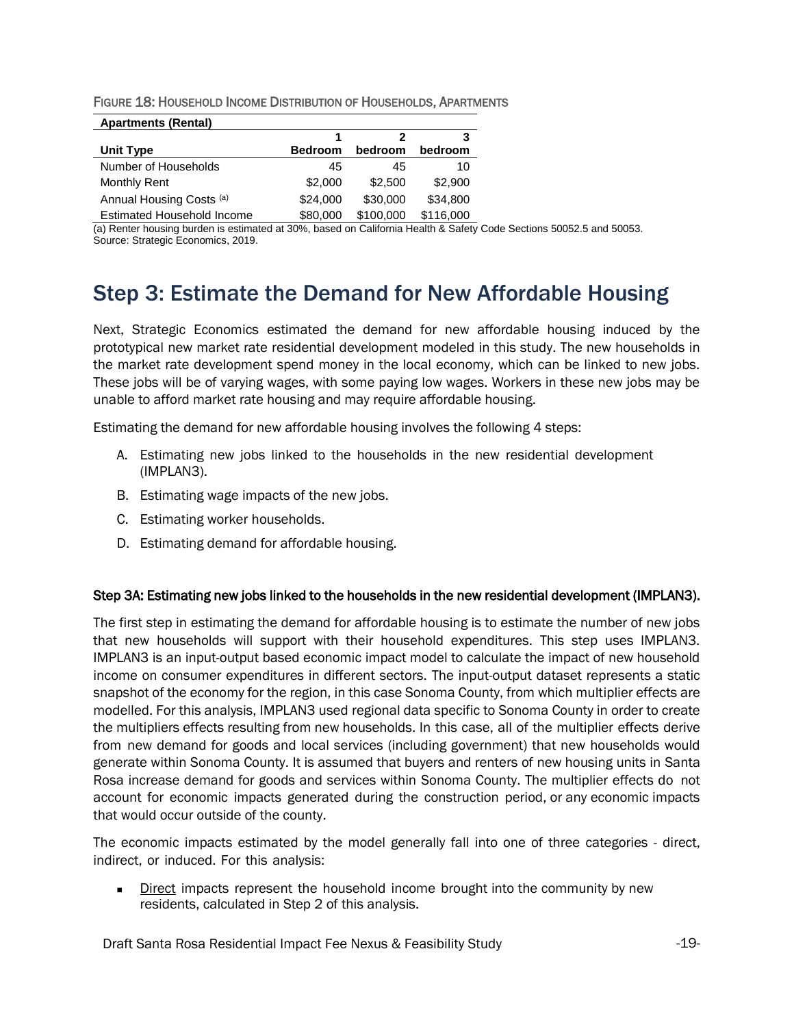FIGURE 18: HOUSEHOLD INCOME DISTRIBUTION OF HOUSEHOLDS, APARTMENTS

| Apartments (Rental) | | | |
|---|---|---|---|
| **Unit Type** | **1 Bedroom** | **2 bedroom** | **3 bedroom** |
| Number of Households | 45 | 45 | 10 |
| Monthly Rent | $2,000 | $2,500 | $2,900 |
| Annual Housing Costs [(a)] | $24,000 | $30,000 | $34,800 |
| Estimated Household Income | $80,000 | $100,000 | $116,000 |

(a) Renter housing burden is estimated at 30%, based on California Health & Safety Code Sections 50052.5 and 50053.
Source: Strategic Economics, 2019.

# Step 3: Estimate the Demand for New Affordable Housing

Next, Strategic Economics estimated the demand for new affordable housing induced by the prototypical new market rate residential development modeled in this study. The new households in the market rate development spend money in the local economy, which can be linked to new jobs. These jobs will be of varying wages, with some paying low wages. Workers in these new jobs may be unable to afford market rate housing and may require affordable housing.

Estimating the demand for new affordable housing involves the following 4 steps:

A. Estimating new jobs linked to the households in the new residential development (IMPLAN3).
B. Estimating wage impacts of the new jobs.
C. Estimating worker households.
D. Estimating demand for affordable housing.

### Step 3A: Estimating new jobs linked to the households in the new residential development (IMPLAN3).

The first step in estimating the demand for affordable housing is to estimate the number of new jobs that new households will support with their household expenditures. This step uses IMPLAN3. IMPLAN3 is an input-output based economic impact model to calculate the impact of new household income on consumer expenditures in different sectors. The input-output dataset represents a static snapshot of the economy for the region, in this case Sonoma County, from which multiplier effects are modelled. For this analysis, IMPLAN3 used regional data specific to Sonoma County in order to create the multipliers effects resulting from new households. In this case, all of the multiplier effects derive from new demand for goods and local services (including government) that new households would generate within Sonoma County. It is assumed that buyers and renters of new housing units in Santa Rosa increase demand for goods and services within Sonoma County. The multiplier effects do not account for economic impacts generated during the construction period, or any economic impacts that would occur outside of the county.

The economic impacts estimated by the model generally fall into one of three categories - direct, indirect, or induced. For this analysis:

- Direct impacts represent the household income brought into the community by new residents, calculated in Step 2 of this analysis.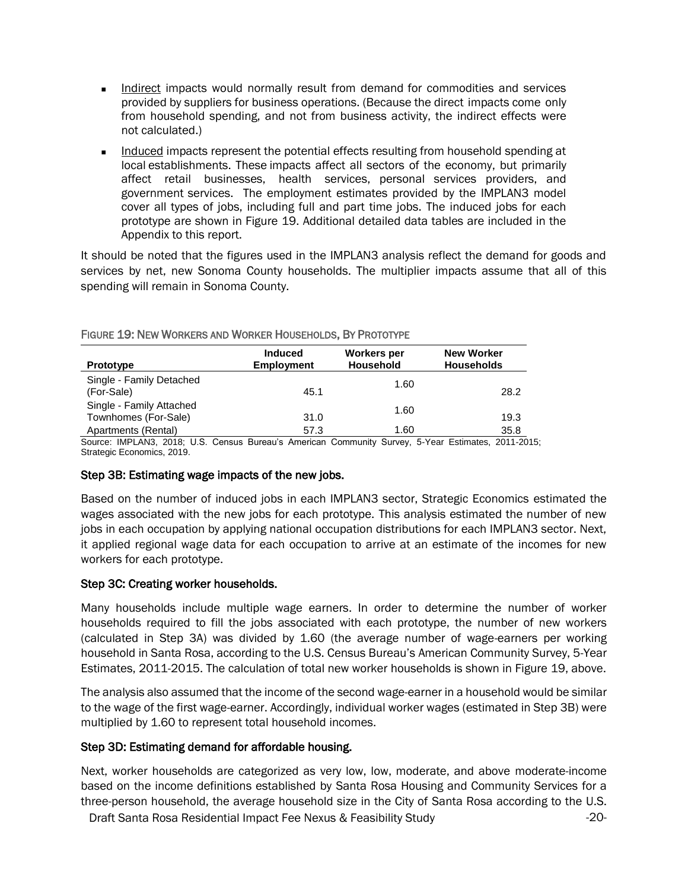- Indirect impacts would normally result from demand for commodities and services provided by suppliers for business operations. (Because the direct impacts come only from household spending, and not from business activity, the indirect effects were not calculated.)
- Induced impacts represent the potential effects resulting from household spending at local establishments. These impacts affect all sectors of the economy, but primarily affect retail businesses, health services, personal services providers, and government services. The employment estimates provided by the IMPLAN3 model cover all types of jobs, including full and part time jobs. The induced jobs for each prototype are shown in Figure 19. Additional detailed data tables are included in the Appendix to this report.

It should be noted that the figures used in the IMPLAN3 analysis reflect the demand for goods and services by net, new Sonoma County households. The multiplier impacts assume that all of this spending will remain in Sonoma County.

FIGURE 19: NEW WORKERS AND WORKER HOUSEHOLDS, BY PROTOTYPE

| Prototype | Induced Employment | Workers per Household | New Worker Households |
|---|---|---|---|
| Single - Family Detached (For-Sale) | 45.1 | 1.60 | 28.2 |
| Single - Family Attached Townhomes (For-Sale) | 31.0 | 1.60 | 19.3 |
| Apartments (Rental) | 57.3 | 1.60 | 35.8 |

Source: IMPLAN3, 2018; U.S. Census Bureau's American Community Survey, 5-Year Estimates, 2011-2015; Strategic Economics, 2019.

### Step 3B: Estimating wage impacts of the new jobs.

Based on the number of induced jobs in each IMPLAN3 sector, Strategic Economics estimated the wages associated with the new jobs for each prototype. This analysis estimated the number of new jobs in each occupation by applying national occupation distributions for each IMPLAN3 sector. Next, it applied regional wage data for each occupation to arrive at an estimate of the incomes for new workers for each prototype.

### Step 3C: Creating worker households.

Many households include multiple wage earners. In order to determine the number of worker households required to fill the jobs associated with each prototype, the number of new workers (calculated in Step 3A) was divided by 1.60 (the average number of wage-earners per working household in Santa Rosa, according to the U.S. Census Bureau's American Community Survey, 5-Year Estimates, 2011-2015. The calculation of total new worker households is shown in Figure 19, above.

The analysis also assumed that the income of the second wage-earner in a household would be similar to the wage of the first wage-earner. Accordingly, individual worker wages (estimated in Step 3B) were multiplied by 1.60 to represent total household incomes.

### Step 3D: Estimating demand for affordable housing.

Next, worker households are categorized as very low, low, moderate, and above moderate-income based on the income definitions established by Santa Rosa Housing and Community Services for a three-person household, the average household size in the City of Santa Rosa according to the U.S.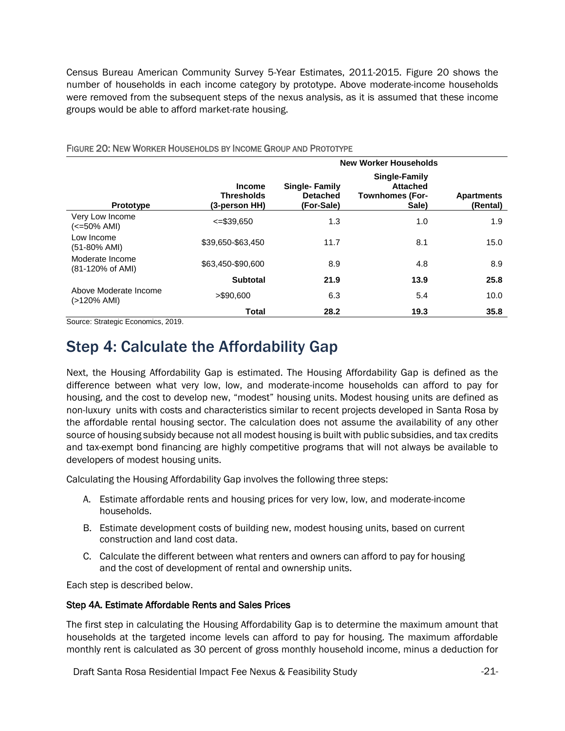Census Bureau American Community Survey 5-Year Estimates, 2011-2015. Figure 20 shows the number of households in each income category by prototype. Above moderate-income households were removed from the subsequent steps of the nexus analysis, as it is assumed that these income groups would be able to afford market-rate housing.

FIGURE 20: NEW WORKER HOUSEHOLDS BY INCOME GROUP AND PROTOTYPE

| | | New Worker Households | | |
|---|---|---|---|---|
| **Prototype** | **Income Thresholds (3-person HH)** | **Single- Family Detached (For-Sale)** | **Single-Family Attached Townhomes (For-Sale)** | **Apartments (Rental)** |
| Very Low Income (<=50% AMI) | <=$39,650 | 1.3 | 1.0 | 1.9 |
| Low Income (51-80% AMI) | $39,650-$63,450 | 11.7 | 8.1 | 15.0 |
| Moderate Income (81-120% of AMI) | $63,450-$90,600 | 8.9 | 4.8 | 8.9 |
| | **Subtotal** | **21.9** | **13.9** | **25.8** |
| Above Moderate Income (>120% AMI) | >$90,600 | 6.3 | 5.4 | 10.0 |
| | **Total** | **28.2** | **19.3** | **35.8** |

Source: Strategic Economics, 2019.

# Step 4: Calculate the Affordability Gap

Next, the Housing Affordability Gap is estimated. The Housing Affordability Gap is defined as the difference between what very low, low, and moderate-income households can afford to pay for housing, and the cost to develop new, "modest" housing units. Modest housing units are defined as non-luxury units with costs and characteristics similar to recent projects developed in Santa Rosa by the affordable rental housing sector. The calculation does not assume the availability of any other source of housing subsidy because not all modest housing is built with public subsidies, and tax credits and tax-exempt bond financing are highly competitive programs that will not always be available to developers of modest housing units.

Calculating the Housing Affordability Gap involves the following three steps:

A. Estimate affordable rents and housing prices for very low, low, and moderate-income households.

B. Estimate development costs of building new, modest housing units, based on current construction and land cost data.

C. Calculate the different between what renters and owners can afford to pay for housing and the cost of development of rental and ownership units.

Each step is described below.

### Step 4A. Estimate Affordable Rents and Sales Prices

The first step in calculating the Housing Affordability Gap is to determine the maximum amount that households at the targeted income levels can afford to pay for housing. The maximum affordable monthly rent is calculated as 30 percent of gross monthly household income, minus a deduction for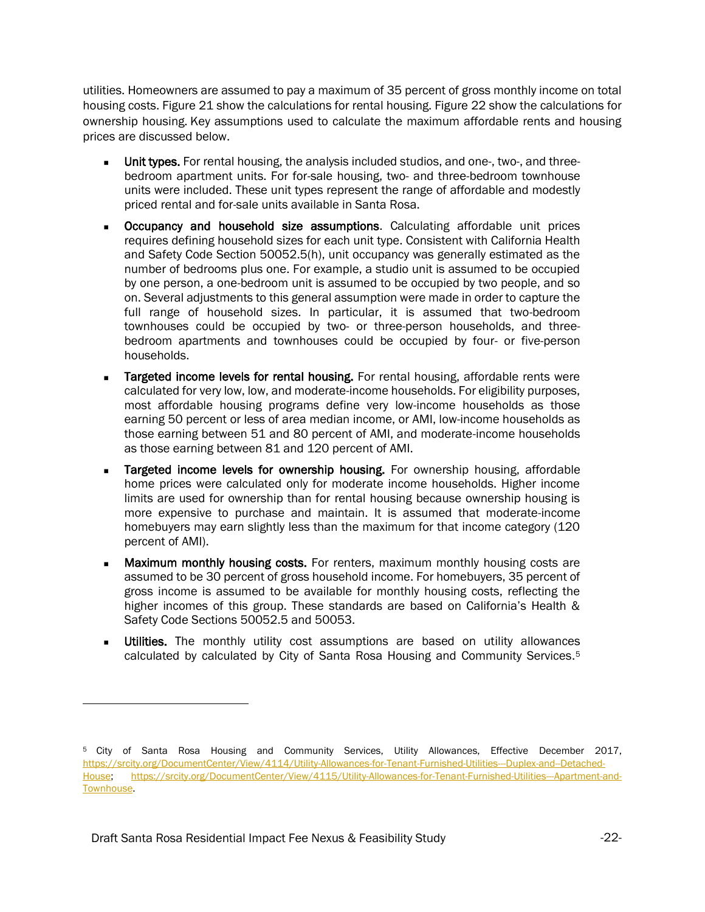utilities. Homeowners are assumed to pay a maximum of 35 percent of gross monthly income on total housing costs. Figure 21 show the calculations for rental housing. Figure 22 show the calculations for ownership housing. Key assumptions used to calculate the maximum affordable rents and housing prices are discussed below.

- **Unit types.** For rental housing, the analysis included studios, and one-, two-, and three-bedroom apartment units. For for-sale housing, two- and three-bedroom townhouse units were included. These unit types represent the range of affordable and modestly priced rental and for-sale units available in Santa Rosa.
- **Occupancy and household size assumptions**. Calculating affordable unit prices requires defining household sizes for each unit type. Consistent with California Health and Safety Code Section 50052.5(h), unit occupancy was generally estimated as the number of bedrooms plus one. For example, a studio unit is assumed to be occupied by one person, a one-bedroom unit is assumed to be occupied by two people, and so on. Several adjustments to this general assumption were made in order to capture the full range of household sizes. In particular, it is assumed that two-bedroom townhouses could be occupied by two- or three-person households, and three-bedroom apartments and townhouses could be occupied by four- or five-person households.
- **Targeted income levels for rental housing.** For rental housing, affordable rents were calculated for very low, low, and moderate-income households. For eligibility purposes, most affordable housing programs define very low-income households as those earning 50 percent or less of area median income, or AMI, low-income households as those earning between 51 and 80 percent of AMI, and moderate-income households as those earning between 81 and 120 percent of AMI.
- **Targeted income levels for ownership housing.** For ownership housing, affordable home prices were calculated only for moderate income households. Higher income limits are used for ownership than for rental housing because ownership housing is more expensive to purchase and maintain. It is assumed that moderate-income homebuyers may earn slightly less than the maximum for that income category (120 percent of AMI).
- **Maximum monthly housing costs.** For renters, maximum monthly housing costs are assumed to be 30 percent of gross household income. For homebuyers, 35 percent of gross income is assumed to be available for monthly housing costs, reflecting the higher incomes of this group. These standards are based on California's Health & Safety Code Sections 50052.5 and 50053.
- **Utilities.** The monthly utility cost assumptions are based on utility allowances calculated by calculated by City of Santa Rosa Housing and Community Services.[5]

---

[5] City of Santa Rosa Housing and Community Services, Utility Allowances, Effective December 2017, https://srcity.org/DocumentCenter/View/4114/Utility-Allowances-for-Tenant-Furnished-Utilities---Duplex-and--Detached-House; https://srcity.org/DocumentCenter/View/4115/Utility-Allowances-for-Tenant-Furnished-Utilities---Apartment-and-Townhouse.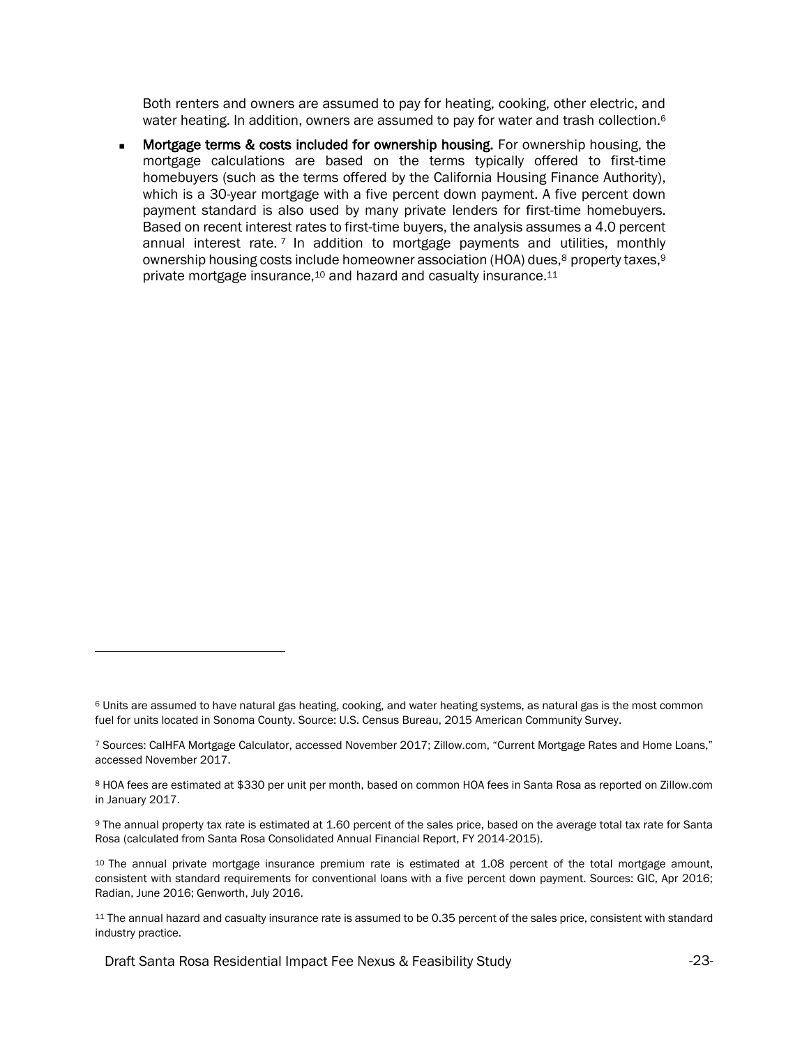Both renters and owners are assumed to pay for heating, cooking, other electric, and water heating. In addition, owners are assumed to pay for water and trash collection.[6]

- **Mortgage terms & costs included for ownership housing.** For ownership housing, the mortgage calculations are based on the terms typically offered to first-time homebuyers (such as the terms offered by the California Housing Finance Authority), which is a 30-year mortgage with a five percent down payment. A five percent down payment standard is also used by many private lenders for first-time homebuyers. Based on recent interest rates to first-time buyers, the analysis assumes a 4.0 percent annual interest rate.[7] In addition to mortgage payments and utilities, monthly ownership housing costs include homeowner association (HOA) dues,[8] property taxes,[9] private mortgage insurance,[10] and hazard and casualty insurance.[11]

---

[6] Units are assumed to have natural gas heating, cooking, and water heating systems, as natural gas is the most common fuel for units located in Sonoma County. Source: U.S. Census Bureau, 2015 American Community Survey.

[7] Sources: CalHFA Mortgage Calculator, accessed November 2017; Zillow.com, "Current Mortgage Rates and Home Loans," accessed November 2017.

[8] HOA fees are estimated at $330 per unit per month, based on common HOA fees in Santa Rosa as reported on Zillow.com in January 2017.

[9] The annual property tax rate is estimated at 1.60 percent of the sales price, based on the average total tax rate for Santa Rosa (calculated from Santa Rosa Consolidated Annual Financial Report, FY 2014-2015).

[10] The annual private mortgage insurance premium rate is estimated at 1.08 percent of the total mortgage amount, consistent with standard requirements for conventional loans with a five percent down payment. Sources: GIC, Apr 2016; Radian, June 2016; Genworth, July 2016.

[11] The annual hazard and casualty insurance rate is assumed to be 0.35 percent of the sales price, consistent with standard industry practice.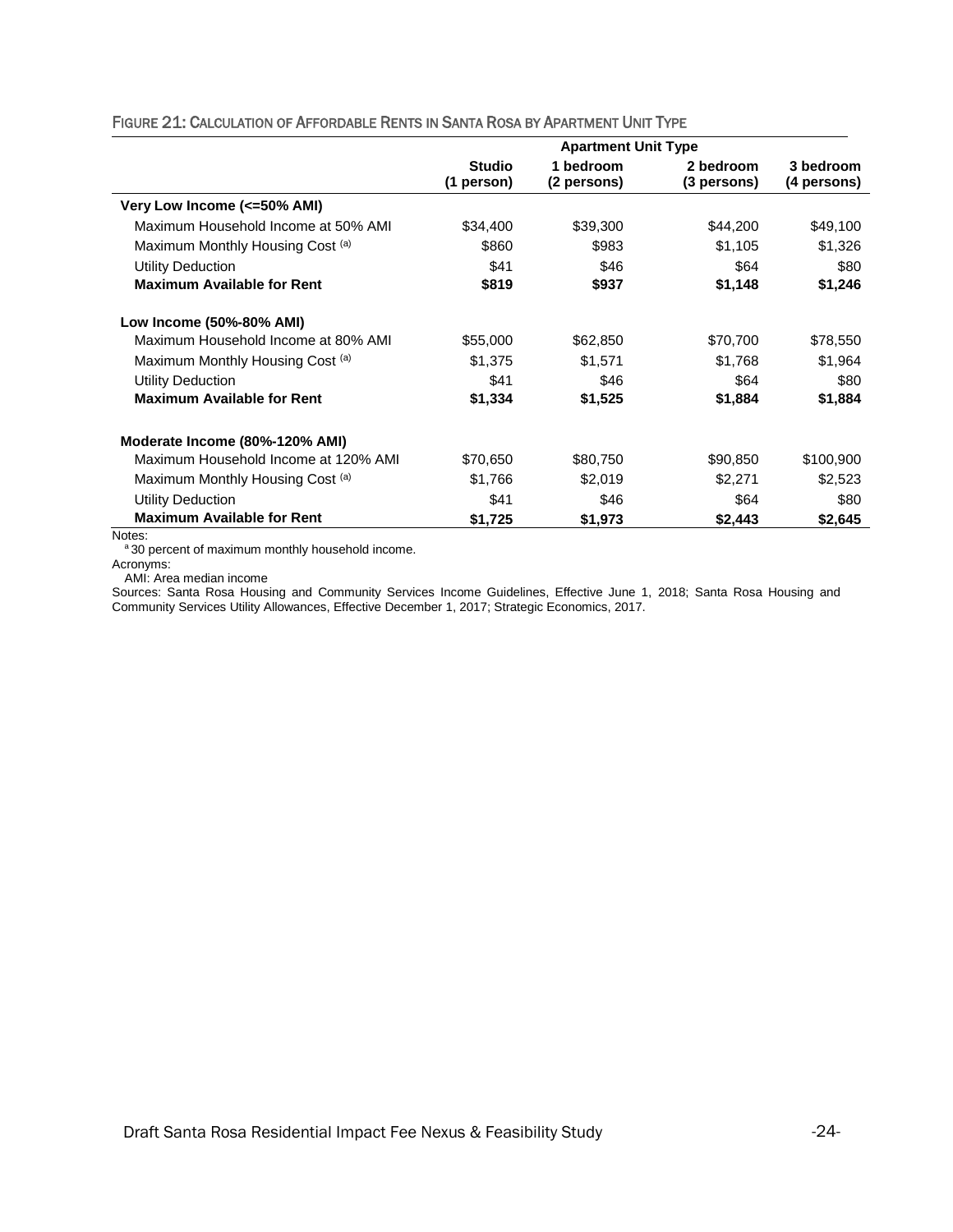#### FIGURE 21: CALCULATION OF AFFORDABLE RENTS IN SANTA ROSA BY APARTMENT UNIT TYPE

| | Apartment Unit Type | | | |
|---|---|---|---|---|
| | **Studio (1 person)** | **1 bedroom (2 persons)** | **2 bedroom (3 persons)** | **3 bedroom (4 persons)** |
| **Very Low Income (<=50% AMI)** | | | | |
| Maximum Household Income at 50% AMI | $34,400 | $39,300 | $44,200 | $49,100 |
| Maximum Monthly Housing Cost [(a)] | $860 | $983 | $1,105 | $1,326 |
| Utility Deduction | $41 | $46 | $64 | $80 |
| **Maximum Available for Rent** | **$819** | **$937** | **$1,148** | **$1,246** |
| **Low Income (50%-80% AMI)** | | | | |
| Maximum Household Income at 80% AMI | $55,000 | $62,850 | $70,700 | $78,550 |
| Maximum Monthly Housing Cost [(a)] | $1,375 | $1,571 | $1,768 | $1,964 |
| Utility Deduction | $41 | $46 | $64 | $80 |
| **Maximum Available for Rent** | **$1,334** | **$1,525** | **$1,884** | **$1,884** |
| **Moderate Income (80%-120% AMI)** | | | | |
| Maximum Household Income at 120% AMI | $70,650 | $80,750 | $90,850 | $100,900 |
| Maximum Monthly Housing Cost [(a)] | $1,766 | $2,019 | $2,271 | $2,523 |
| Utility Deduction | $41 | $46 | $64 | $80 |
| **Maximum Available for Rent** | **$1,725** | **$1,973** | **$2,443** | **$2,645** |

Notes:
[a] 30 percent of maximum monthly household income.

Acronyms:
AMI: Area median income

Sources: Santa Rosa Housing and Community Services Income Guidelines, Effective June 1, 2018; Santa Rosa Housing and Community Services Utility Allowances, Effective December 1, 2017; Strategic Economics, 2017.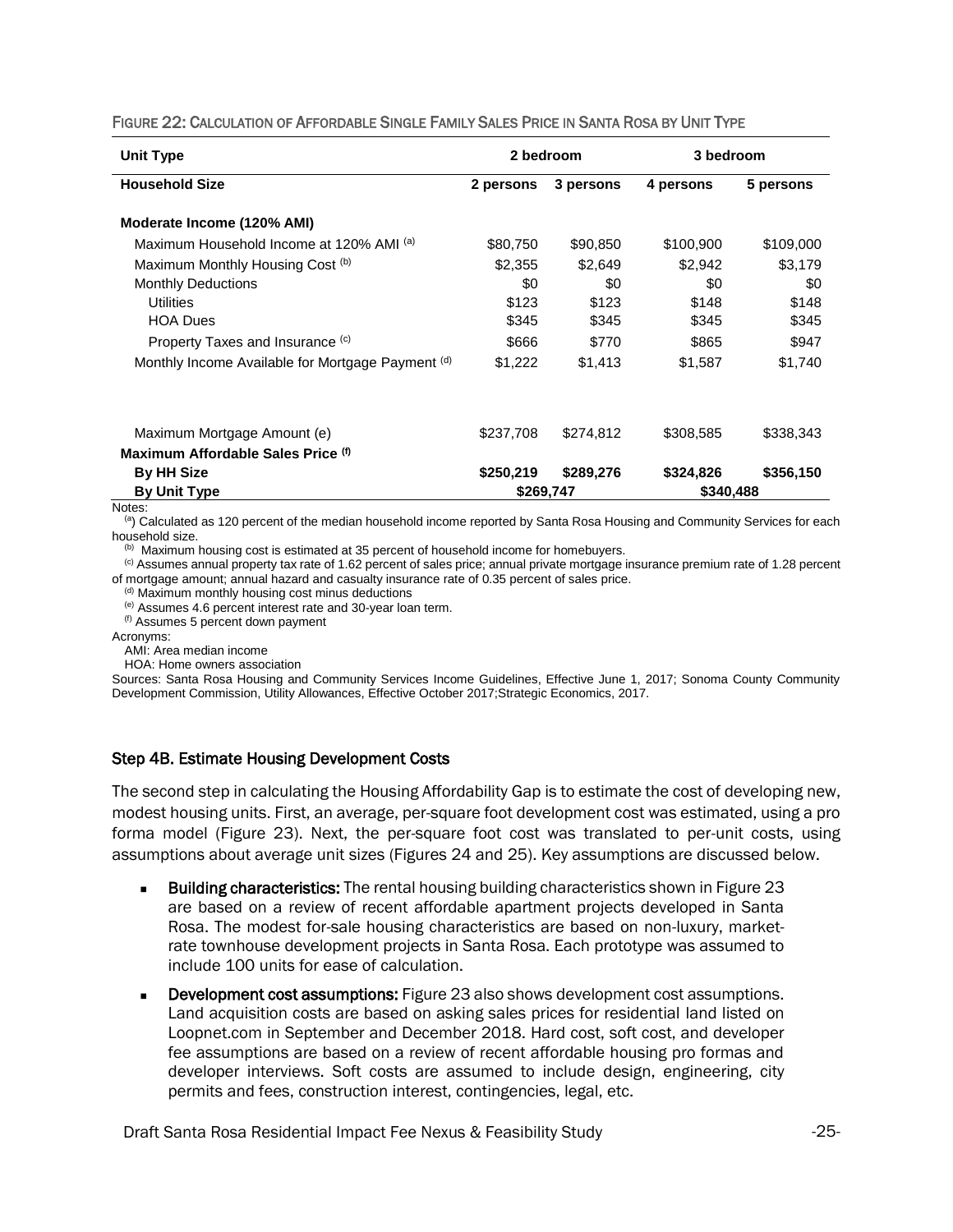FIGURE 22: CALCULATION OF AFFORDABLE SINGLE FAMILY SALES PRICE IN SANTA ROSA BY UNIT TYPE

| Unit Type | 2 bedroom | | 3 bedroom | |
|---|---|---|---|---|
| **Household Size** | **2 persons** | **3 persons** | **4 persons** | **5 persons** |
| **Moderate Income (120% AMI)** | | | | |
| Maximum Household Income at 120% AMI [(a)] | $80,750 | $90,850 | $100,900 | $109,000 |
| Maximum Monthly Housing Cost [(b)] | $2,355 | $2,649 | $2,942 | $3,179 |
| Monthly Deductions | $0 | $0 | $0 | $0 |
| Utilities | $123 | $123 | $148 | $148 |
| HOA Dues | $345 | $345 | $345 | $345 |
| Property Taxes and Insurance [(c)] | $666 | $770 | $865 | $947 |
| Monthly Income Available for Mortgage Payment [(d)] | $1,222 | $1,413 | $1,587 | $1,740 |
| Maximum Mortgage Amount (e) | $237,708 | $274,812 | $308,585 | $338,343 |
| **Maximum Affordable Sales Price [(f)]** | | | | |
| **By HH Size** | **$250,219** | **$289,276** | **$324,826** | **$356,150** |
| **By Unit Type** | **$269,747** | | **$340,488** | |

Notes:
[(a)] Calculated as 120 percent of the median household income reported by Santa Rosa Housing and Community Services for each household size.
[(b)] Maximum housing cost is estimated at 35 percent of household income for homebuyers.
[(c)] Assumes annual property tax rate of 1.62 percent of sales price; annual private mortgage insurance premium rate of 1.28 percent of mortgage amount; annual hazard and casualty insurance rate of 0.35 percent of sales price.
[(d)] Maximum monthly housing cost minus deductions
[(e)] Assumes 4.6 percent interest rate and 30-year loan term.
[(f)] Assumes 5 percent down payment

Acronyms:
AMI: Area median income
HOA: Home owners association

Sources: Santa Rosa Housing and Community Services Income Guidelines, Effective June 1, 2017; Sonoma County Community Development Commission, Utility Allowances, Effective October 2017;Strategic Economics, 2017.

### Step 4B. Estimate Housing Development Costs

The second step in calculating the Housing Affordability Gap is to estimate the cost of developing new, modest housing units. First, an average, per-square foot development cost was estimated, using a pro forma model (Figure 23). Next, the per-square foot cost was translated to per-unit costs, using assumptions about average unit sizes (Figures 24 and 25). Key assumptions are discussed below.

- **Building characteristics:** The rental housing building characteristics shown in Figure 23 are based on a review of recent affordable apartment projects developed in Santa Rosa. The modest for-sale housing characteristics are based on non-luxury, market-rate townhouse development projects in Santa Rosa. Each prototype was assumed to include 100 units for ease of calculation.
- **Development cost assumptions:** Figure 23 also shows development cost assumptions. Land acquisition costs are based on asking sales prices for residential land listed on Loopnet.com in September and December 2018. Hard cost, soft cost, and developer fee assumptions are based on a review of recent affordable housing pro formas and developer interviews. Soft costs are assumed to include design, engineering, city permits and fees, construction interest, contingencies, legal, etc.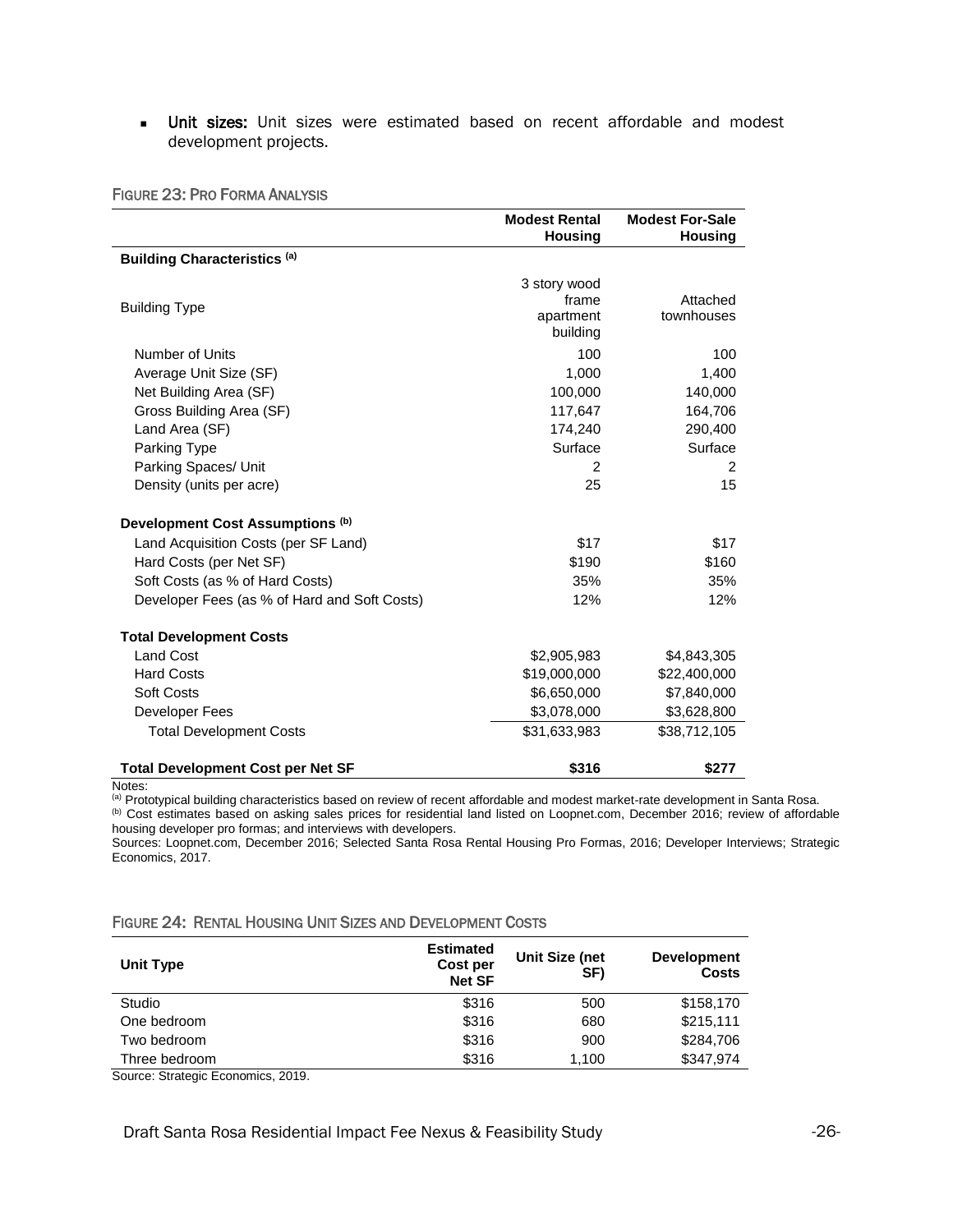- **Unit sizes:** Unit sizes were estimated based on recent affordable and modest development projects.

FIGURE 23: PRO FORMA ANALYSIS

| | Modest Rental Housing | Modest For-Sale Housing |
|---|---|---|
| **Building Characteristics [(a)]** | | |
| Building Type | 3 story wood frame apartment building | Attached townhouses |
| Number of Units | 100 | 100 |
| Average Unit Size (SF) | 1,000 | 1,400 |
| Net Building Area (SF) | 100,000 | 140,000 |
| Gross Building Area (SF) | 117,647 | 164,706 |
| Land Area (SF) | 174,240 | 290,400 |
| Parking Type | Surface | Surface |
| Parking Spaces/ Unit | 2 | 2 |
| Density (units per acre) | 25 | 15 |
| **Development Cost Assumptions [(b)]** | | |
| Land Acquisition Costs (per SF Land) | $17 | $17 |
| Hard Costs (per Net SF) | $190 | $160 |
| Soft Costs (as % of Hard Costs) | 35% | 35% |
| Developer Fees (as % of Hard and Soft Costs) | 12% | 12% |
| **Total Development Costs** | | |
| Land Cost | $2,905,983 | $4,843,305 |
| Hard Costs | $19,000,000 | $22,400,000 |
| Soft Costs | $6,650,000 | $7,840,000 |
| Developer Fees | $3,078,000 | $3,628,800 |
| Total Development Costs | $31,633,983 | $38,712,105 |
| **Total Development Cost per Net SF** | **$316** | **$277** |

Notes:
[(a)] Prototypical building characteristics based on review of recent affordable and modest market-rate development in Santa Rosa.
[(b)] Cost estimates based on asking sales prices for residential land listed on Loopnet.com, December 2016; review of affordable housing developer pro formas; and interviews with developers.
Sources: Loopnet.com, December 2016; Selected Santa Rosa Rental Housing Pro Formas, 2016; Developer Interviews; Strategic Economics, 2017.

FIGURE 24: RENTAL HOUSING UNIT SIZES AND DEVELOPMENT COSTS

| Unit Type | Estimated Cost per Net SF | Unit Size (net SF) | Development Costs |
|---|---|---|---|
| Studio | $316 | 500 | $158,170 |
| One bedroom | $316 | 680 | $215,111 |
| Two bedroom | $316 | 900 | $284,706 |
| Three bedroom | $316 | 1,100 | $347,974 |

Source: Strategic Economics, 2019.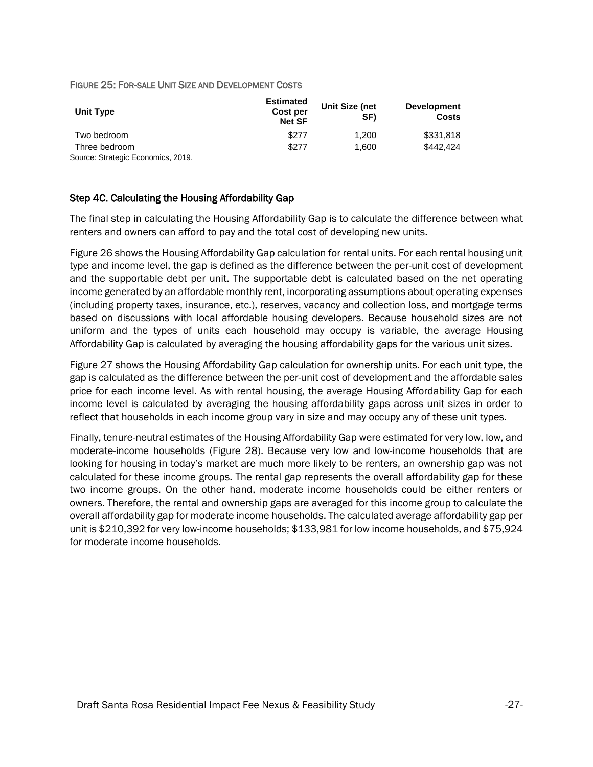FIGURE 25: FOR-SALE UNIT SIZE AND DEVELOPMENT COSTS

| Unit Type | Estimated Cost per Net SF | Unit Size (net SF) | Development Costs |
|---|---|---|---|
| Two bedroom | $277 | 1,200 | $331,818 |
| Three bedroom | $277 | 1,600 | $442,424 |

Source: Strategic Economics, 2019.

### Step 4C. Calculating the Housing Affordability Gap

The final step in calculating the Housing Affordability Gap is to calculate the difference between what renters and owners can afford to pay and the total cost of developing new units.

Figure 26 shows the Housing Affordability Gap calculation for rental units. For each rental housing unit type and income level, the gap is defined as the difference between the per-unit cost of development and the supportable debt per unit. The supportable debt is calculated based on the net operating income generated by an affordable monthly rent, incorporating assumptions about operating expenses (including property taxes, insurance, etc.), reserves, vacancy and collection loss, and mortgage terms based on discussions with local affordable housing developers. Because household sizes are not uniform and the types of units each household may occupy is variable, the average Housing Affordability Gap is calculated by averaging the housing affordability gaps for the various unit sizes.

Figure 27 shows the Housing Affordability Gap calculation for ownership units. For each unit type, the gap is calculated as the difference between the per-unit cost of development and the affordable sales price for each income level. As with rental housing, the average Housing Affordability Gap for each income level is calculated by averaging the housing affordability gaps across unit sizes in order to reflect that households in each income group vary in size and may occupy any of these unit types.

Finally, tenure-neutral estimates of the Housing Affordability Gap were estimated for very low, low, and moderate-income households (Figure 28). Because very low and low-income households that are looking for housing in today's market are much more likely to be renters, an ownership gap was not calculated for these income groups. The rental gap represents the overall affordability gap for these two income groups. On the other hand, moderate income households could be either renters or owners. Therefore, the rental and ownership gaps are averaged for this income group to calculate the overall affordability gap for moderate income households. The calculated average affordability gap per unit is $210,392 for very low-income households; $133,981 for low income households, and $75,924 for moderate income households.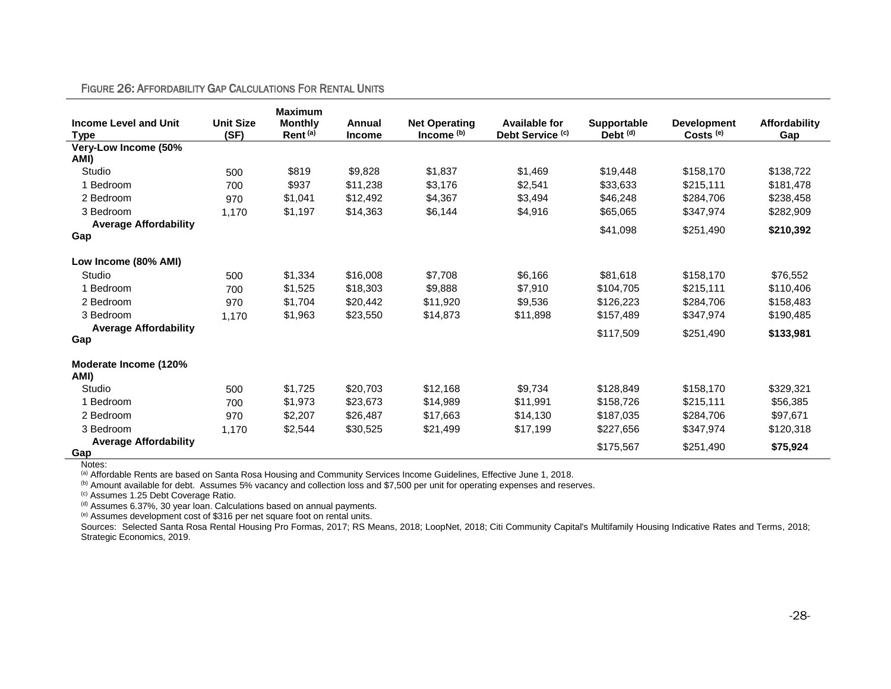FIGURE 26: AFFORDABILITY GAP CALCULATIONS FOR RENTAL UNITS

| Income Level and Unit Type | Unit Size (SF) | Maximum Monthly Rent [(a)] | Annual Income | Net Operating Income [(b)] | Available for Debt Service [(c)] | Supportable Debt [(d)] | Development Costs [(e)] | Affordability Gap |
|---|---|---|---|---|---|---|---|---|
| **Very-Low Income (50% AMI)** | | | | | | | | |
| Studio | 500 | $819 | $9,828 | $1,837 | $1,469 | $19,448 | $158,170 | $138,722 |
| 1 Bedroom | 700 | $937 | $11,238 | $3,176 | $2,541 | $33,633 | $215,111 | $181,478 |
| 2 Bedroom | 970 | $1,041 | $12,492 | $4,367 | $3,494 | $46,248 | $284,706 | $238,458 |
| 3 Bedroom | 1,170 | $1,197 | $14,363 | $6,144 | $4,916 | $65,065 | $347,974 | $282,909 |
| **Average Affordability Gap** | | | | | | $41,098 | $251,490 | **$210,392** |
| **Low Income (80% AMI)** | | | | | | | | |
| Studio | 500 | $1,334 | $16,008 | $7,708 | $6,166 | $81,618 | $158,170 | $76,552 |
| 1 Bedroom | 700 | $1,525 | $18,303 | $9,888 | $7,910 | $104,705 | $215,111 | $110,406 |
| 2 Bedroom | 970 | $1,704 | $20,442 | $11,920 | $9,536 | $126,223 | $284,706 | $158,483 |
| 3 Bedroom | 1,170 | $1,963 | $23,550 | $14,873 | $11,898 | $157,489 | $347,974 | $190,485 |
| **Average Affordability Gap** | | | | | | $117,509 | $251,490 | **$133,981** |
| **Moderate Income (120% AMI)** | | | | | | | | |
| Studio | 500 | $1,725 | $20,703 | $12,168 | $9,734 | $128,849 | $158,170 | $329,321 |
| 1 Bedroom | 700 | $1,973 | $23,673 | $14,989 | $11,991 | $158,726 | $215,111 | $56,385 |
| 2 Bedroom | 970 | $2,207 | $26,487 | $17,663 | $14,130 | $187,035 | $284,706 | $97,671 |
| 3 Bedroom | 1,170 | $2,544 | $30,525 | $21,499 | $17,199 | $227,656 | $347,974 | $120,318 |
| **Average Affordability Gap** | | | | | | $175,567 | $251,490 | **$75,924** |

Notes:

[(a)] Affordable Rents are based on Santa Rosa Housing and Community Services Income Guidelines, Effective June 1, 2018.

[(b)] Amount available for debt. Assumes 5% vacancy and collection loss and $7,500 per unit for operating expenses and reserves.

[(c)] Assumes 1.25 Debt Coverage Ratio.

[(d)] Assumes 6.37%, 30 year loan. Calculations based on annual payments.

[(e)] Assumes development cost of $316 per net square foot on rental units.

Sources: Selected Santa Rosa Rental Housing Pro Formas, 2017; RS Means, 2018; LoopNet, 2018; Citi Community Capital's Multifamily Housing Indicative Rates and Terms, 2018; Strategic Economics, 2019.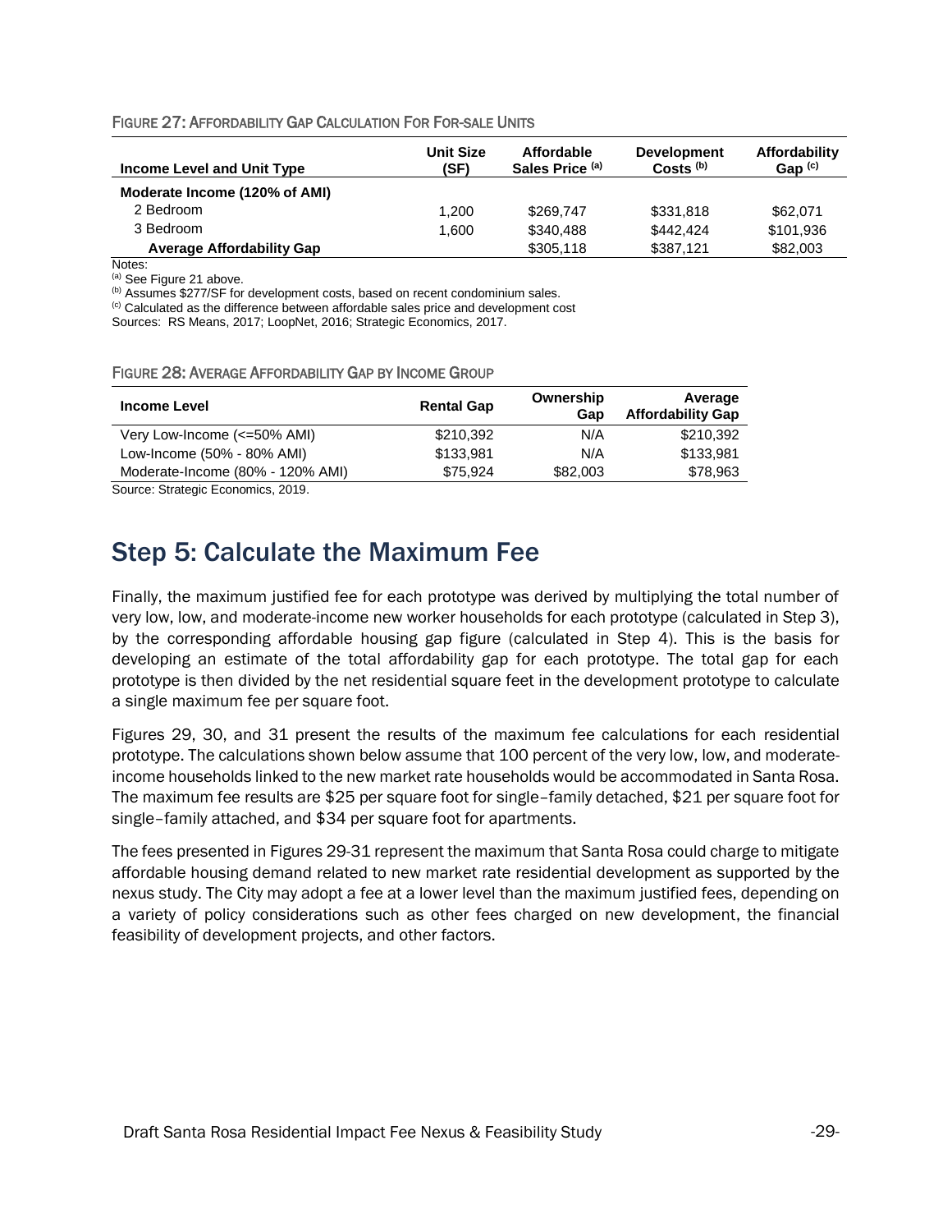FIGURE 27: AFFORDABILITY GAP CALCULATION FOR FOR-SALE UNITS

| Income Level and Unit Type | Unit Size (SF) | Affordable Sales Price [(a)] | Development Costs [(b)] | Affordability Gap [(c)] |
|---|---|---|---|---|
| **Moderate Income (120% of AMI)** | | | | |
| 2 Bedroom | 1,200 | $269,747 | $331,818 | $62,071 |
| 3 Bedroom | 1,600 | $340,488 | $442,424 | $101,936 |
| **Average Affordability Gap** | | $305,118 | $387,121 | $82,003 |

Notes:
[(a)] See Figure 21 above.
[(b)] Assumes $277/SF for development costs, based on recent condominium sales.
[(c)] Calculated as the difference between affordable sales price and development cost
Sources: RS Means, 2017; LoopNet, 2016; Strategic Economics, 2017.

FIGURE 28: AVERAGE AFFORDABILITY GAP BY INCOME GROUP

| Income Level | Rental Gap | Ownership Gap | Average Affordability Gap |
|---|---|---|---|
| Very Low-Income (<=50% AMI) | $210,392 | N/A | $210,392 |
| Low-Income (50% - 80% AMI) | $133,981 | N/A | $133,981 |
| Moderate-Income (80% - 120% AMI) | $75,924 | $82,003 | $78,963 |

Source: Strategic Economics, 2019.

## Step 5: Calculate the Maximum Fee

Finally, the maximum justified fee for each prototype was derived by multiplying the total number of very low, low, and moderate-income new worker households for each prototype (calculated in Step 3), by the corresponding affordable housing gap figure (calculated in Step 4). This is the basis for developing an estimate of the total affordability gap for each prototype. The total gap for each prototype is then divided by the net residential square feet in the development prototype to calculate a single maximum fee per square foot.

Figures 29, 30, and 31 present the results of the maximum fee calculations for each residential prototype. The calculations shown below assume that 100 percent of the very low, low, and moderate-income households linked to the new market rate households would be accommodated in Santa Rosa. The maximum fee results are $25 per square foot for single–family detached, $21 per square foot for single–family attached, and $34 per square foot for apartments.

The fees presented in Figures 29-31 represent the maximum that Santa Rosa could charge to mitigate affordable housing demand related to new market rate residential development as supported by the nexus study. The City may adopt a fee at a lower level than the maximum justified fees, depending on a variety of policy considerations such as other fees charged on new development, the financial feasibility of development projects, and other factors.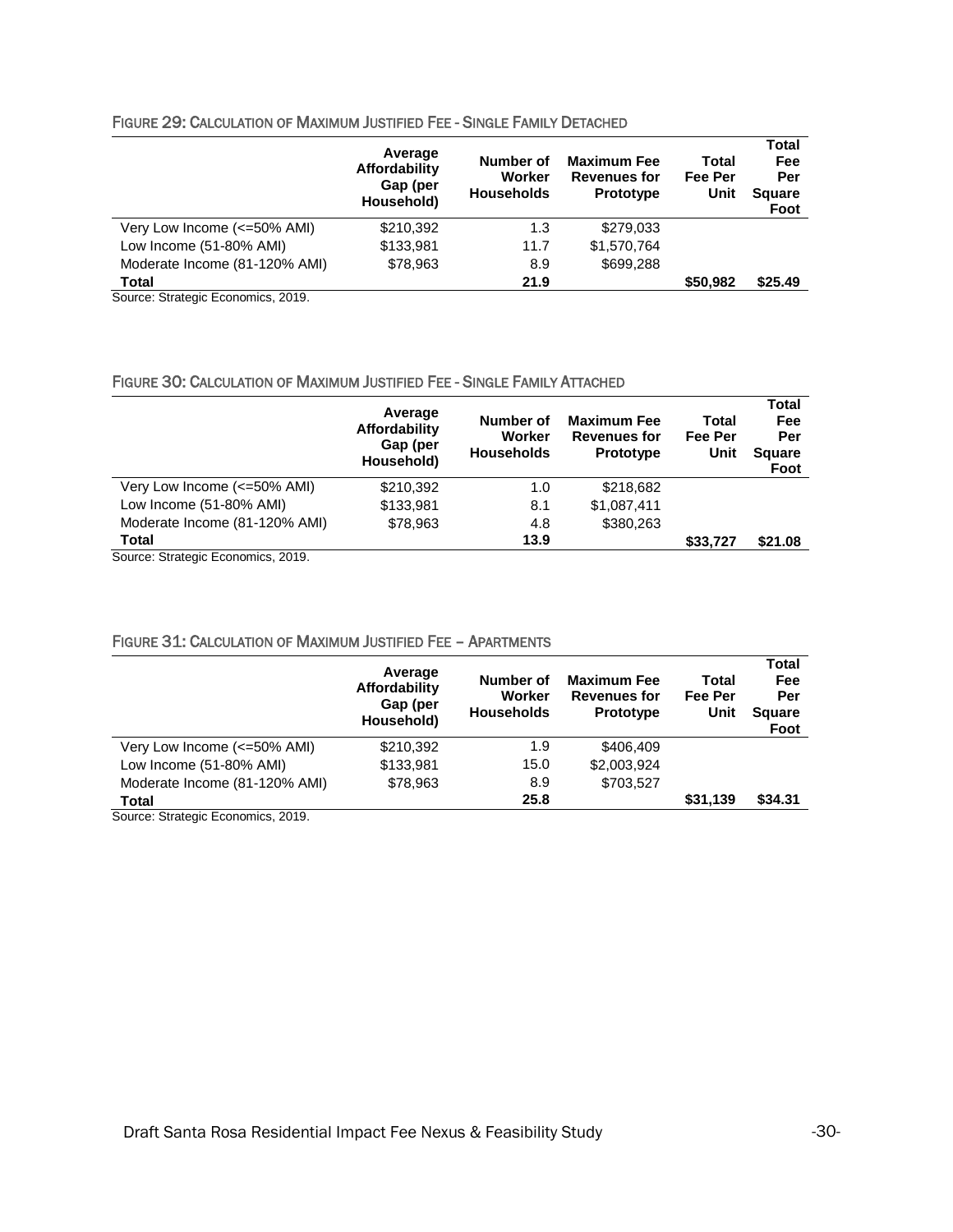### FIGURE 29: CALCULATION OF MAXIMUM JUSTIFIED FEE - SINGLE FAMILY DETACHED

| | Average Affordability Gap (per Household) | Number of Worker Households | Maximum Fee Revenues for Prototype | Total Fee Per Unit | Total Fee Per Square Foot |
|---|---|---|---|---|---|
| Very Low Income (<=50% AMI) | $210,392 | 1.3 | $279,033 | | |
| Low Income (51-80% AMI) | $133,981 | 11.7 | $1,570,764 | | |
| Moderate Income (81-120% AMI) | $78,963 | 8.9 | $699,288 | | |
| **Total** | | **21.9** | | **$50,982** | **$25.49** |

Source: Strategic Economics, 2019.

### FIGURE 30: CALCULATION OF MAXIMUM JUSTIFIED FEE - SINGLE FAMILY ATTACHED

| | Average Affordability Gap (per Household) | Number of Worker Households | Maximum Fee Revenues for Prototype | Total Fee Per Unit | Total Fee Per Square Foot |
|---|---|---|---|---|---|
| Very Low Income (<=50% AMI) | $210,392 | 1.0 | $218,682 | | |
| Low Income (51-80% AMI) | $133,981 | 8.1 | $1,087,411 | | |
| Moderate Income (81-120% AMI) | $78,963 | 4.8 | $380,263 | | |
| **Total** | | **13.9** | | **$33,727** | **$21.08** |

Source: Strategic Economics, 2019.

### FIGURE 31: CALCULATION OF MAXIMUM JUSTIFIED FEE – APARTMENTS

| | Average Affordability Gap (per Household) | Number of Worker Households | Maximum Fee Revenues for Prototype | Total Fee Per Unit | Total Fee Per Square Foot |
|---|---|---|---|---|---|
| Very Low Income (<=50% AMI) | $210,392 | 1.9 | $406,409 | | |
| Low Income (51-80% AMI) | $133,981 | 15.0 | $2,003,924 | | |
| Moderate Income (81-120% AMI) | $78,963 | 8.9 | $703,527 | | |
| **Total** | | **25.8** | | **$31,139** | **$34.31** |

Source: Strategic Economics, 2019.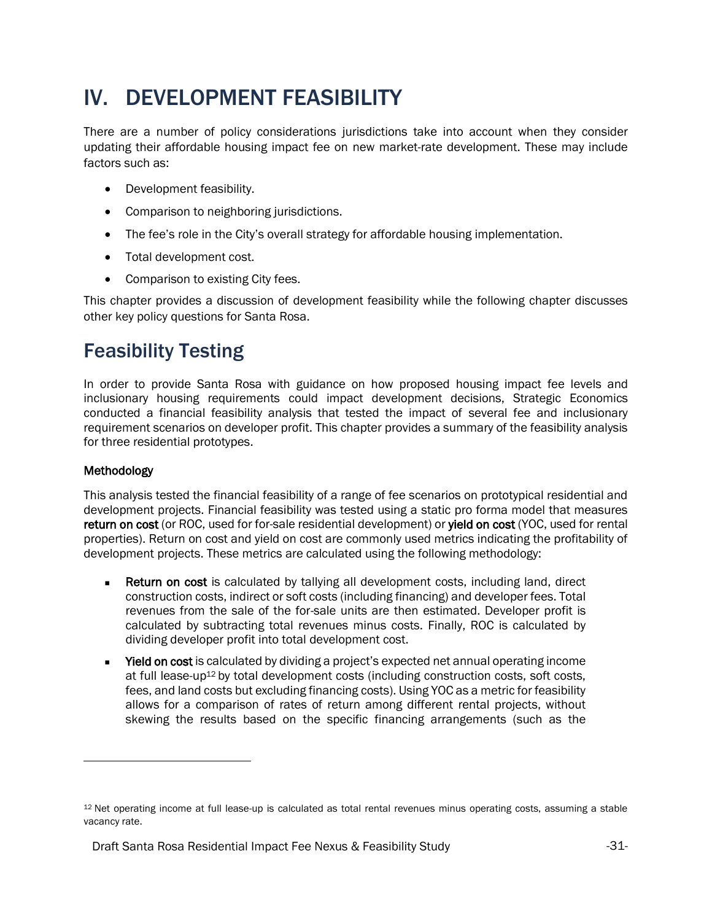# IV. DEVELOPMENT FEASIBILITY

There are a number of policy considerations jurisdictions take into account when they consider updating their affordable housing impact fee on new market-rate development. These may include factors such as:

- Development feasibility.
- Comparison to neighboring jurisdictions.
- The fee's role in the City's overall strategy for affordable housing implementation.
- Total development cost.
- Comparison to existing City fees.

This chapter provides a discussion of development feasibility while the following chapter discusses other key policy questions for Santa Rosa.

## Feasibility Testing

In order to provide Santa Rosa with guidance on how proposed housing impact fee levels and inclusionary housing requirements could impact development decisions, Strategic Economics conducted a financial feasibility analysis that tested the impact of several fee and inclusionary requirement scenarios on developer profit. This chapter provides a summary of the feasibility analysis for three residential prototypes.

### Methodology

This analysis tested the financial feasibility of a range of fee scenarios on prototypical residential and development projects. Financial feasibility was tested using a static pro forma model that measures **return on cost** (or ROC, used for for-sale residential development) or **yield on cost** (YOC, used for rental properties). Return on cost and yield on cost are commonly used metrics indicating the profitability of development projects. These metrics are calculated using the following methodology:

- **Return on cost** is calculated by tallying all development costs, including land, direct construction costs, indirect or soft costs (including financing) and developer fees. Total revenues from the sale of the for-sale units are then estimated. Developer profit is calculated by subtracting total revenues minus costs. Finally, ROC is calculated by dividing developer profit into total development cost.
- **Yield on cost** is calculated by dividing a project's expected net annual operating income at full lease-up[12] by total development costs (including construction costs, soft costs, fees, and land costs but excluding financing costs). Using YOC as a metric for feasibility allows for a comparison of rates of return among different rental projects, without skewing the results based on the specific financing arrangements (such as the

[12] Net operating income at full lease-up is calculated as total rental revenues minus operating costs, assuming a stable vacancy rate.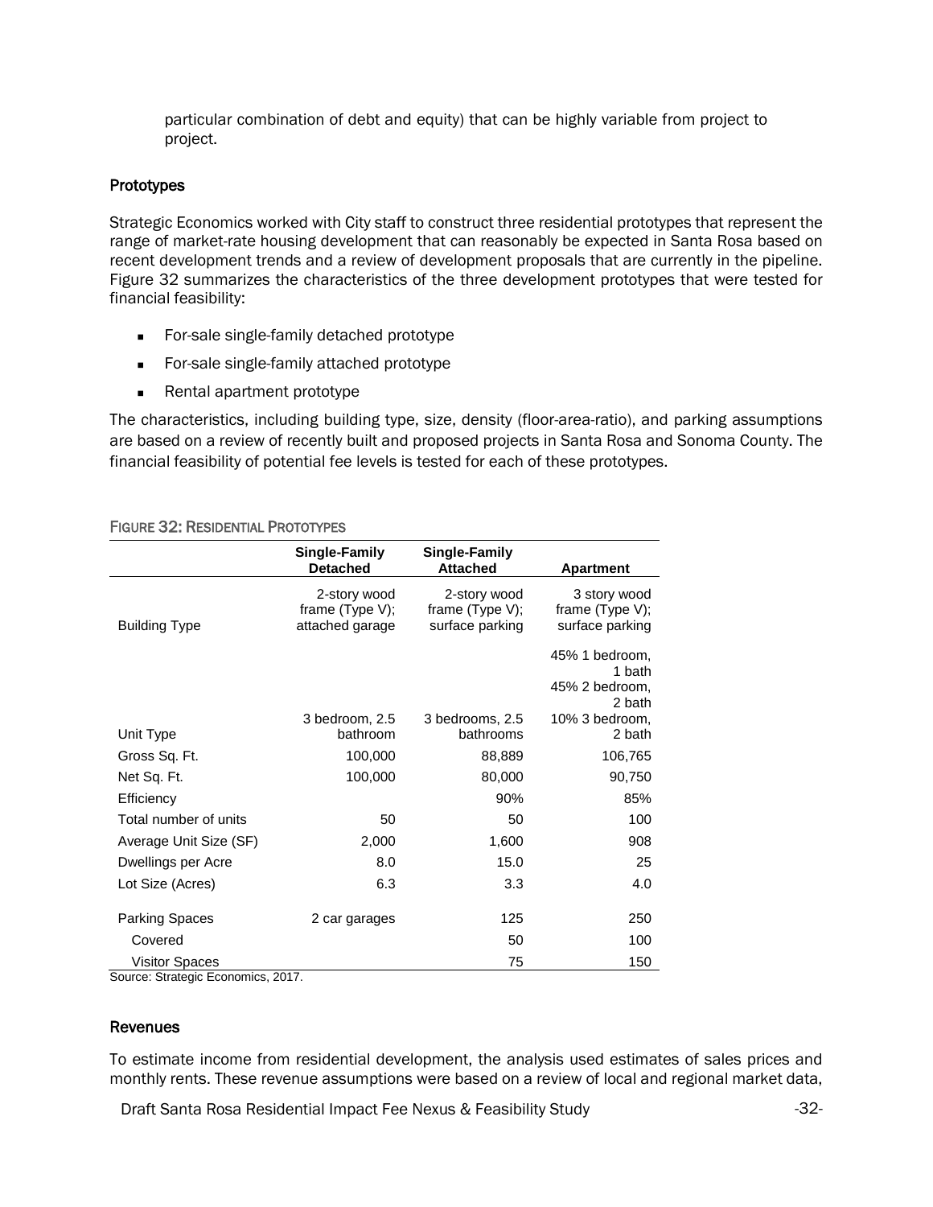particular combination of debt and equity) that can be highly variable from project to project.

### Prototypes

Strategic Economics worked with City staff to construct three residential prototypes that represent the range of market-rate housing development that can reasonably be expected in Santa Rosa based on recent development trends and a review of development proposals that are currently in the pipeline. Figure 32 summarizes the characteristics of the three development prototypes that were tested for financial feasibility:

- For-sale single-family detached prototype
- For-sale single-family attached prototype
- Rental apartment prototype

The characteristics, including building type, size, density (floor-area-ratio), and parking assumptions are based on a review of recently built and proposed projects in Santa Rosa and Sonoma County. The financial feasibility of potential fee levels is tested for each of these prototypes.

FIGURE 32: RESIDENTIAL PROTOTYPES

| | Single-Family Detached | Single-Family Attached | Apartment |
|---|---|---|---|
| Building Type | 2-story wood frame (Type V); attached garage | 2-story wood frame (Type V); surface parking | 3 story wood frame (Type V); surface parking |
| Unit Type | 3 bedroom, 2.5 bathroom | 3 bedrooms, 2.5 bathrooms | 45% 1 bedroom, 1 bath<br>45% 2 bedroom, 2 bath<br>10% 3 bedroom, 2 bath |
| Gross Sq. Ft. | 100,000 | 88,889 | 106,765 |
| Net Sq. Ft. | 100,000 | 80,000 | 90,750 |
| Efficiency | | 90% | 85% |
| Total number of units | 50 | 50 | 100 |
| Average Unit Size (SF) | 2,000 | 1,600 | 908 |
| Dwellings per Acre | 8.0 | 15.0 | 25 |
| Lot Size (Acres) | 6.3 | 3.3 | 4.0 |
| Parking Spaces | 2 car garages | 125 | 250 |
| Covered | | 50 | 100 |
| Visitor Spaces | | 75 | 150 |

Source: Strategic Economics, 2017.

### Revenues

To estimate income from residential development, the analysis used estimates of sales prices and monthly rents. These revenue assumptions were based on a review of local and regional market data,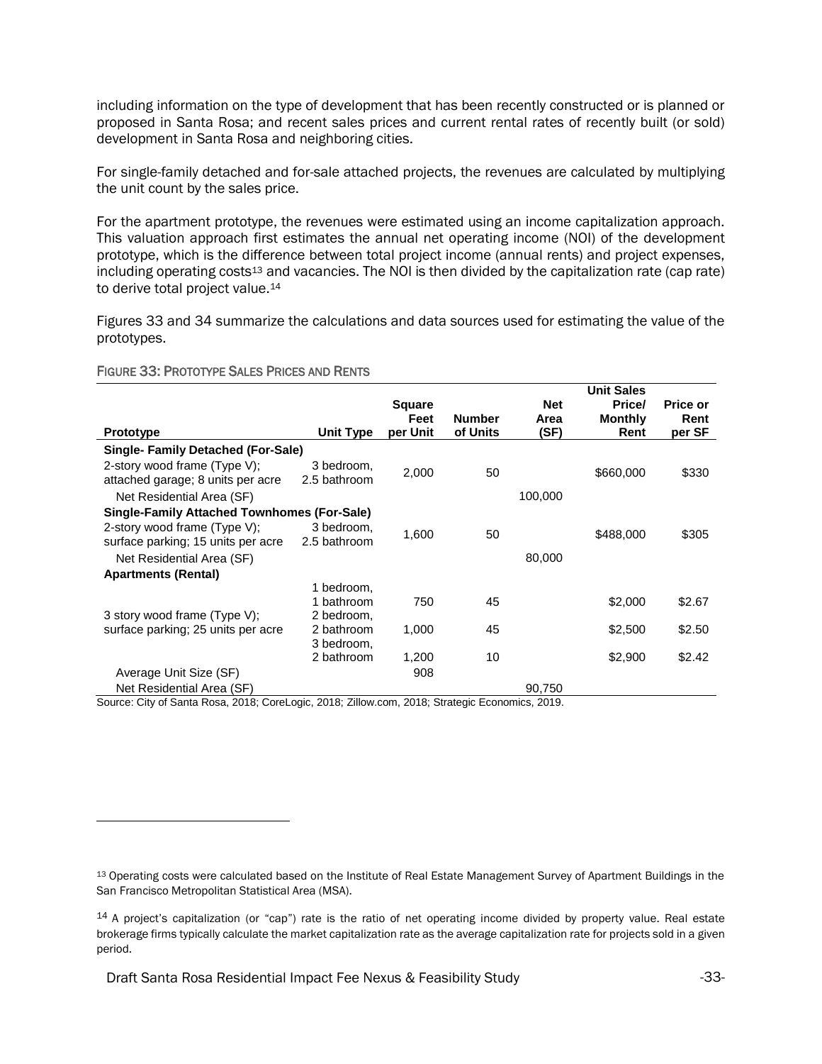including information on the type of development that has been recently constructed or is planned or proposed in Santa Rosa; and recent sales prices and current rental rates of recently built (or sold) development in Santa Rosa and neighboring cities.

For single-family detached and for-sale attached projects, the revenues are calculated by multiplying the unit count by the sales price.

For the apartment prototype, the revenues were estimated using an income capitalization approach. This valuation approach first estimates the annual net operating income (NOI) of the development prototype, which is the difference between total project income (annual rents) and project expenses, including operating costs[13] and vacancies. The NOI is then divided by the capitalization rate (cap rate) to derive total project value.[14]

Figures 33 and 34 summarize the calculations and data sources used for estimating the value of the prototypes.

FIGURE 33: PROTOTYPE SALES PRICES AND RENTS

| Prototype | Unit Type | Square Feet per Unit | Number of Units | Net Area (SF) | Unit Sales Price/ Monthly Rent | Price or Rent per SF |
|---|---|---|---|---|---|---|
| **Single- Family Detached (For-Sale)** | | | | | | |
| 2-story wood frame (Type V); attached garage; 8 units per acre | 3 bedroom, 2.5 bathroom | 2,000 | 50 | | $660,000 | $330 |
| Net Residential Area (SF) | | | | 100,000 | | |
| **Single-Family Attached Townhomes (For-Sale)** | | | | | | |
| 2-story wood frame (Type V); surface parking; 15 units per acre | 3 bedroom, 2.5 bathroom | 1,600 | 50 | | $488,000 | $305 |
| Net Residential Area (SF) | | | | 80,000 | | |
| **Apartments (Rental)** | | | | | | |
| 3 story wood frame (Type V); surface parking; 25 units per acre | 1 bedroom, 1 bathroom | 750 | 45 | | $2,000 | $2.67 |
| | 2 bedroom, 2 bathroom | 1,000 | 45 | | $2,500 | $2.50 |
| | 3 bedroom, 2 bathroom | 1,200 | 10 | | $2,900 | $2.42 |
| Average Unit Size (SF) | | 908 | | | | |
| Net Residential Area (SF) | | | | 90,750 | | |

Source: City of Santa Rosa, 2018; CoreLogic, 2018; Zillow.com, 2018; Strategic Economics, 2019.

[13] Operating costs were calculated based on the Institute of Real Estate Management Survey of Apartment Buildings in the San Francisco Metropolitan Statistical Area (MSA).

[14] A project's capitalization (or "cap") rate is the ratio of net operating income divided by property value. Real estate brokerage firms typically calculate the market capitalization rate as the average capitalization rate for projects sold in a given period.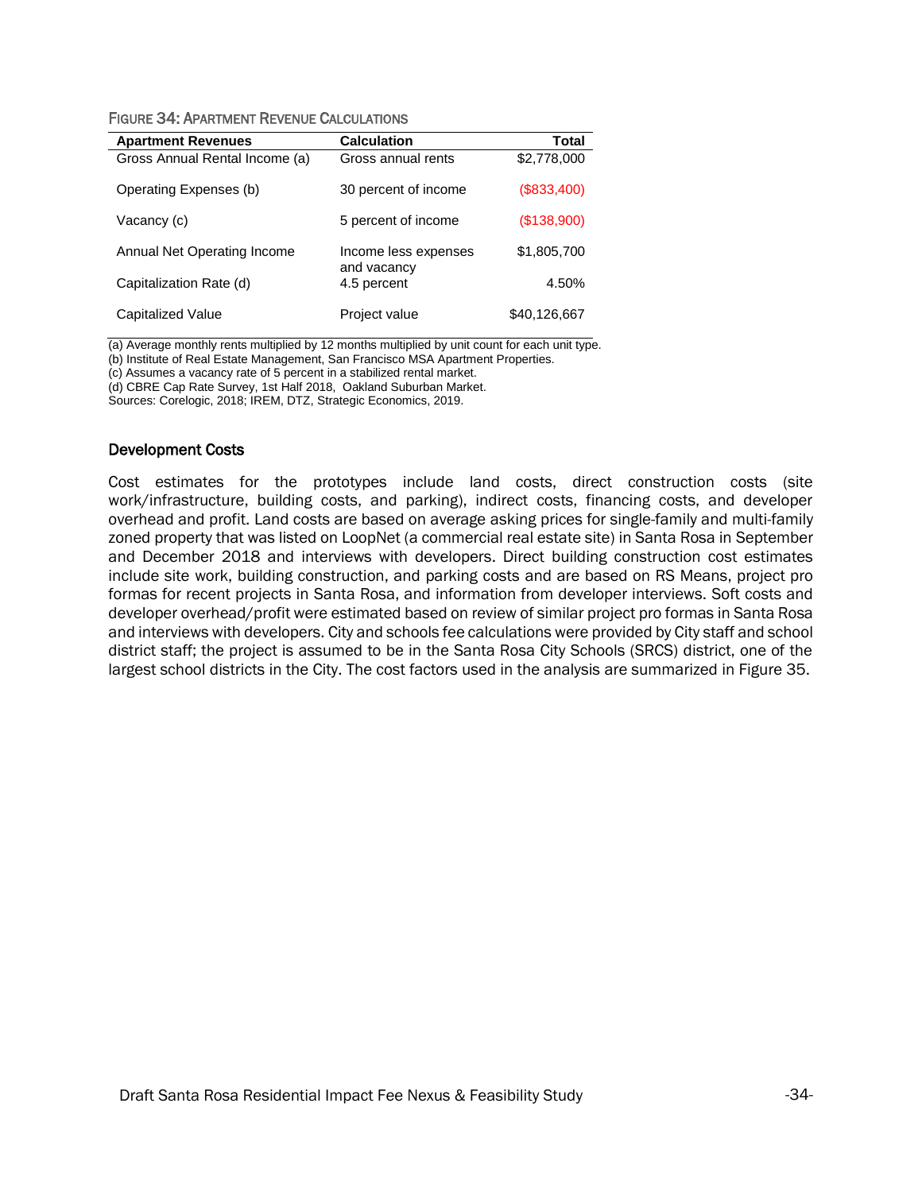FIGURE 34: APARTMENT REVENUE CALCULATIONS

| Apartment Revenues | Calculation | Total |
|---|---|---|
| Gross Annual Rental Income (a) | Gross annual rents | $2,778,000 |
| Operating Expenses (b) | 30 percent of income | ($833,400) |
| Vacancy (c) | 5 percent of income | ($138,900) |
| Annual Net Operating Income | Income less expenses and vacancy | $1,805,700 |
| Capitalization Rate (d) | 4.5 percent | 4.50% |
| Capitalized Value | Project value | $40,126,667 |

(a) Average monthly rents multiplied by 12 months multiplied by unit count for each unit type.
(b) Institute of Real Estate Management, San Francisco MSA Apartment Properties.
(c) Assumes a vacancy rate of 5 percent in a stabilized rental market.
(d) CBRE Cap Rate Survey, 1st Half 2018, Oakland Suburban Market.
Sources: Corelogic, 2018; IREM, DTZ, Strategic Economics, 2019.

### Development Costs

Cost estimates for the prototypes include land costs, direct construction costs (site work/infrastructure, building costs, and parking), indirect costs, financing costs, and developer overhead and profit. Land costs are based on average asking prices for single-family and multi-family zoned property that was listed on LoopNet (a commercial real estate site) in Santa Rosa in September and December 2018 and interviews with developers. Direct building construction cost estimates include site work, building construction, and parking costs and are based on RS Means, project pro formas for recent projects in Santa Rosa, and information from developer interviews. Soft costs and developer overhead/profit were estimated based on review of similar project pro formas in Santa Rosa and interviews with developers. City and schools fee calculations were provided by City staff and school district staff; the project is assumed to be in the Santa Rosa City Schools (SRCS) district, one of the largest school districts in the City. The cost factors used in the analysis are summarized in Figure 35.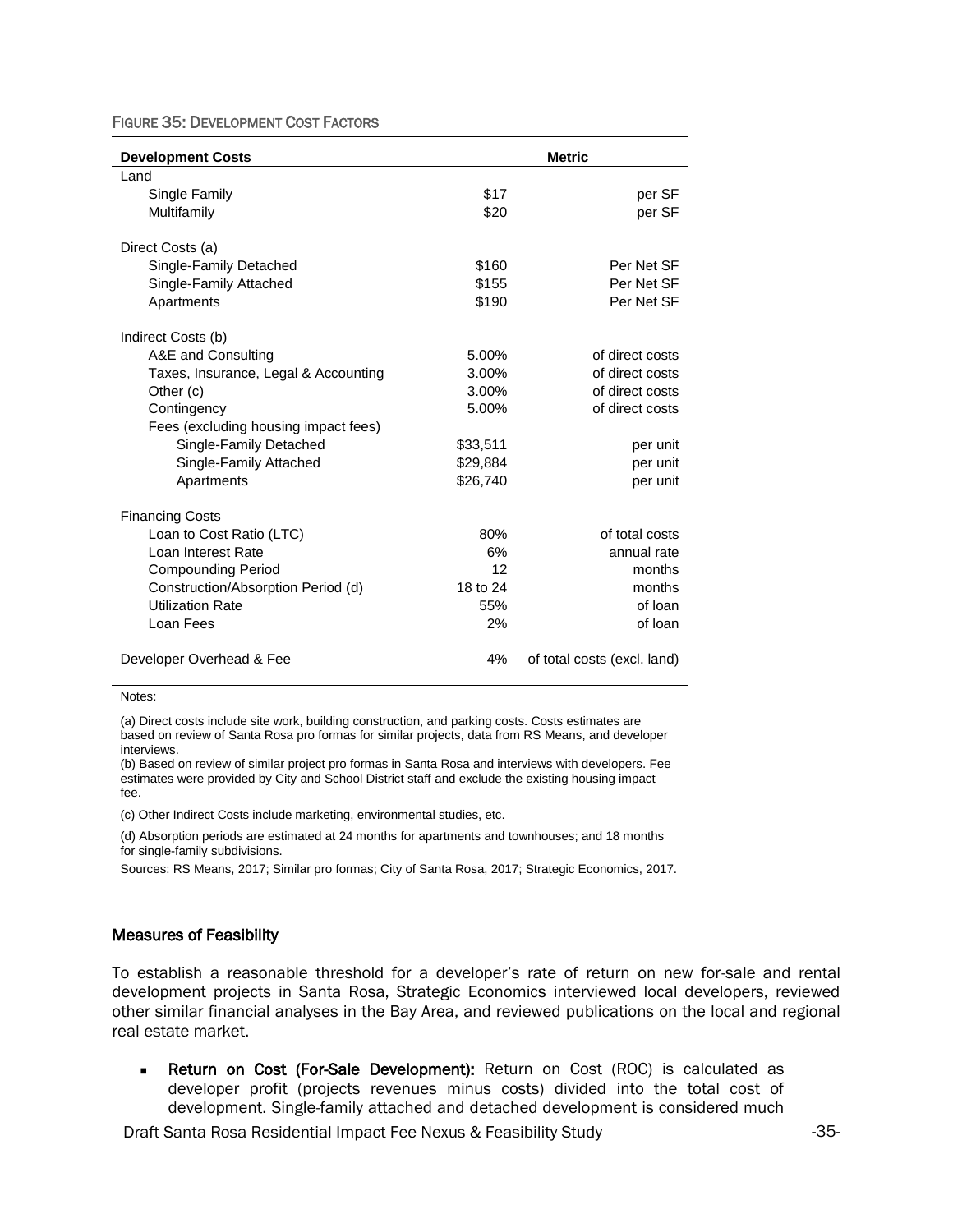FIGURE 35: DEVELOPMENT COST FACTORS

| Development Costs | Metric | |
|---|---|---|
| Land | | |
| Single Family | $17 | per SF |
| Multifamily | $20 | per SF |
| | | |
| Direct Costs (a) | | |
| Single-Family Detached | $160 | Per Net SF |
| Single-Family Attached | $155 | Per Net SF |
| Apartments | $190 | Per Net SF |
| | | |
| Indirect Costs (b) | | |
| A&E and Consulting | 5.00% | of direct costs |
| Taxes, Insurance, Legal & Accounting | 3.00% | of direct costs |
| Other (c) | 3.00% | of direct costs |
| Contingency | 5.00% | of direct costs |
| Fees (excluding housing impact fees) | | |
| Single-Family Detached | $33,511 | per unit |
| Single-Family Attached | $29,884 | per unit |
| Apartments | $26,740 | per unit |
| | | |
| Financing Costs | | |
| Loan to Cost Ratio (LTC) | 80% | of total costs |
| Loan Interest Rate | 6% | annual rate |
| Compounding Period | 12 | months |
| Construction/Absorption Period (d) | 18 to 24 | months |
| Utilization Rate | 55% | of loan |
| Loan Fees | 2% | of loan |
| | | |
| Developer Overhead & Fee | 4% | of total costs (excl. land) |

Notes:

(a) Direct costs include site work, building construction, and parking costs. Costs estimates are based on review of Santa Rosa pro formas for similar projects, data from RS Means, and developer interviews.

(b) Based on review of similar project pro formas in Santa Rosa and interviews with developers. Fee estimates were provided by City and School District staff and exclude the existing housing impact fee.

(c) Other Indirect Costs include marketing, environmental studies, etc.

(d) Absorption periods are estimated at 24 months for apartments and townhouses; and 18 months for single-family subdivisions.

Sources: RS Means, 2017; Similar pro formas; City of Santa Rosa, 2017; Strategic Economics, 2017.

### Measures of Feasibility

To establish a reasonable threshold for a developer's rate of return on new for-sale and rental development projects in Santa Rosa, Strategic Economics interviewed local developers, reviewed other similar financial analyses in the Bay Area, and reviewed publications on the local and regional real estate market.

- **Return on Cost (For-Sale Development):** Return on Cost (ROC) is calculated as developer profit (projects revenues minus costs) divided into the total cost of development. Single-family attached and detached development is considered much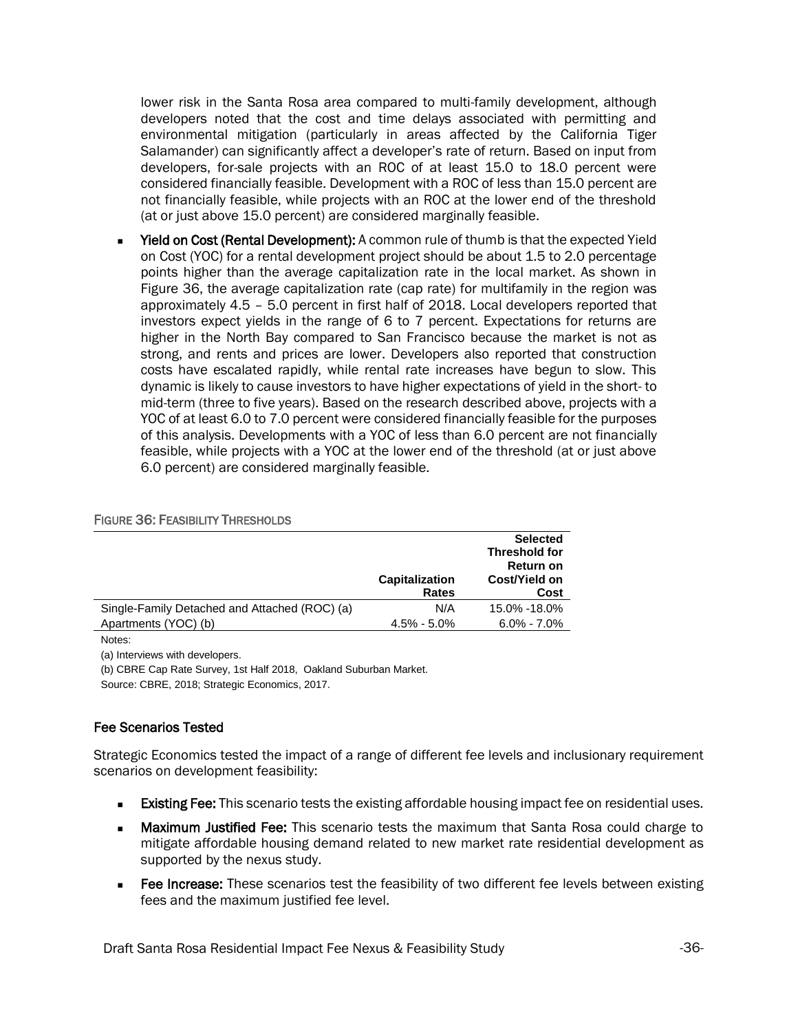lower risk in the Santa Rosa area compared to multi-family development, although developers noted that the cost and time delays associated with permitting and environmental mitigation (particularly in areas affected by the California Tiger Salamander) can significantly affect a developer's rate of return. Based on input from developers, for-sale projects with an ROC of at least 15.0 to 18.0 percent were considered financially feasible. Development with a ROC of less than 15.0 percent are not financially feasible, while projects with an ROC at the lower end of the threshold (at or just above 15.0 percent) are considered marginally feasible.

- **Yield on Cost (Rental Development):** A common rule of thumb is that the expected Yield on Cost (YOC) for a rental development project should be about 1.5 to 2.0 percentage points higher than the average capitalization rate in the local market. As shown in Figure 36, the average capitalization rate (cap rate) for multifamily in the region was approximately 4.5 – 5.0 percent in first half of 2018. Local developers reported that investors expect yields in the range of 6 to 7 percent. Expectations for returns are higher in the North Bay compared to San Francisco because the market is not as strong, and rents and prices are lower. Developers also reported that construction costs have escalated rapidly, while rental rate increases have begun to slow. This dynamic is likely to cause investors to have higher expectations of yield in the short- to mid-term (three to five years). Based on the research described above, projects with a YOC of at least 6.0 to 7.0 percent were considered financially feasible for the purposes of this analysis. Developments with a YOC of less than 6.0 percent are not financially feasible, while projects with a YOC at the lower end of the threshold (at or just above 6.0 percent) are considered marginally feasible.

FIGURE 36: FEASIBILITY THRESHOLDS

| | Capitalization Rates | Selected Threshold for Return on Cost/Yield on Cost |
|---|---|---|
| Single-Family Detached and Attached (ROC) (a) | N/A | 15.0% -18.0% |
| Apartments (YOC) (b) | 4.5% - 5.0% | 6.0% - 7.0% |

Notes:

(a) Interviews with developers.

(b) CBRE Cap Rate Survey, 1st Half 2018, Oakland Suburban Market.

Source: CBRE, 2018; Strategic Economics, 2017.

### Fee Scenarios Tested

Strategic Economics tested the impact of a range of different fee levels and inclusionary requirement scenarios on development feasibility:

- **Existing Fee:** This scenario tests the existing affordable housing impact fee on residential uses.
- **Maximum Justified Fee:** This scenario tests the maximum that Santa Rosa could charge to mitigate affordable housing demand related to new market rate residential development as supported by the nexus study.
- **Fee Increase:** These scenarios test the feasibility of two different fee levels between existing fees and the maximum justified fee level.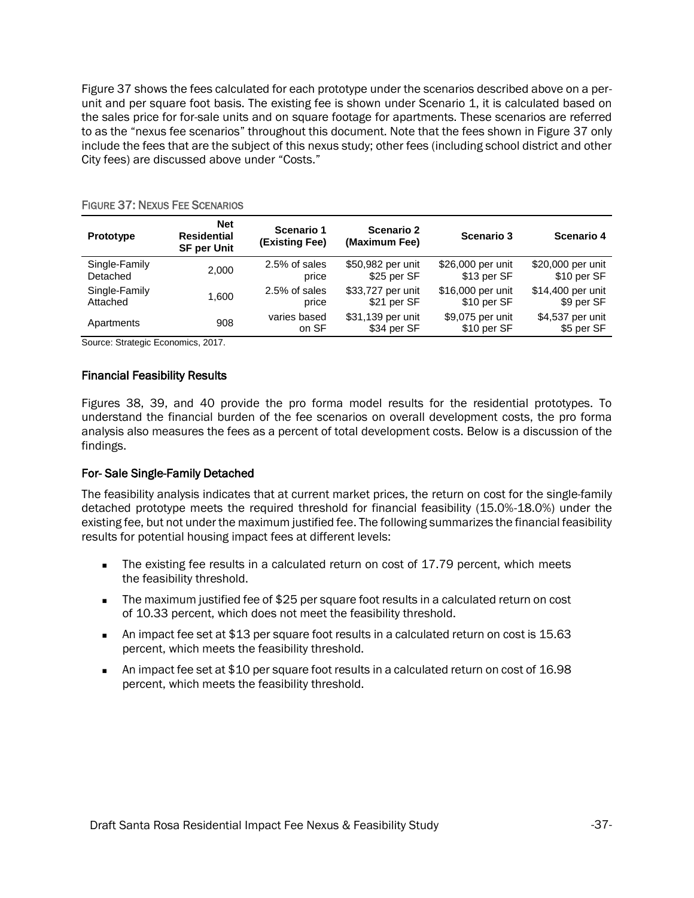Figure 37 shows the fees calculated for each prototype under the scenarios described above on a per-unit and per square foot basis. The existing fee is shown under Scenario 1, it is calculated based on the sales price for for-sale units and on square footage for apartments. These scenarios are referred to as the "nexus fee scenarios" throughout this document. Note that the fees shown in Figure 37 only include the fees that are the subject of this nexus study; other fees (including school district and other City fees) are discussed above under "Costs."

FIGURE 37: NEXUS FEE SCENARIOS

| Prototype | Net Residential SF per Unit | Scenario 1 (Existing Fee) | Scenario 2 (Maximum Fee) | Scenario 3 | Scenario 4 |
|---|---|---|---|---|---|
| Single-Family Detached | 2,000 | 2.5% of sales price | $50,982 per unit $25 per SF | $26,000 per unit $13 per SF | $20,000 per unit $10 per SF |
| Single-Family Attached | 1,600 | 2.5% of sales price | $33,727 per unit $21 per SF | $16,000 per unit $10 per SF | $14,400 per unit $9 per SF |
| Apartments | 908 | varies based on SF | $31,139 per unit $34 per SF | $9,075 per unit $10 per SF | $4,537 per unit $5 per SF |

Source: Strategic Economics, 2017.

### Financial Feasibility Results

Figures 38, 39, and 40 provide the pro forma model results for the residential prototypes. To understand the financial burden of the fee scenarios on overall development costs, the pro forma analysis also measures the fees as a percent of total development costs. Below is a discussion of the findings.

### For- Sale Single-Family Detached

The feasibility analysis indicates that at current market prices, the return on cost for the single-family detached prototype meets the required threshold for financial feasibility (15.0%-18.0%) under the existing fee, but not under the maximum justified fee. The following summarizes the financial feasibility results for potential housing impact fees at different levels:

- The existing fee results in a calculated return on cost of 17.79 percent, which meets the feasibility threshold.
- The maximum justified fee of $25 per square foot results in a calculated return on cost of 10.33 percent, which does not meet the feasibility threshold.
- An impact fee set at $13 per square foot results in a calculated return on cost is 15.63 percent, which meets the feasibility threshold.
- An impact fee set at $10 per square foot results in a calculated return on cost of 16.98 percent, which meets the feasibility threshold.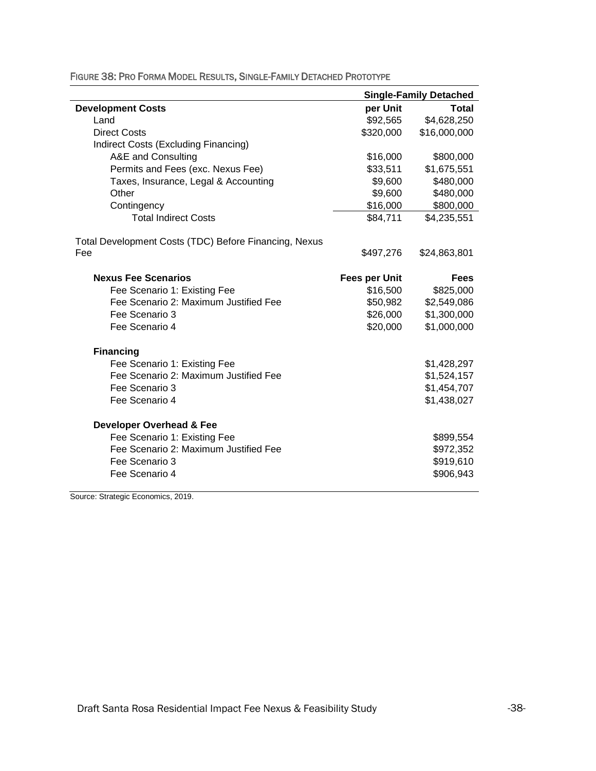FIGURE 38: PRO FORMA MODEL RESULTS, SINGLE-FAMILY DETACHED PROTOTYPE

| | Single-Family Detached | |
|---|---|---|
| **Development Costs** | **per Unit** | **Total** |
| Land | $92,565 | $4,628,250 |
| Direct Costs | $320,000 | $16,000,000 |
| Indirect Costs (Excluding Financing) | | |
| A&E and Consulting | $16,000 | $800,000 |
| Permits and Fees (exc. Nexus Fee) | $33,511 | $1,675,551 |
| Taxes, Insurance, Legal & Accounting | $9,600 | $480,000 |
| Other | $9,600 | $480,000 |
| Contingency | $16,000 | $800,000 |
| Total Indirect Costs | $84,711 | $4,235,551 |
| | | |
| Total Development Costs (TDC) Before Financing, Nexus Fee | $497,276 | $24,863,801 |
| | | |
| **Nexus Fee Scenarios** | **Fees per Unit** | **Fees** |
| Fee Scenario 1: Existing Fee | $16,500 | $825,000 |
| Fee Scenario 2: Maximum Justified Fee | $50,982 | $2,549,086 |
| Fee Scenario 3 | $26,000 | $1,300,000 |
| Fee Scenario 4 | $20,000 | $1,000,000 |
| | | |
| **Financing** | | |
| Fee Scenario 1: Existing Fee | | $1,428,297 |
| Fee Scenario 2: Maximum Justified Fee | | $1,524,157 |
| Fee Scenario 3 | | $1,454,707 |
| Fee Scenario 4 | | $1,438,027 |
| | | |
| **Developer Overhead & Fee** | | |
| Fee Scenario 1: Existing Fee | | $899,554 |
| Fee Scenario 2: Maximum Justified Fee | | $972,352 |
| Fee Scenario 3 | | $919,610 |
| Fee Scenario 4 | | $906,943 |

Source: Strategic Economics, 2019.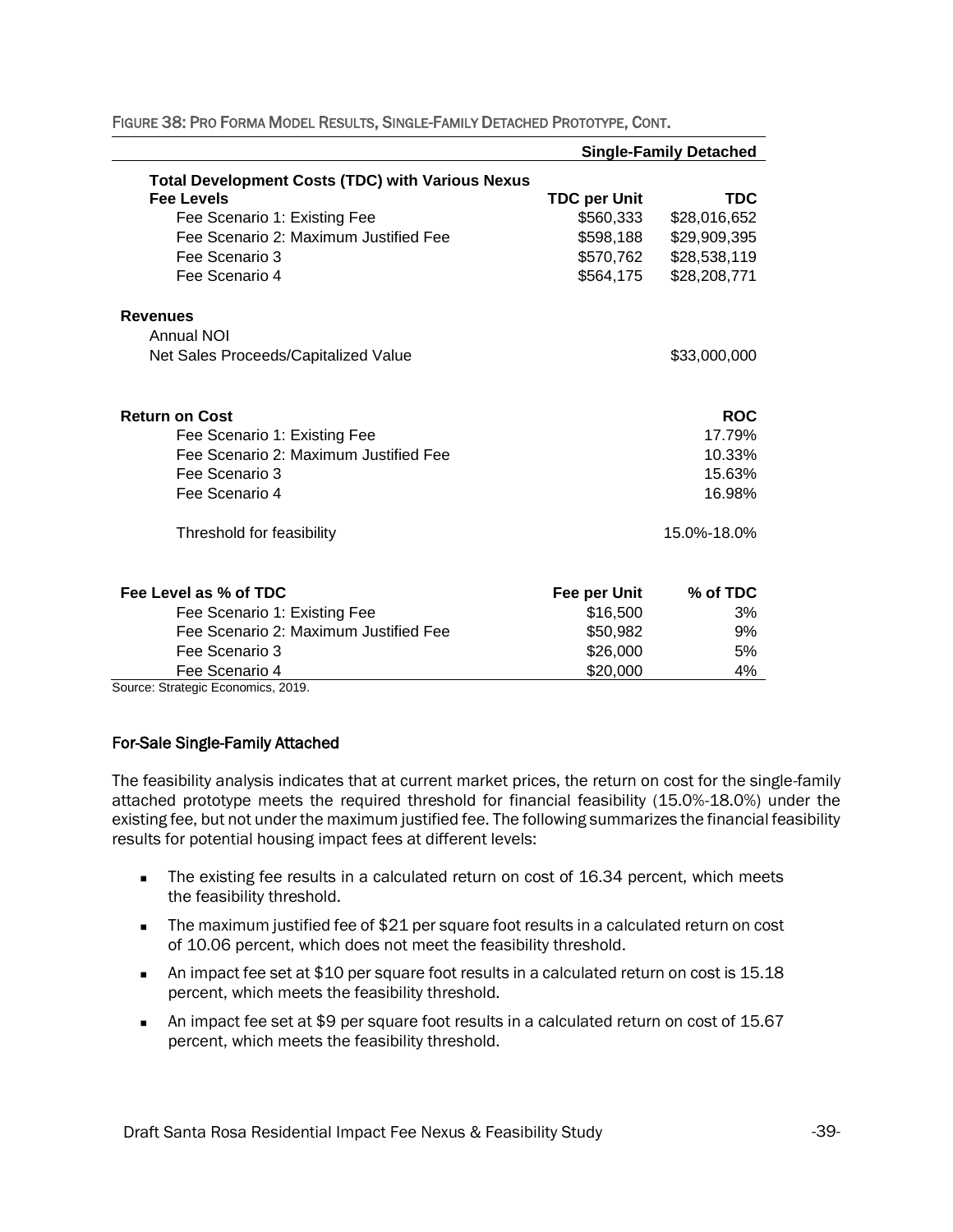FIGURE 38: PRO FORMA MODEL RESULTS, SINGLE-FAMILY DETACHED PROTOTYPE, CONT.

| | Single-Family Detached | |
|---|---|---|
| **Total Development Costs (TDC) with Various Nexus Fee Levels** | **TDC per Unit** | **TDC** |
| Fee Scenario 1: Existing Fee | $560,333 | $28,016,652 |
| Fee Scenario 2: Maximum Justified Fee | $598,188 | $29,909,395 |
| Fee Scenario 3 | $570,762 | $28,538,119 |
| Fee Scenario 4 | $564,175 | $28,208,771 |
| | | |
| **Revenues** | | |
| Annual NOI | | |
| Net Sales Proceeds/Capitalized Value | | $33,000,000 |
| | | |
| **Return on Cost** | | **ROC** |
| Fee Scenario 1: Existing Fee | | 17.79% |
| Fee Scenario 2: Maximum Justified Fee | | 10.33% |
| Fee Scenario 3 | | 15.63% |
| Fee Scenario 4 | | 16.98% |
| | | |
| Threshold for feasibility | | 15.0%-18.0% |
| | | |
| **Fee Level as % of TDC** | **Fee per Unit** | **% of TDC** |
| Fee Scenario 1: Existing Fee | $16,500 | 3% |
| Fee Scenario 2: Maximum Justified Fee | $50,982 | 9% |
| Fee Scenario 3 | $26,000 | 5% |
| Fee Scenario 4 | $20,000 | 4% |

Source: Strategic Economics, 2019.

### For-Sale Single-Family Attached

The feasibility analysis indicates that at current market prices, the return on cost for the single-family attached prototype meets the required threshold for financial feasibility (15.0%-18.0%) under the existing fee, but not under the maximum justified fee. The following summarizes the financial feasibility results for potential housing impact fees at different levels:

- The existing fee results in a calculated return on cost of 16.34 percent, which meets the feasibility threshold.
- The maximum justified fee of $21 per square foot results in a calculated return on cost of 10.06 percent, which does not meet the feasibility threshold.
- An impact fee set at $10 per square foot results in a calculated return on cost is 15.18 percent, which meets the feasibility threshold.
- An impact fee set at $9 per square foot results in a calculated return on cost of 15.67 percent, which meets the feasibility threshold.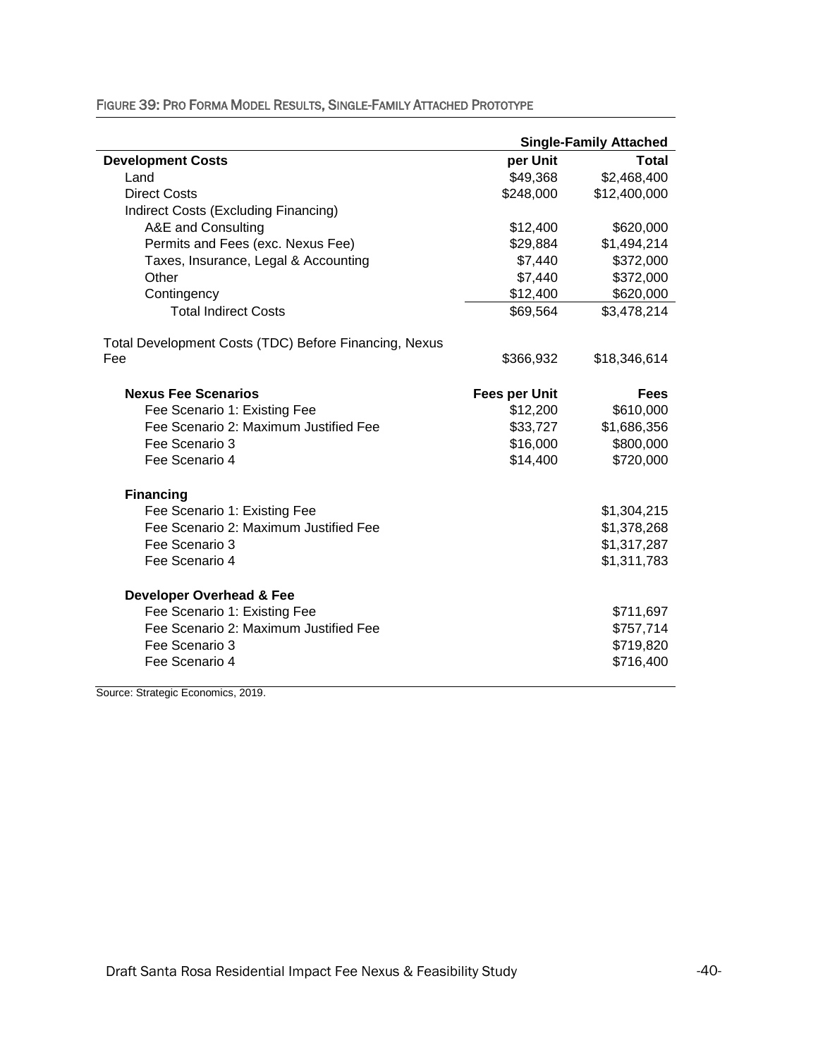FIGURE 39: PRO FORMA MODEL RESULTS, SINGLE-FAMILY ATTACHED PROTOTYPE

| | Single-Family Attached | |
|---|---|---|
| **Development Costs** | **per Unit** | **Total** |
| Land | $49,368 | $2,468,400 |
| Direct Costs | $248,000 | $12,400,000 |
| Indirect Costs (Excluding Financing) | | |
| A&E and Consulting | $12,400 | $620,000 |
| Permits and Fees (exc. Nexus Fee) | $29,884 | $1,494,214 |
| Taxes, Insurance, Legal & Accounting | $7,440 | $372,000 |
| Other | $7,440 | $372,000 |
| Contingency | $12,400 | $620,000 |
| Total Indirect Costs | $69,564 | $3,478,214 |
| Total Development Costs (TDC) Before Financing, Nexus Fee | $366,932 | $18,346,614 |
| **Nexus Fee Scenarios** | **Fees per Unit** | **Fees** |
| Fee Scenario 1: Existing Fee | $12,200 | $610,000 |
| Fee Scenario 2: Maximum Justified Fee | $33,727 | $1,686,356 |
| Fee Scenario 3 | $16,000 | $800,000 |
| Fee Scenario 4 | $14,400 | $720,000 |
| **Financing** | | |
| Fee Scenario 1: Existing Fee | | $1,304,215 |
| Fee Scenario 2: Maximum Justified Fee | | $1,378,268 |
| Fee Scenario 3 | | $1,317,287 |
| Fee Scenario 4 | | $1,311,783 |
| **Developer Overhead & Fee** | | |
| Fee Scenario 1: Existing Fee | | $711,697 |
| Fee Scenario 2: Maximum Justified Fee | | $757,714 |
| Fee Scenario 3 | | $719,820 |
| Fee Scenario 4 | | $716,400 |

Source: Strategic Economics, 2019.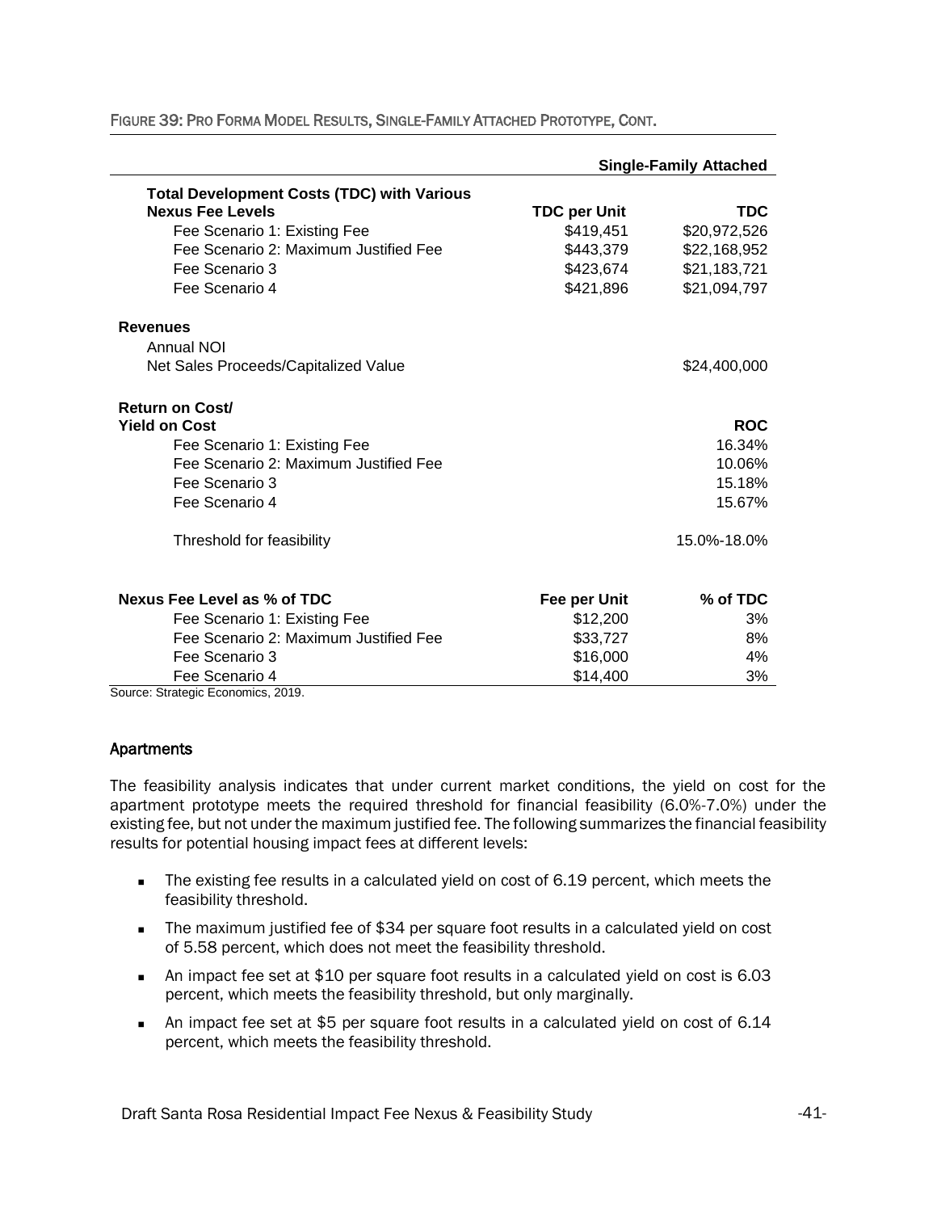FIGURE 39: PRO FORMA MODEL RESULTS, SINGLE-FAMILY ATTACHED PROTOTYPE, CONT.

| | | Single-Family Attached |
|---|---|---|
| **Total Development Costs (TDC) with Various Nexus Fee Levels** | **TDC per Unit** | **TDC** |
| Fee Scenario 1: Existing Fee | $419,451 | $20,972,526 |
| Fee Scenario 2: Maximum Justified Fee | $443,379 | $22,168,952 |
| Fee Scenario 3 | $423,674 | $21,183,721 |
| Fee Scenario 4 | $421,896 | $21,094,797 |
| **Revenues** | | |
| Annual NOI | | |
| Net Sales Proceeds/Capitalized Value | | $24,400,000 |
| **Return on Cost/ Yield on Cost** | | **ROC** |
| Fee Scenario 1: Existing Fee | | 16.34% |
| Fee Scenario 2: Maximum Justified Fee | | 10.06% |
| Fee Scenario 3 | | 15.18% |
| Fee Scenario 4 | | 15.67% |
| Threshold for feasibility | | 15.0%-18.0% |
| **Nexus Fee Level as % of TDC** | **Fee per Unit** | **% of TDC** |
| Fee Scenario 1: Existing Fee | $12,200 | 3% |
| Fee Scenario 2: Maximum Justified Fee | $33,727 | 8% |
| Fee Scenario 3 | $16,000 | 4% |
| Fee Scenario 4 | $14,400 | 3% |

Source: Strategic Economics, 2019.

### Apartments

The feasibility analysis indicates that under current market conditions, the yield on cost for the apartment prototype meets the required threshold for financial feasibility (6.0%-7.0%) under the existing fee, but not under the maximum justified fee. The following summarizes the financial feasibility results for potential housing impact fees at different levels:

- The existing fee results in a calculated yield on cost of 6.19 percent, which meets the feasibility threshold.
- The maximum justified fee of $34 per square foot results in a calculated yield on cost of 5.58 percent, which does not meet the feasibility threshold.
- An impact fee set at $10 per square foot results in a calculated yield on cost is 6.03 percent, which meets the feasibility threshold, but only marginally.
- An impact fee set at $5 per square foot results in a calculated yield on cost of 6.14 percent, which meets the feasibility threshold.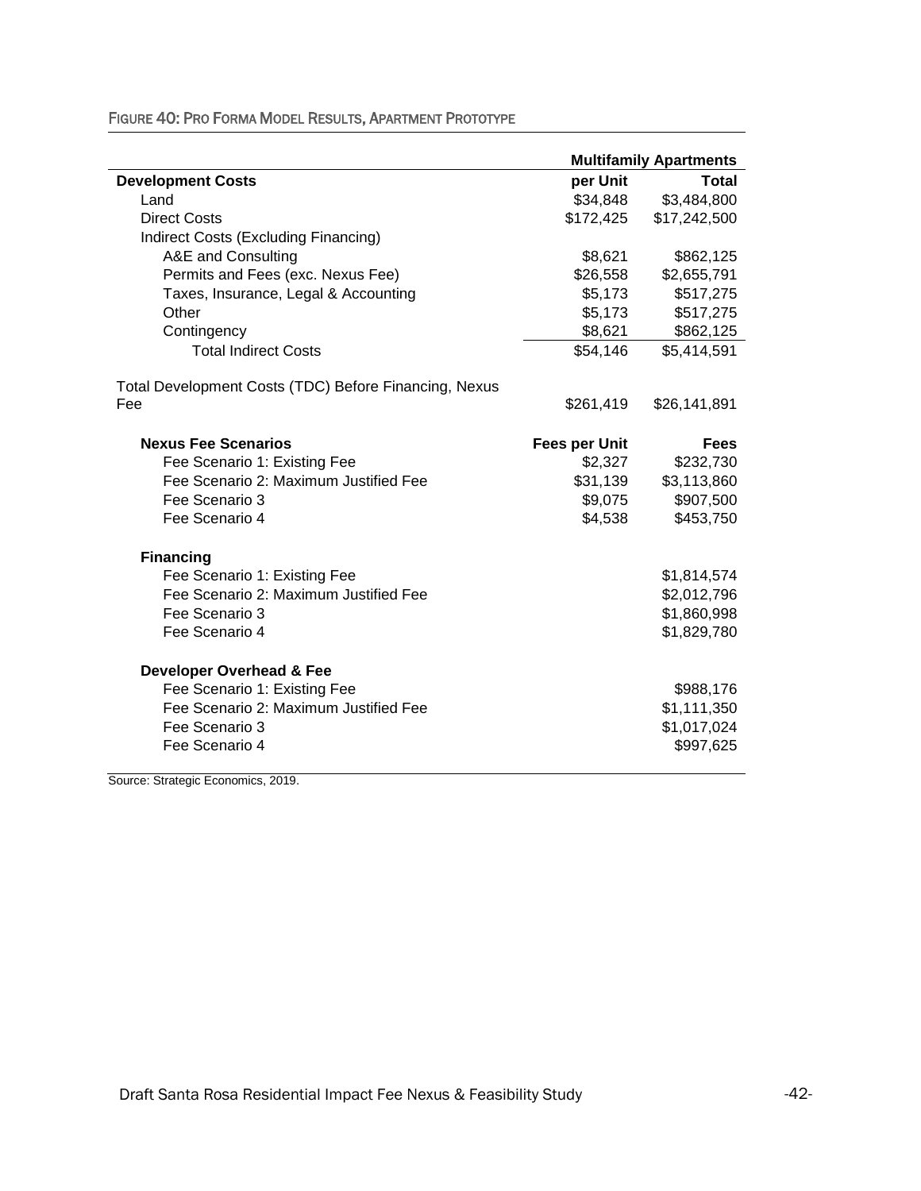FIGURE 40: PRO FORMA MODEL RESULTS, APARTMENT PROTOTYPE

| | Multifamily Apartments | |
|---|---|---|
| **Development Costs** | **per Unit** | **Total** |
| Land | $34,848 | $3,484,800 |
| Direct Costs | $172,425 | $17,242,500 |
| Indirect Costs (Excluding Financing) | | |
| A&E and Consulting | $8,621 | $862,125 |
| Permits and Fees (exc. Nexus Fee) | $26,558 | $2,655,791 |
| Taxes, Insurance, Legal & Accounting | $5,173 | $517,275 |
| Other | $5,173 | $517,275 |
| Contingency | $8,621 | $862,125 |
| Total Indirect Costs | $54,146 | $5,414,591 |
| Total Development Costs (TDC) Before Financing, Nexus Fee | $261,419 | $26,141,891 |
| **Nexus Fee Scenarios** | **Fees per Unit** | **Fees** |
| Fee Scenario 1: Existing Fee | $2,327 | $232,730 |
| Fee Scenario 2: Maximum Justified Fee | $31,139 | $3,113,860 |
| Fee Scenario 3 | $9,075 | $907,500 |
| Fee Scenario 4 | $4,538 | $453,750 |
| **Financing** | | |
| Fee Scenario 1: Existing Fee | | $1,814,574 |
| Fee Scenario 2: Maximum Justified Fee | | $2,012,796 |
| Fee Scenario 3 | | $1,860,998 |
| Fee Scenario 4 | | $1,829,780 |
| **Developer Overhead & Fee** | | |
| Fee Scenario 1: Existing Fee | | $988,176 |
| Fee Scenario 2: Maximum Justified Fee | | $1,111,350 |
| Fee Scenario 3 | | $1,017,024 |
| Fee Scenario 4 | | $997,625 |

Source: Strategic Economics, 2019.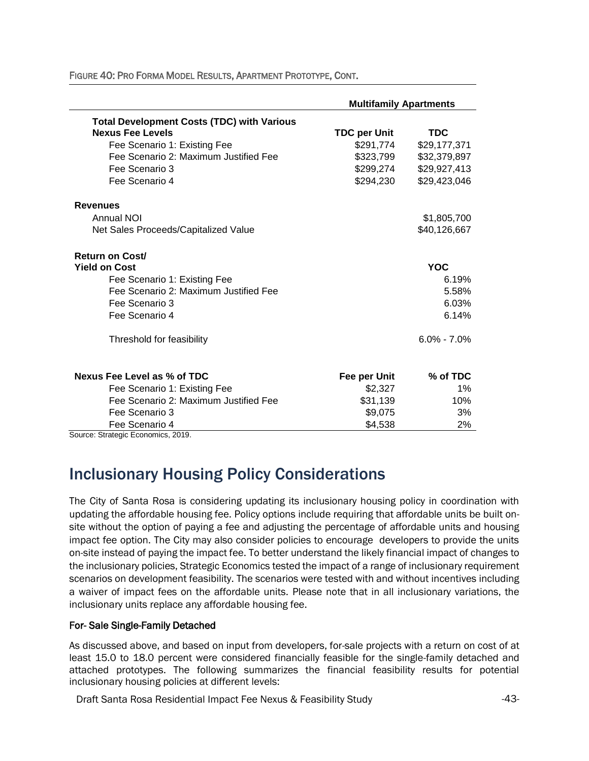FIGURE 40: PRO FORMA MODEL RESULTS, APARTMENT PROTOTYPE, CONT.

| | Multifamily Apartments | |
|---|---|---|
| **Total Development Costs (TDC) with Various Nexus Fee Levels** | **TDC per Unit** | **TDC** |
| Fee Scenario 1: Existing Fee | $291,774 | $29,177,371 |
| Fee Scenario 2: Maximum Justified Fee | $323,799 | $32,379,897 |
| Fee Scenario 3 | $299,274 | $29,927,413 |
| Fee Scenario 4 | $294,230 | $29,423,046 |
| | | |
| **Revenues** | | |
| Annual NOI | | $1,805,700 |
| Net Sales Proceeds/Capitalized Value | | $40,126,667 |
| | | |
| **Return on Cost/ Yield on Cost** | | **YOC** |
| Fee Scenario 1: Existing Fee | | 6.19% |
| Fee Scenario 2: Maximum Justified Fee | | 5.58% |
| Fee Scenario 3 | | 6.03% |
| Fee Scenario 4 | | 6.14% |
| | | |
| Threshold for feasibility | | 6.0% - 7.0% |
| | | |
| **Nexus Fee Level as % of TDC** | **Fee per Unit** | **% of TDC** |
| Fee Scenario 1: Existing Fee | $2,327 | 1% |
| Fee Scenario 2: Maximum Justified Fee | $31,139 | 10% |
| Fee Scenario 3 | $9,075 | 3% |
| Fee Scenario 4 | $4,538 | 2% |

Source: Strategic Economics, 2019.

# Inclusionary Housing Policy Considerations

The City of Santa Rosa is considering updating its inclusionary housing policy in coordination with updating the affordable housing fee. Policy options include requiring that affordable units be built on-site without the option of paying a fee and adjusting the percentage of affordable units and housing impact fee option. The City may also consider policies to encourage developers to provide the units on-site instead of paying the impact fee. To better understand the likely financial impact of changes to the inclusionary policies, Strategic Economics tested the impact of a range of inclusionary requirement scenarios on development feasibility. The scenarios were tested with and without incentives including a waiver of impact fees on the affordable units. Please note that in all inclusionary variations, the inclusionary units replace any affordable housing fee.

### For- Sale Single-Family Detached

As discussed above, and based on input from developers, for-sale projects with a return on cost of at least 15.0 to 18.0 percent were considered financially feasible for the single-family detached and attached prototypes. The following summarizes the financial feasibility results for potential inclusionary housing policies at different levels: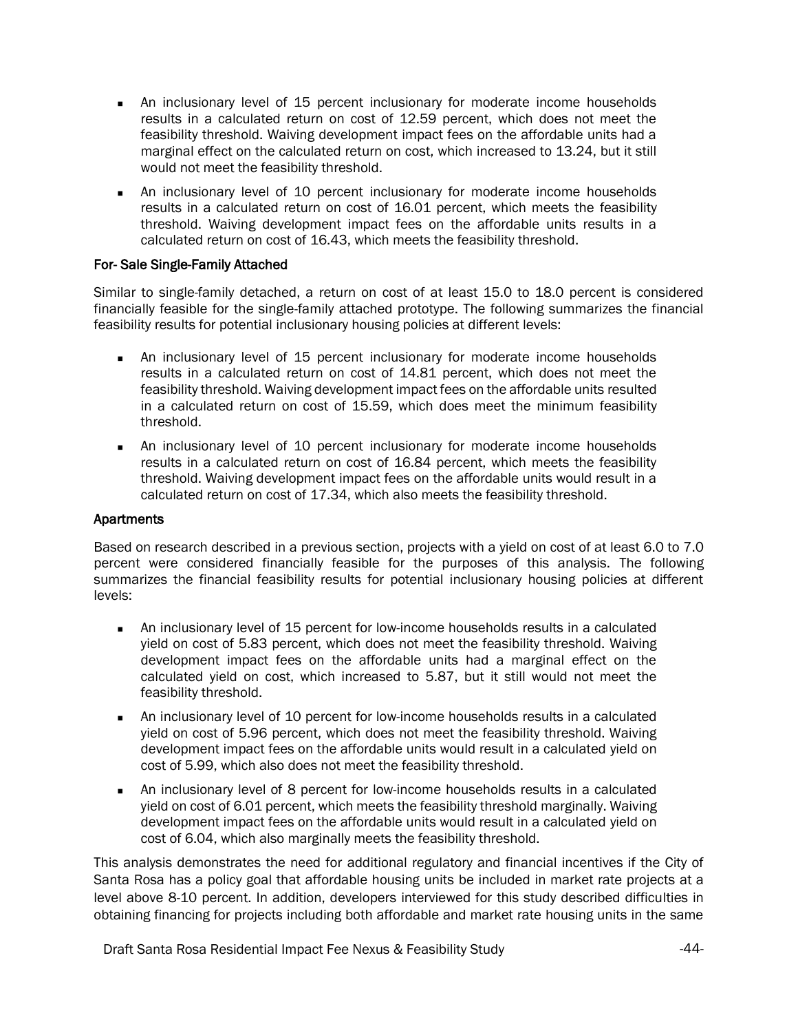- An inclusionary level of 15 percent inclusionary for moderate income households results in a calculated return on cost of 12.59 percent, which does not meet the feasibility threshold. Waiving development impact fees on the affordable units had a marginal effect on the calculated return on cost, which increased to 13.24, but it still would not meet the feasibility threshold.
- An inclusionary level of 10 percent inclusionary for moderate income households results in a calculated return on cost of 16.01 percent, which meets the feasibility threshold. Waiving development impact fees on the affordable units results in a calculated return on cost of 16.43, which meets the feasibility threshold.

### For- Sale Single-Family Attached

Similar to single-family detached, a return on cost of at least 15.0 to 18.0 percent is considered financially feasible for the single-family attached prototype. The following summarizes the financial feasibility results for potential inclusionary housing policies at different levels:

- An inclusionary level of 15 percent inclusionary for moderate income households results in a calculated return on cost of 14.81 percent, which does not meet the feasibility threshold. Waiving development impact fees on the affordable units resulted in a calculated return on cost of 15.59, which does meet the minimum feasibility threshold.
- An inclusionary level of 10 percent inclusionary for moderate income households results in a calculated return on cost of 16.84 percent, which meets the feasibility threshold. Waiving development impact fees on the affordable units would result in a calculated return on cost of 17.34, which also meets the feasibility threshold.

### Apartments

Based on research described in a previous section, projects with a yield on cost of at least 6.0 to 7.0 percent were considered financially feasible for the purposes of this analysis. The following summarizes the financial feasibility results for potential inclusionary housing policies at different levels:

- An inclusionary level of 15 percent for low-income households results in a calculated yield on cost of 5.83 percent, which does not meet the feasibility threshold. Waiving development impact fees on the affordable units had a marginal effect on the calculated yield on cost, which increased to 5.87, but it still would not meet the feasibility threshold.
- An inclusionary level of 10 percent for low-income households results in a calculated yield on cost of 5.96 percent, which does not meet the feasibility threshold. Waiving development impact fees on the affordable units would result in a calculated yield on cost of 5.99, which also does not meet the feasibility threshold.
- An inclusionary level of 8 percent for low-income households results in a calculated yield on cost of 6.01 percent, which meets the feasibility threshold marginally. Waiving development impact fees on the affordable units would result in a calculated yield on cost of 6.04, which also marginally meets the feasibility threshold.

This analysis demonstrates the need for additional regulatory and financial incentives if the City of Santa Rosa has a policy goal that affordable housing units be included in market rate projects at a level above 8-10 percent. In addition, developers interviewed for this study described difficulties in obtaining financing for projects including both affordable and market rate housing units in the same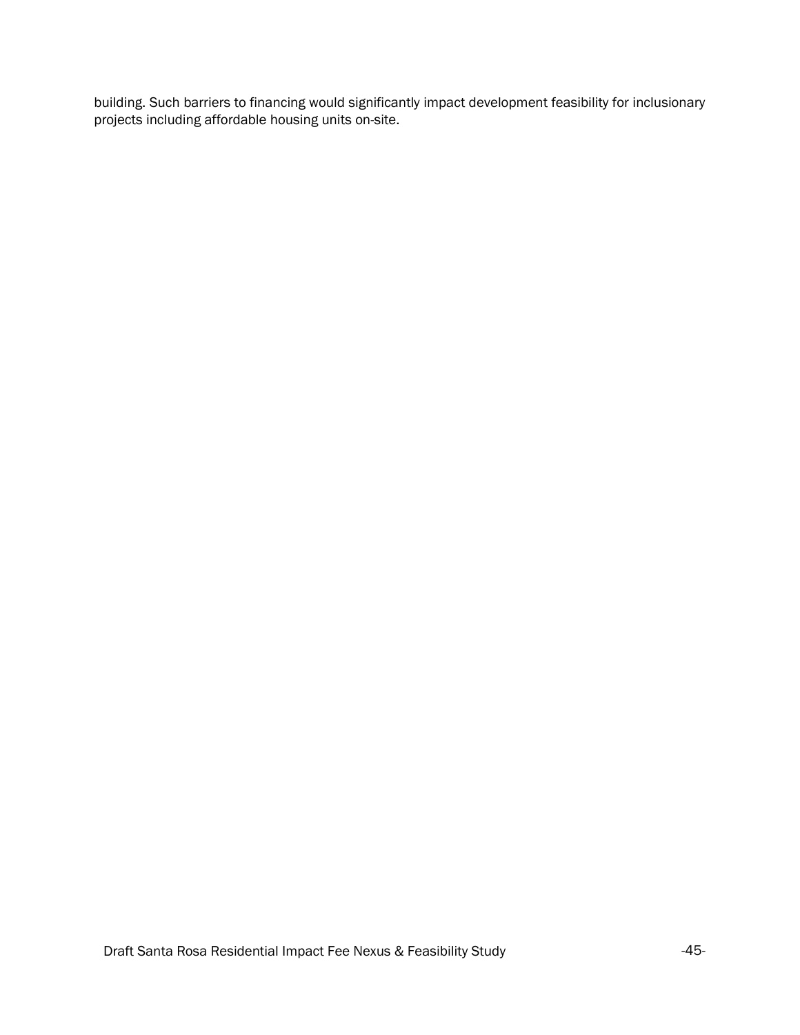building. Such barriers to financing would significantly impact development feasibility for inclusionary projects including affordable housing units on-site.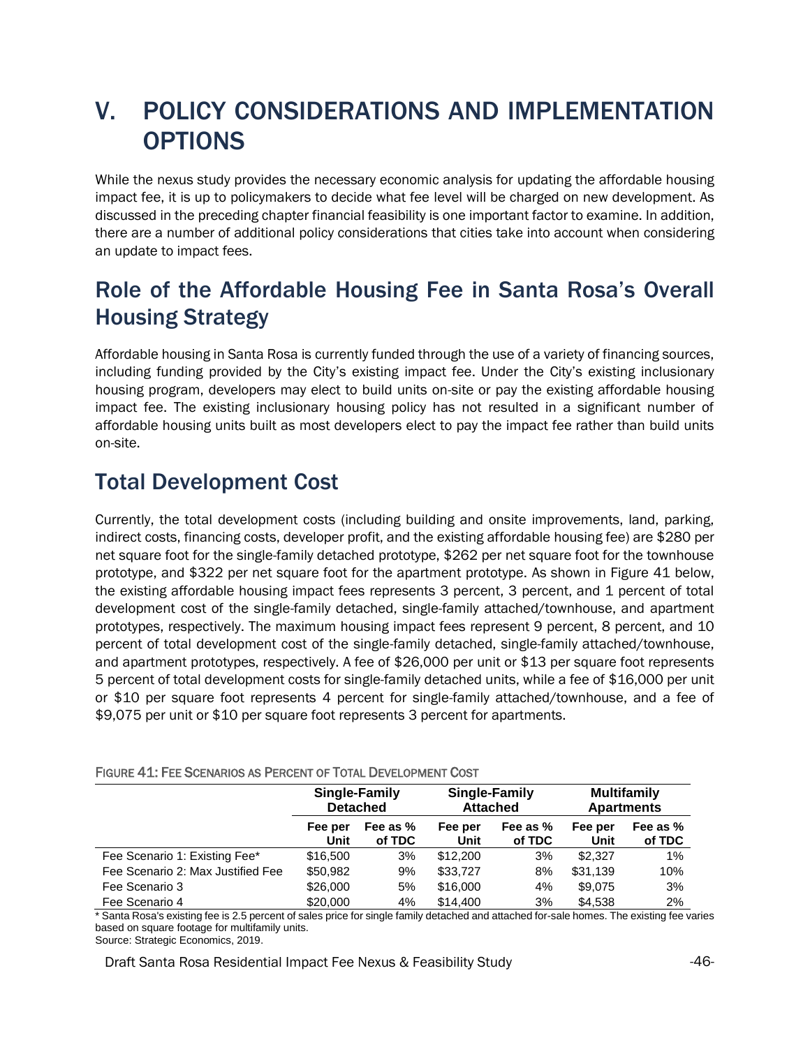# V. POLICY CONSIDERATIONS AND IMPLEMENTATION OPTIONS

While the nexus study provides the necessary economic analysis for updating the affordable housing impact fee, it is up to policymakers to decide what fee level will be charged on new development. As discussed in the preceding chapter financial feasibility is one important factor to examine. In addition, there are a number of additional policy considerations that cities take into account when considering an update to impact fees.

## Role of the Affordable Housing Fee in Santa Rosa's Overall Housing Strategy

Affordable housing in Santa Rosa is currently funded through the use of a variety of financing sources, including funding provided by the City's existing impact fee. Under the City's existing inclusionary housing program, developers may elect to build units on-site or pay the existing affordable housing impact fee. The existing inclusionary housing policy has not resulted in a significant number of affordable housing units built as most developers elect to pay the impact fee rather than build units on-site.

## Total Development Cost

Currently, the total development costs (including building and onsite improvements, land, parking, indirect costs, financing costs, developer profit, and the existing affordable housing fee) are $280 per net square foot for the single-family detached prototype, $262 per net square foot for the townhouse prototype, and $322 per net square foot for the apartment prototype. As shown in Figure 41 below, the existing affordable housing impact fees represents 3 percent, 3 percent, and 1 percent of total development cost of the single-family detached, single-family attached/townhouse, and apartment prototypes, respectively. The maximum housing impact fees represent 9 percent, 8 percent, and 10 percent of total development cost of the single-family detached, single-family attached/townhouse, and apartment prototypes, respectively. A fee of $26,000 per unit or $13 per square foot represents 5 percent of total development costs for single-family detached units, while a fee of $16,000 per unit or $10 per square foot represents 4 percent for single-family attached/townhouse, and a fee of $9,075 per unit or $10 per square foot represents 3 percent for apartments.

FIGURE 41: FEE SCENARIOS AS PERCENT OF TOTAL DEVELOPMENT COST

| | Single-Family Detached | | Single-Family Attached | | Multifamily Apartments | |
|---|---|---|---|---|---|---|
| | Fee per Unit | Fee as % of TDC | Fee per Unit | Fee as % of TDC | Fee per Unit | Fee as % of TDC |
| Fee Scenario 1: Existing Fee* | $16,500 | 3% | $12,200 | 3% | $2,327 | 1% |
| Fee Scenario 2: Max Justified Fee | $50,982 | 9% | $33,727 | 8% | $31,139 | 10% |
| Fee Scenario 3 | $26,000 | 5% | $16,000 | 4% | $9,075 | 3% |
| Fee Scenario 4 | $20,000 | 4% | $14,400 | 3% | $4,538 | 2% |

* Santa Rosa's existing fee is 2.5 percent of sales price for single family detached and attached for-sale homes. The existing fee varies based on square footage for multifamily units.

Source: Strategic Economics, 2019.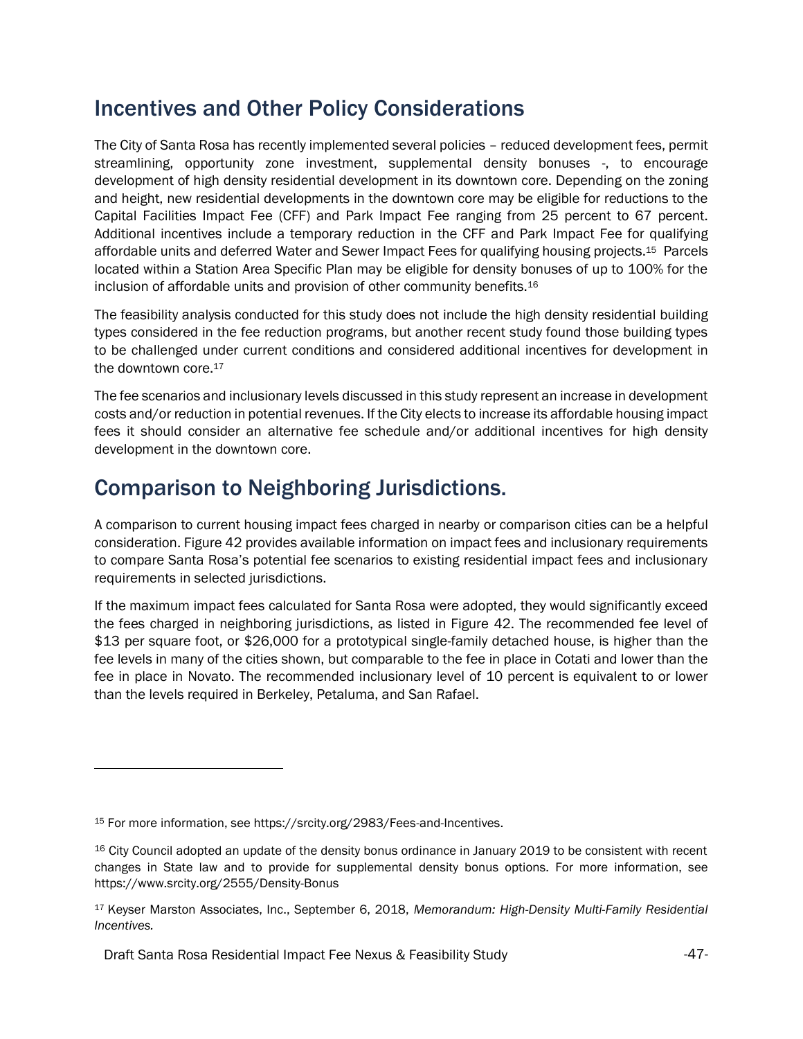## Incentives and Other Policy Considerations

The City of Santa Rosa has recently implemented several policies – reduced development fees, permit streamlining, opportunity zone investment, supplemental density bonuses -, to encourage development of high density residential development in its downtown core. Depending on the zoning and height, new residential developments in the downtown core may be eligible for reductions to the Capital Facilities Impact Fee (CFF) and Park Impact Fee ranging from 25 percent to 67 percent. Additional incentives include a temporary reduction in the CFF and Park Impact Fee for qualifying affordable units and deferred Water and Sewer Impact Fees for qualifying housing projects.[15] Parcels located within a Station Area Specific Plan may be eligible for density bonuses of up to 100% for the inclusion of affordable units and provision of other community benefits.[16]

The feasibility analysis conducted for this study does not include the high density residential building types considered in the fee reduction programs, but another recent study found those building types to be challenged under current conditions and considered additional incentives for development in the downtown core.[17]

The fee scenarios and inclusionary levels discussed in this study represent an increase in development costs and/or reduction in potential revenues. If the City elects to increase its affordable housing impact fees it should consider an alternative fee schedule and/or additional incentives for high density development in the downtown core.

## Comparison to Neighboring Jurisdictions.

A comparison to current housing impact fees charged in nearby or comparison cities can be a helpful consideration. Figure 42 provides available information on impact fees and inclusionary requirements to compare Santa Rosa's potential fee scenarios to existing residential impact fees and inclusionary requirements in selected jurisdictions.

If the maximum impact fees calculated for Santa Rosa were adopted, they would significantly exceed the fees charged in neighboring jurisdictions, as listed in Figure 42. The recommended fee level of $13 per square foot, or $26,000 for a prototypical single-family detached house, is higher than the fee levels in many of the cities shown, but comparable to the fee in place in Cotati and lower than the fee in place in Novato. The recommended inclusionary level of 10 percent is equivalent to or lower than the levels required in Berkeley, Petaluma, and San Rafael.

---

[15] For more information, see https://srcity.org/2983/Fees-and-Incentives.

[16] City Council adopted an update of the density bonus ordinance in January 2019 to be consistent with recent changes in State law and to provide for supplemental density bonus options. For more information, see https://www.srcity.org/2555/Density-Bonus

[17] Keyser Marston Associates, Inc., September 6, 2018, *Memorandum: High-Density Multi-Family Residential Incentives.*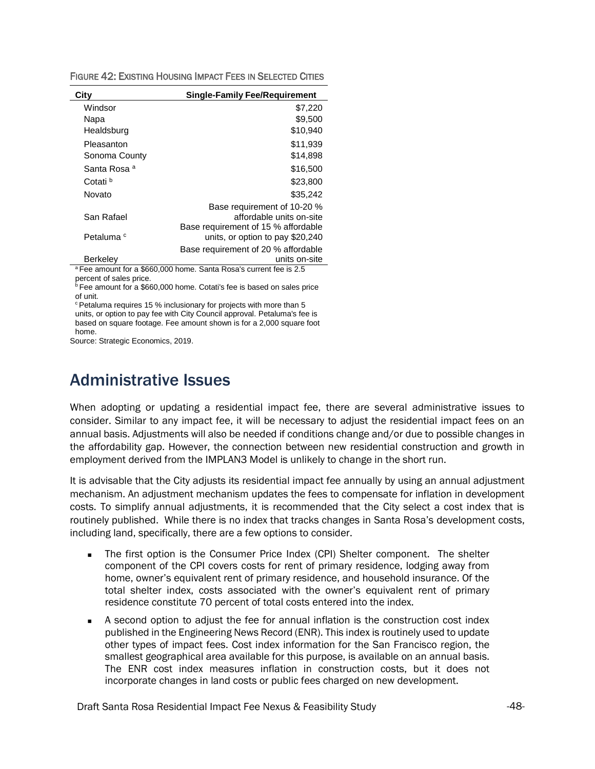FIGURE 42: EXISTING HOUSING IMPACT FEES IN SELECTED CITIES

| City | Single-Family Fee/Requirement |
|---|---|
| Windsor | $7,220 |
| Napa | $9,500 |
| Healdsburg | $10,940 |
| Pleasanton | $11,939 |
| Sonoma County | $14,898 |
| Santa Rosa [a] | $16,500 |
| Cotati [b] | $23,800 |
| Novato | $35,242 |
| San Rafael | Base requirement of 10-20 % affordable units on-site |
| Petaluma [c] | Base requirement of 15 % affordable units, or option to pay $20,240 |
| Berkeley | Base requirement of 20 % affordable units on-site |

[a] Fee amount for a $660,000 home. Santa Rosa's current fee is 2.5 percent of sales price.
[b] Fee amount for a $660,000 home. Cotati's fee is based on sales price of unit.
[c] Petaluma requires 15 % inclusionary for projects with more than 5 units, or option to pay fee with City Council approval. Petaluma's fee is based on square footage. Fee amount shown is for a 2,000 square foot home.
Source: Strategic Economics, 2019.

## Administrative Issues

When adopting or updating a residential impact fee, there are several administrative issues to consider. Similar to any impact fee, it will be necessary to adjust the residential impact fees on an annual basis. Adjustments will also be needed if conditions change and/or due to possible changes in the affordability gap. However, the connection between new residential construction and growth in employment derived from the IMPLAN3 Model is unlikely to change in the short run.

It is advisable that the City adjusts its residential impact fee annually by using an annual adjustment mechanism. An adjustment mechanism updates the fees to compensate for inflation in development costs. To simplify annual adjustments, it is recommended that the City select a cost index that is routinely published. While there is no index that tracks changes in Santa Rosa's development costs, including land, specifically, there are a few options to consider.

- The first option is the Consumer Price Index (CPI) Shelter component. The shelter component of the CPI covers costs for rent of primary residence, lodging away from home, owner's equivalent rent of primary residence, and household insurance. Of the total shelter index, costs associated with the owner's equivalent rent of primary residence constitute 70 percent of total costs entered into the index.
- A second option to adjust the fee for annual inflation is the construction cost index published in the Engineering News Record (ENR). This index is routinely used to update other types of impact fees. Cost index information for the San Francisco region, the smallest geographical area available for this purpose, is available on an annual basis. The ENR cost index measures inflation in construction costs, but it does not incorporate changes in land costs or public fees charged on new development.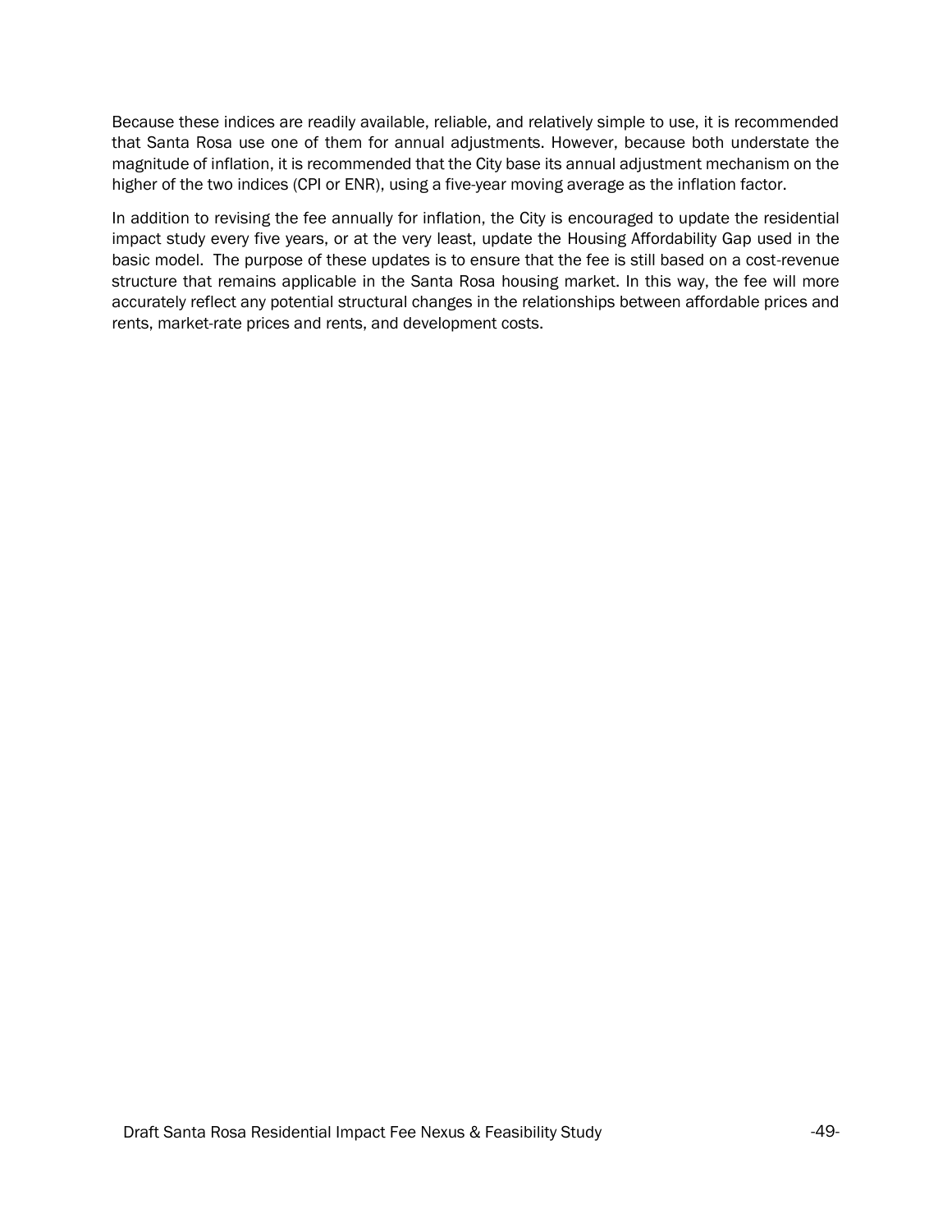Because these indices are readily available, reliable, and relatively simple to use, it is recommended that Santa Rosa use one of them for annual adjustments. However, because both understate the magnitude of inflation, it is recommended that the City base its annual adjustment mechanism on the higher of the two indices (CPI or ENR), using a five-year moving average as the inflation factor.

In addition to revising the fee annually for inflation, the City is encouraged to update the residential impact study every five years, or at the very least, update the Housing Affordability Gap used in the basic model. The purpose of these updates is to ensure that the fee is still based on a cost-revenue structure that remains applicable in the Santa Rosa housing market. In this way, the fee will more accurately reflect any potential structural changes in the relationships between affordable prices and rents, market-rate prices and rents, and development costs.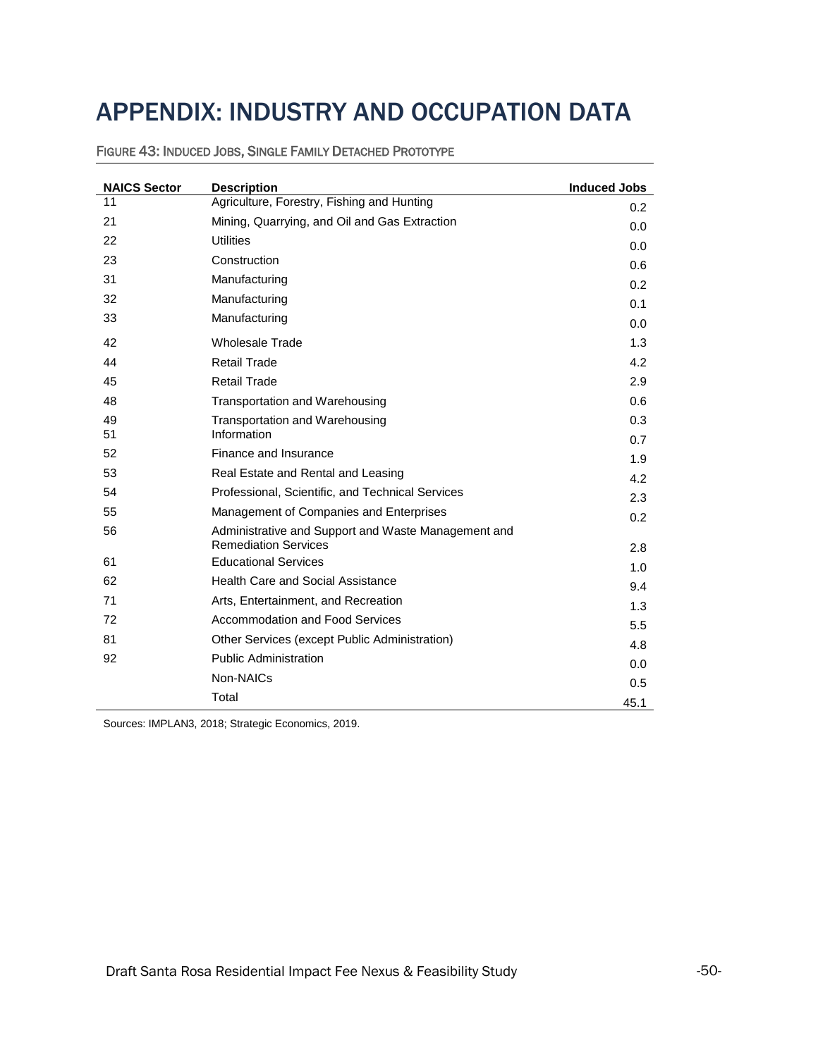# APPENDIX: INDUSTRY AND OCCUPATION DATA

FIGURE 43: INDUCED JOBS, SINGLE FAMILY DETACHED PROTOTYPE

| NAICS Sector | Description | Induced Jobs |
|---|---|---|
| 11 | Agriculture, Forestry, Fishing and Hunting | 0.2 |
| 21 | Mining, Quarrying, and Oil and Gas Extraction | 0.0 |
| 22 | Utilities | 0.0 |
| 23 | Construction | 0.6 |
| 31 | Manufacturing | 0.2 |
| 32 | Manufacturing | 0.1 |
| 33 | Manufacturing | 0.0 |
| 42 | Wholesale Trade | 1.3 |
| 44 | Retail Trade | 4.2 |
| 45 | Retail Trade | 2.9 |
| 48 | Transportation and Warehousing | 0.6 |
| 49 | Transportation and Warehousing | 0.3 |
| 51 | Information | 0.7 |
| 52 | Finance and Insurance | 1.9 |
| 53 | Real Estate and Rental and Leasing | 4.2 |
| 54 | Professional, Scientific, and Technical Services | 2.3 |
| 55 | Management of Companies and Enterprises | 0.2 |
| 56 | Administrative and Support and Waste Management and Remediation Services | 2.8 |
| 61 | Educational Services | 1.0 |
| 62 | Health Care and Social Assistance | 9.4 |
| 71 | Arts, Entertainment, and Recreation | 1.3 |
| 72 | Accommodation and Food Services | 5.5 |
| 81 | Other Services (except Public Administration) | 4.8 |
| 92 | Public Administration | 0.0 |
| | Non-NAICs | 0.5 |
| | Total | 45.1 |

Sources: IMPLAN3, 2018; Strategic Economics, 2019.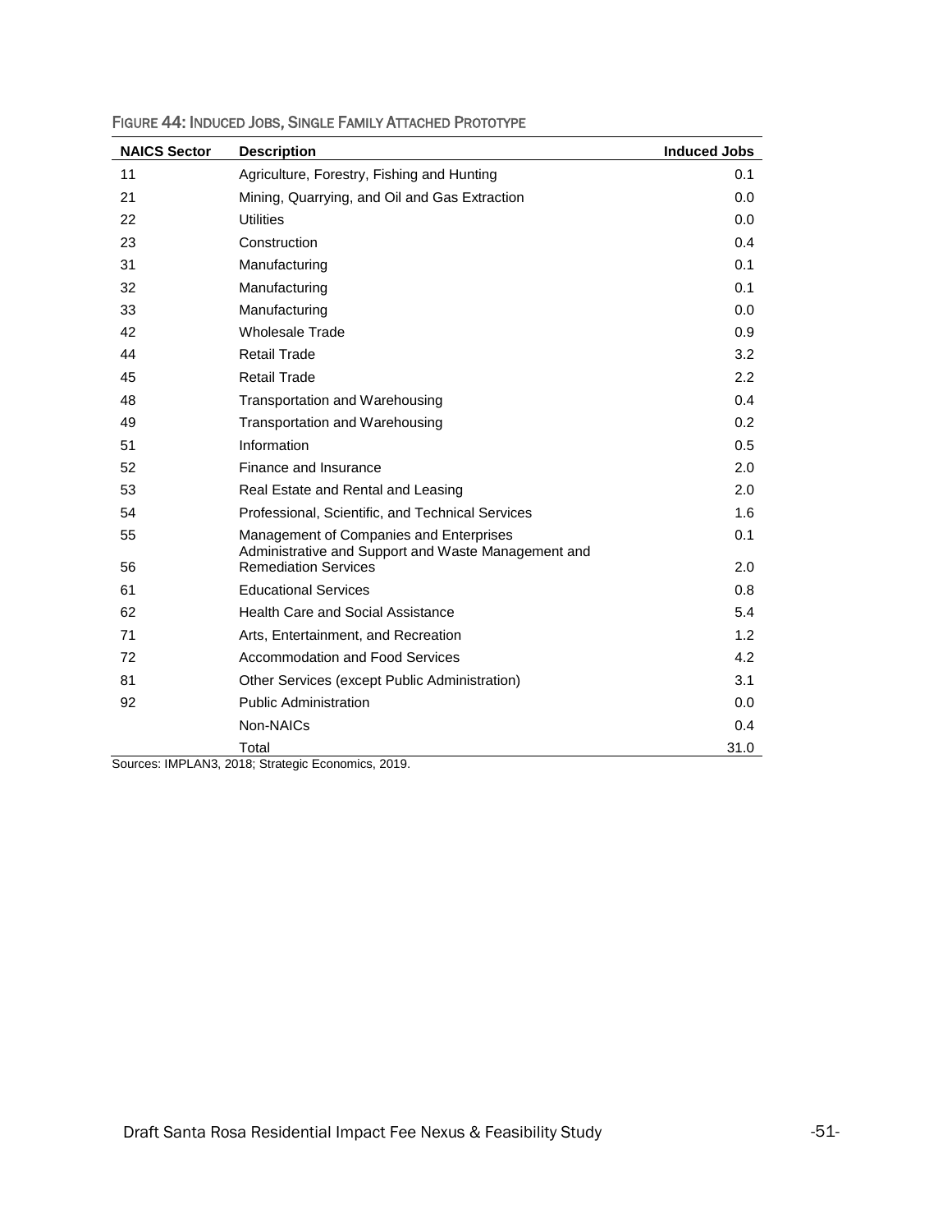FIGURE 44: INDUCED JOBS, SINGLE FAMILY ATTACHED PROTOTYPE

| NAICS Sector | Description | Induced Jobs |
|---|---|---|
| 11 | Agriculture, Forestry, Fishing and Hunting | 0.1 |
| 21 | Mining, Quarrying, and Oil and Gas Extraction | 0.0 |
| 22 | Utilities | 0.0 |
| 23 | Construction | 0.4 |
| 31 | Manufacturing | 0.1 |
| 32 | Manufacturing | 0.1 |
| 33 | Manufacturing | 0.0 |
| 42 | Wholesale Trade | 0.9 |
| 44 | Retail Trade | 3.2 |
| 45 | Retail Trade | 2.2 |
| 48 | Transportation and Warehousing | 0.4 |
| 49 | Transportation and Warehousing | 0.2 |
| 51 | Information | 0.5 |
| 52 | Finance and Insurance | 2.0 |
| 53 | Real Estate and Rental and Leasing | 2.0 |
| 54 | Professional, Scientific, and Technical Services | 1.6 |
| 55 | Management of Companies and Enterprises | 0.1 |
| 56 | Administrative and Support and Waste Management and Remediation Services | 2.0 |
| 61 | Educational Services | 0.8 |
| 62 | Health Care and Social Assistance | 5.4 |
| 71 | Arts, Entertainment, and Recreation | 1.2 |
| 72 | Accommodation and Food Services | 4.2 |
| 81 | Other Services (except Public Administration) | 3.1 |
| 92 | Public Administration | 0.0 |
| | Non-NAICs | 0.4 |
| | Total | 31.0 |

Sources: IMPLAN3, 2018; Strategic Economics, 2019.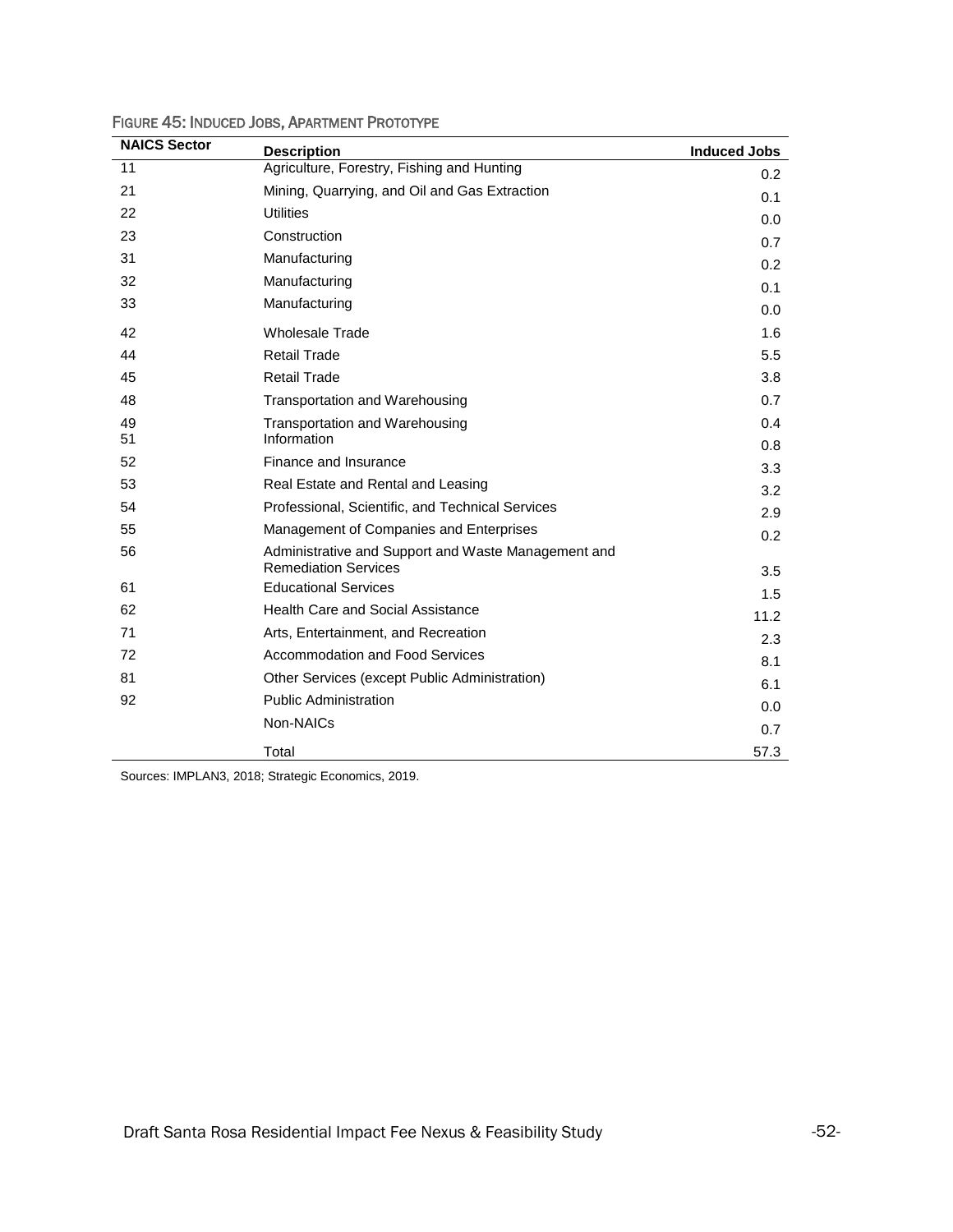FIGURE 45: INDUCED JOBS, APARTMENT PROTOTYPE

| NAICS Sector | Description | Induced Jobs |
|---|---|---|
| 11 | Agriculture, Forestry, Fishing and Hunting | 0.2 |
| 21 | Mining, Quarrying, and Oil and Gas Extraction | 0.1 |
| 22 | Utilities | 0.0 |
| 23 | Construction | 0.7 |
| 31 | Manufacturing | 0.2 |
| 32 | Manufacturing | 0.1 |
| 33 | Manufacturing | 0.0 |
| 42 | Wholesale Trade | 1.6 |
| 44 | Retail Trade | 5.5 |
| 45 | Retail Trade | 3.8 |
| 48 | Transportation and Warehousing | 0.7 |
| 49 | Transportation and Warehousing | 0.4 |
| 51 | Information | 0.8 |
| 52 | Finance and Insurance | 3.3 |
| 53 | Real Estate and Rental and Leasing | 3.2 |
| 54 | Professional, Scientific, and Technical Services | 2.9 |
| 55 | Management of Companies and Enterprises | 0.2 |
| 56 | Administrative and Support and Waste Management and Remediation Services | 3.5 |
| 61 | Educational Services | 1.5 |
| 62 | Health Care and Social Assistance | 11.2 |
| 71 | Arts, Entertainment, and Recreation | 2.3 |
| 72 | Accommodation and Food Services | 8.1 |
| 81 | Other Services (except Public Administration) | 6.1 |
| 92 | Public Administration | 0.0 |
| | Non-NAICs | 0.7 |
| | Total | 57.3 |

Sources: IMPLAN3, 2018; Strategic Economics, 2019.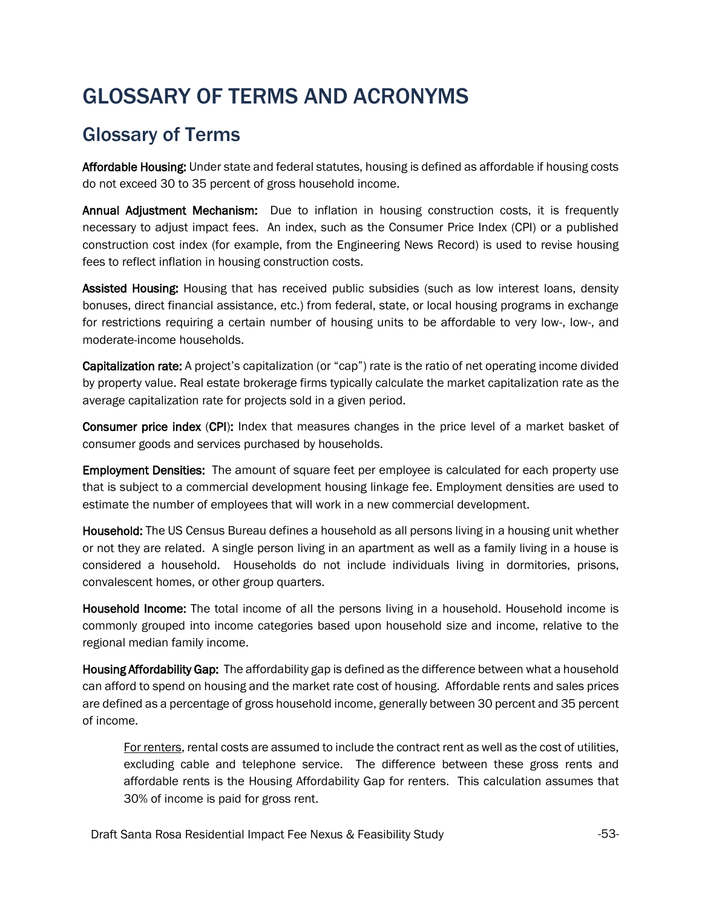# GLOSSARY OF TERMS AND ACRONYMS

## Glossary of Terms

**Affordable Housing:** Under state and federal statutes, housing is defined as affordable if housing costs do not exceed 30 to 35 percent of gross household income.

**Annual Adjustment Mechanism:** Due to inflation in housing construction costs, it is frequently necessary to adjust impact fees. An index, such as the Consumer Price Index (CPI) or a published construction cost index (for example, from the Engineering News Record) is used to revise housing fees to reflect inflation in housing construction costs.

**Assisted Housing:** Housing that has received public subsidies (such as low interest loans, density bonuses, direct financial assistance, etc.) from federal, state, or local housing programs in exchange for restrictions requiring a certain number of housing units to be affordable to very low-, low-, and moderate-income households.

**Capitalization rate:** A project's capitalization (or "cap") rate is the ratio of net operating income divided by property value. Real estate brokerage firms typically calculate the market capitalization rate as the average capitalization rate for projects sold in a given period.

**Consumer price index (CPI):** Index that measures changes in the price level of a market basket of consumer goods and services purchased by households.

**Employment Densities:** The amount of square feet per employee is calculated for each property use that is subject to a commercial development housing linkage fee. Employment densities are used to estimate the number of employees that will work in a new commercial development.

**Household:** The US Census Bureau defines a household as all persons living in a housing unit whether or not they are related. A single person living in an apartment as well as a family living in a house is considered a household. Households do not include individuals living in dormitories, prisons, convalescent homes, or other group quarters.

**Household Income:** The total income of all the persons living in a household. Household income is commonly grouped into income categories based upon household size and income, relative to the regional median family income.

**Housing Affordability Gap:** The affordability gap is defined as the difference between what a household can afford to spend on housing and the market rate cost of housing. Affordable rents and sales prices are defined as a percentage of gross household income, generally between 30 percent and 35 percent of income.

> For renters, rental costs are assumed to include the contract rent as well as the cost of utilities, excluding cable and telephone service. The difference between these gross rents and affordable rents is the Housing Affordability Gap for renters. This calculation assumes that 30% of income is paid for gross rent.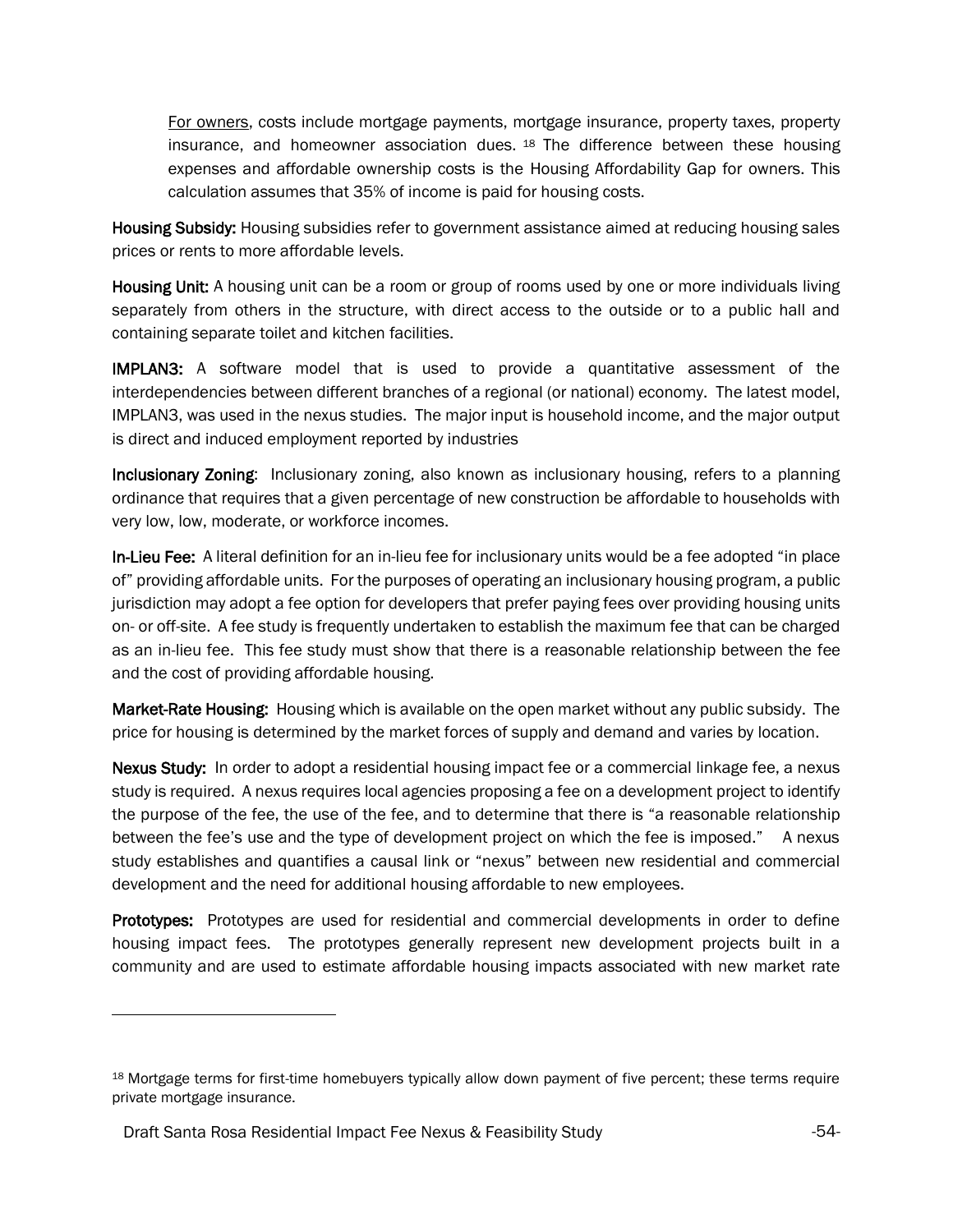For owners, costs include mortgage payments, mortgage insurance, property taxes, property insurance, and homeowner association dues. [18] The difference between these housing expenses and affordable ownership costs is the Housing Affordability Gap for owners. This calculation assumes that 35% of income is paid for housing costs.

**Housing Subsidy:** Housing subsidies refer to government assistance aimed at reducing housing sales prices or rents to more affordable levels.

**Housing Unit:** A housing unit can be a room or group of rooms used by one or more individuals living separately from others in the structure, with direct access to the outside or to a public hall and containing separate toilet and kitchen facilities.

**IMPLAN3:** A software model that is used to provide a quantitative assessment of the interdependencies between different branches of a regional (or national) economy. The latest model, IMPLAN3, was used in the nexus studies. The major input is household income, and the major output is direct and induced employment reported by industries

**Inclusionary Zoning:** Inclusionary zoning, also known as inclusionary housing, refers to a planning ordinance that requires that a given percentage of new construction be affordable to households with very low, low, moderate, or workforce incomes.

**In-Lieu Fee:** A literal definition for an in-lieu fee for inclusionary units would be a fee adopted "in place of" providing affordable units. For the purposes of operating an inclusionary housing program, a public jurisdiction may adopt a fee option for developers that prefer paying fees over providing housing units on- or off-site. A fee study is frequently undertaken to establish the maximum fee that can be charged as an in-lieu fee. This fee study must show that there is a reasonable relationship between the fee and the cost of providing affordable housing.

**Market-Rate Housing:** Housing which is available on the open market without any public subsidy. The price for housing is determined by the market forces of supply and demand and varies by location.

**Nexus Study:** In order to adopt a residential housing impact fee or a commercial linkage fee, a nexus study is required. A nexus requires local agencies proposing a fee on a development project to identify the purpose of the fee, the use of the fee, and to determine that there is "a reasonable relationship between the fee's use and the type of development project on which the fee is imposed." A nexus study establishes and quantifies a causal link or "nexus" between new residential and commercial development and the need for additional housing affordable to new employees.

**Prototypes:** Prototypes are used for residential and commercial developments in order to define housing impact fees. The prototypes generally represent new development projects built in a community and are used to estimate affordable housing impacts associated with new market rate

---

[18] Mortgage terms for first-time homebuyers typically allow down payment of five percent; these terms require private mortgage insurance.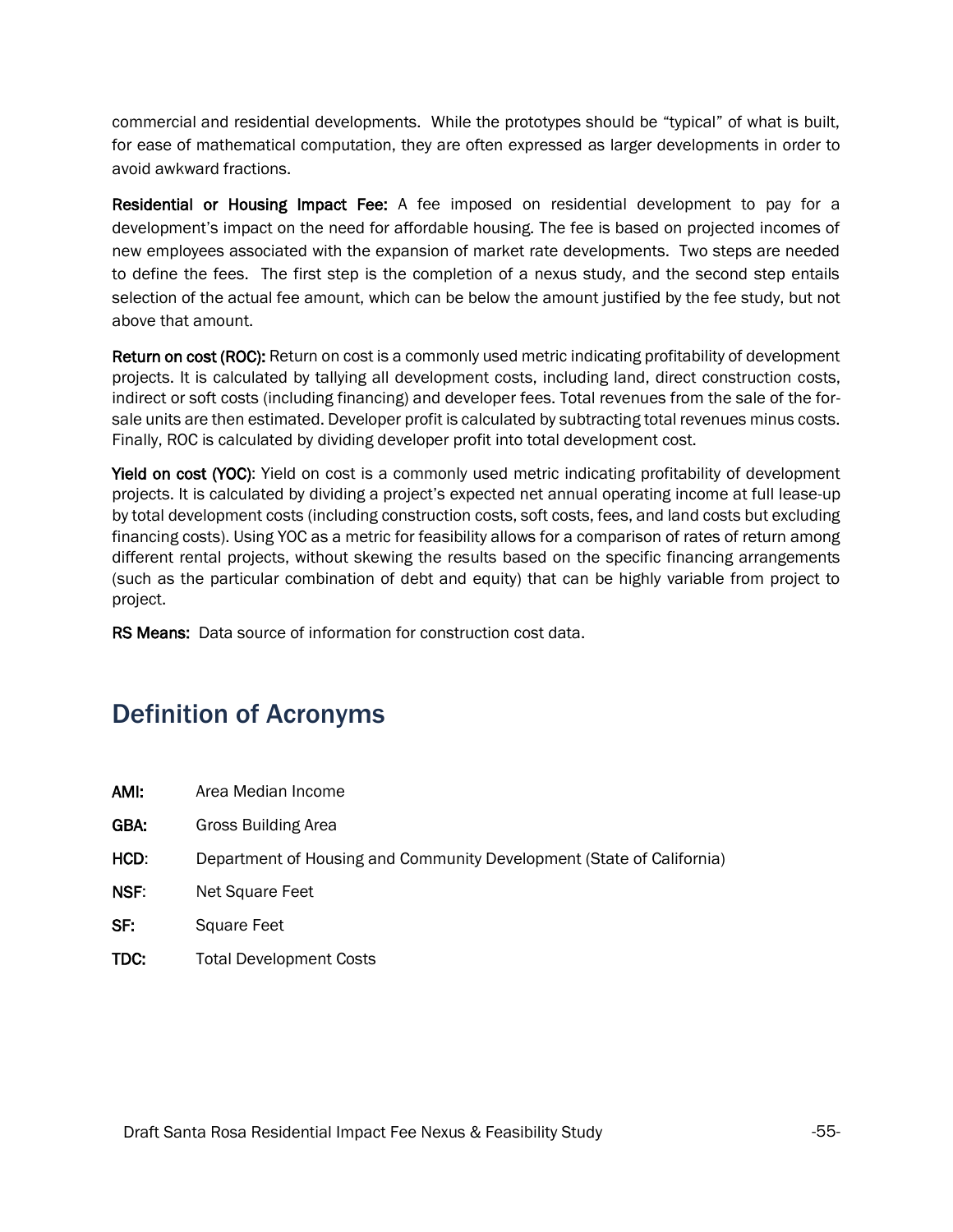commercial and residential developments. While the prototypes should be "typical" of what is built, for ease of mathematical computation, they are often expressed as larger developments in order to avoid awkward fractions.

**Residential or Housing Impact Fee:** A fee imposed on residential development to pay for a development's impact on the need for affordable housing. The fee is based on projected incomes of new employees associated with the expansion of market rate developments. Two steps are needed to define the fees. The first step is the completion of a nexus study, and the second step entails selection of the actual fee amount, which can be below the amount justified by the fee study, but not above that amount.

**Return on cost (ROC):** Return on cost is a commonly used metric indicating profitability of development projects. It is calculated by tallying all development costs, including land, direct construction costs, indirect or soft costs (including financing) and developer fees. Total revenues from the sale of the for-sale units are then estimated. Developer profit is calculated by subtracting total revenues minus costs. Finally, ROC is calculated by dividing developer profit into total development cost.

**Yield on cost (YOC)**: Yield on cost is a commonly used metric indicating profitability of development projects. It is calculated by dividing a project's expected net annual operating income at full lease-up by total development costs (including construction costs, soft costs, fees, and land costs but excluding financing costs). Using YOC as a metric for feasibility allows for a comparison of rates of return among different rental projects, without skewing the results based on the specific financing arrangements (such as the particular combination of debt and equity) that can be highly variable from project to project.

**RS Means:** Data source of information for construction cost data.

## Definition of Acronyms

**AMI:** Area Median Income

**GBA:** Gross Building Area

**HCD**: Department of Housing and Community Development (State of California)

**NSF**: Net Square Feet

**SF:** Square Feet

**TDC:** Total Development Costs